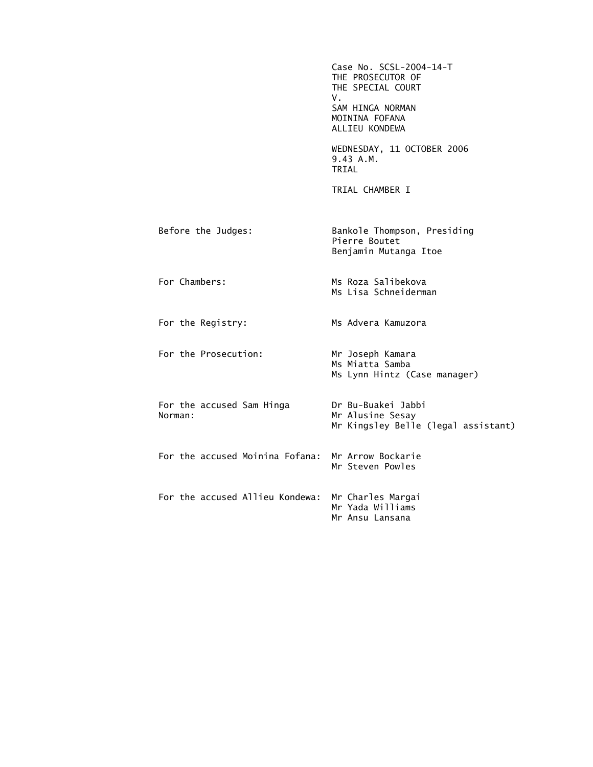Case No. SCSL-2004-14-T
THE PROSECUTOR OF
THE SPECIAL COURT
V.
SAM HINGA NORMAN
MOININA FOFANA
ALLIEU KONDEWA

WEDNESDAY, 11 OCTOBER 2006
9.43 A.M.
TRIAL

TRIAL CHAMBER I

| | |
|---|---|
| Before the Judges: | Bankole Thompson, Presiding<br>Pierre Boutet<br>Benjamin Mutanga Itoe |
| For Chambers: | Ms Roza Salibekova<br>Ms Lisa Schneiderman |
| For the Registry: | Ms Advera Kamuzora |
| For the Prosecution: | Mr Joseph Kamara<br>Ms Miatta Samba<br>Ms Lynn Hintz (Case manager) |
| For the accused Sam Hinga Norman: | Dr Bu-Buakei Jabbi<br>Mr Alusine Sesay<br>Mr Kingsley Belle (legal assistant) |
| For the accused Moinina Fofana: | Mr Arrow Bockarie<br>Mr Steven Powles |
| For the accused Allieu Kondewa: | Mr Charles Margai<br>Mr Yada Williams<br>Mr Ansu Lansana |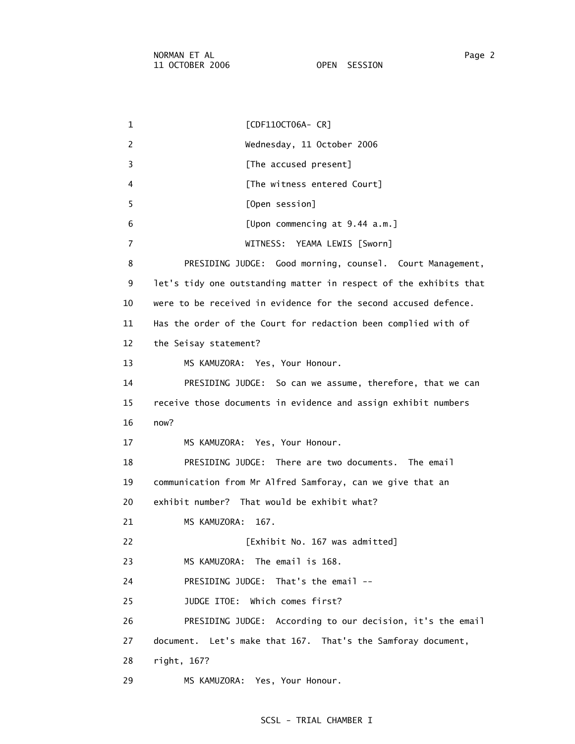[CDF11OCT06A- CR]

Wednesday, 11 October 2006

[The accused present]

[The witness entered Court]

[Open session]

[Upon commencing at 9.44 a.m.]

WITNESS: YEAMA LEWIS [Sworn]

PRESIDING JUDGE: Good morning, counsel. Court Management, let's tidy one outstanding matter in respect of the exhibits that were to be received in evidence for the second accused defence. Has the order of the Court for redaction been complied with of the Seisay statement?

MS KAMUZORA: Yes, Your Honour.

PRESIDING JUDGE: So can we assume, therefore, that we can receive those documents in evidence and assign exhibit numbers now?

MS KAMUZORA: Yes, Your Honour.

PRESIDING JUDGE: There are two documents. The email communication from Mr Alfred Samforay, can we give that an exhibit number? That would be exhibit what?

MS KAMUZORA: 167.

[Exhibit No. 167 was admitted]

MS KAMUZORA: The email is 168.

PRESIDING JUDGE: That's the email --

JUDGE ITOE: Which comes first?

PRESIDING JUDGE: According to our decision, it's the email document. Let's make that 167. That's the Samforay document, right, 167?

MS KAMUZORA: Yes, Your Honour.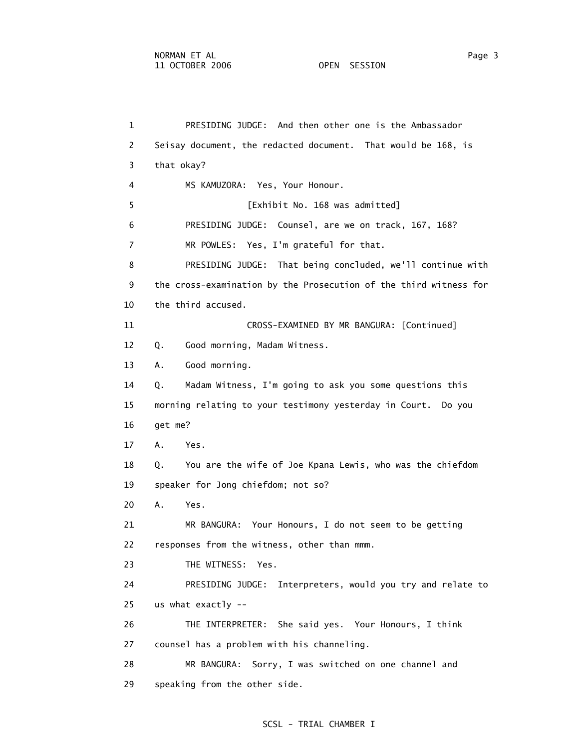1 PRESIDING JUDGE: And then other one is the Ambassador
2 Seisay document, the redacted document. That would be 168, is
3 that okay?
4 MS KAMUZORA: Yes, Your Honour.
5 [Exhibit No. 168 was admitted]
6 PRESIDING JUDGE: Counsel, are we on track, 167, 168?
7 MR POWLES: Yes, I'm grateful for that.
8 PRESIDING JUDGE: That being concluded, we'll continue with
9 the cross-examination by the Prosecution of the third witness for
10 the third accused.
11 CROSS-EXAMINED BY MR BANGURA: [Continued]
12 Q. Good morning, Madam Witness.
13 A. Good morning.
14 Q. Madam Witness, I'm going to ask you some questions this
15 morning relating to your testimony yesterday in Court. Do you
16 get me?
17 A. Yes.
18 Q. You are the wife of Joe Kpana Lewis, who was the chiefdom
19 speaker for Jong chiefdom; not so?
20 A. Yes.
21 MR BANGURA: Your Honours, I do not seem to be getting
22 responses from the witness, other than mmm.
23 THE WITNESS: Yes.
24 PRESIDING JUDGE: Interpreters, would you try and relate to
25 us what exactly --
26 THE INTERPRETER: She said yes. Your Honours, I think
27 counsel has a problem with his channeling.
28 MR BANGURA: Sorry, I was switched on one channel and
29 speaking from the other side.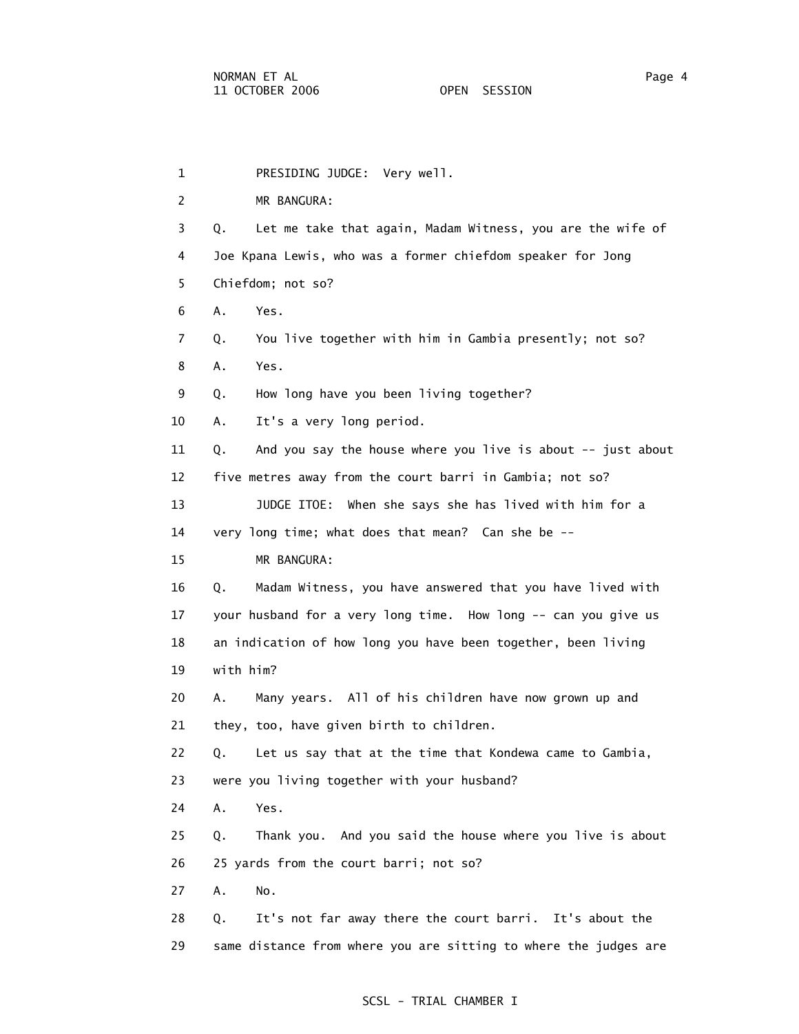1 PRESIDING JUDGE: Very well.

2 MR BANGURA:

3 Q. Let me take that again, Madam Witness, you are the wife of

4 Joe Kpana Lewis, who was a former chiefdom speaker for Jong

5 Chiefdom; not so?

6 A. Yes.

7 Q. You live together with him in Gambia presently; not so?

8 A. Yes.

9 Q. How long have you been living together?

10 A. It's a very long period.

11 Q. And you say the house where you live is about -- just about

12 five metres away from the court barri in Gambia; not so?

13 JUDGE ITOE: When she says she has lived with him for a

14 very long time; what does that mean? Can she be --

15 MR BANGURA:

16 Q. Madam Witness, you have answered that you have lived with

17 your husband for a very long time. How long -- can you give us

18 an indication of how long you have been together, been living

19 with him?

20 A. Many years. All of his children have now grown up and

21 they, too, have given birth to children.

22 Q. Let us say that at the time that Kondewa came to Gambia,

23 were you living together with your husband?

24 A. Yes.

25 Q. Thank you. And you said the house where you live is about

26 25 yards from the court barri; not so?

27 A. No.

28 Q. It's not far away there the court barri. It's about the

29 same distance from where you are sitting to where the judges are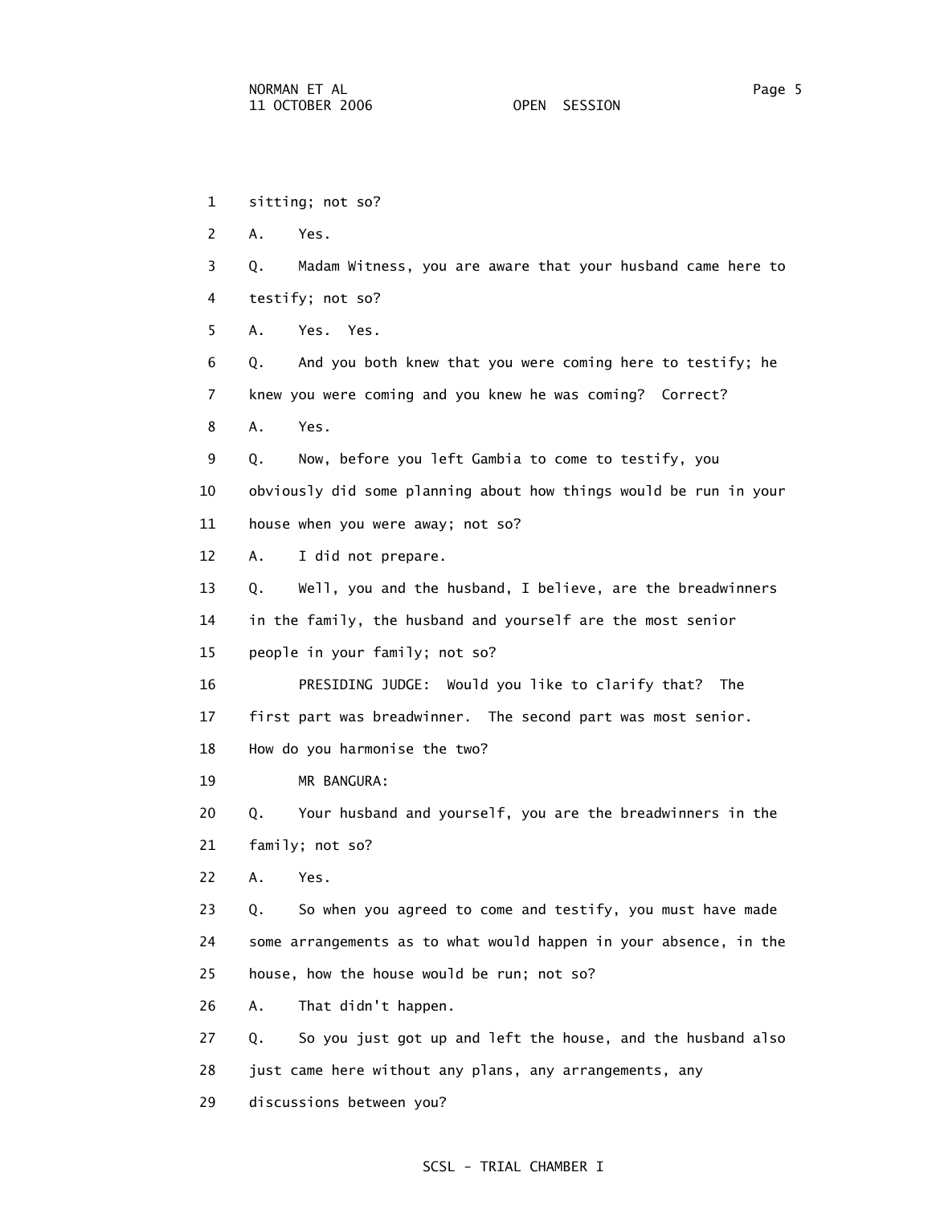1 sitting; not so?

2 A. Yes.

3 Q. Madam Witness, you are aware that your husband came here to

4 testify; not so?

5 A. Yes. Yes.

6 Q. And you both knew that you were coming here to testify; he

7 knew you were coming and you knew he was coming? Correct?

8 A. Yes.

9 Q. Now, before you left Gambia to come to testify, you

10 obviously did some planning about how things would be run in your

11 house when you were away; not so?

12 A. I did not prepare.

13 Q. Well, you and the husband, I believe, are the breadwinners

14 in the family, the husband and yourself are the most senior

15 people in your family; not so?

16 PRESIDING JUDGE: Would you like to clarify that? The

17 first part was breadwinner. The second part was most senior.

18 How do you harmonise the two?

19 MR BANGURA:

20 Q. Your husband and yourself, you are the breadwinners in the

21 family; not so?

22 A. Yes.

23 Q. So when you agreed to come and testify, you must have made

24 some arrangements as to what would happen in your absence, in the

25 house, how the house would be run; not so?

26 A. That didn't happen.

27 Q. So you just got up and left the house, and the husband also

28 just came here without any plans, any arrangements, any

29 discussions between you?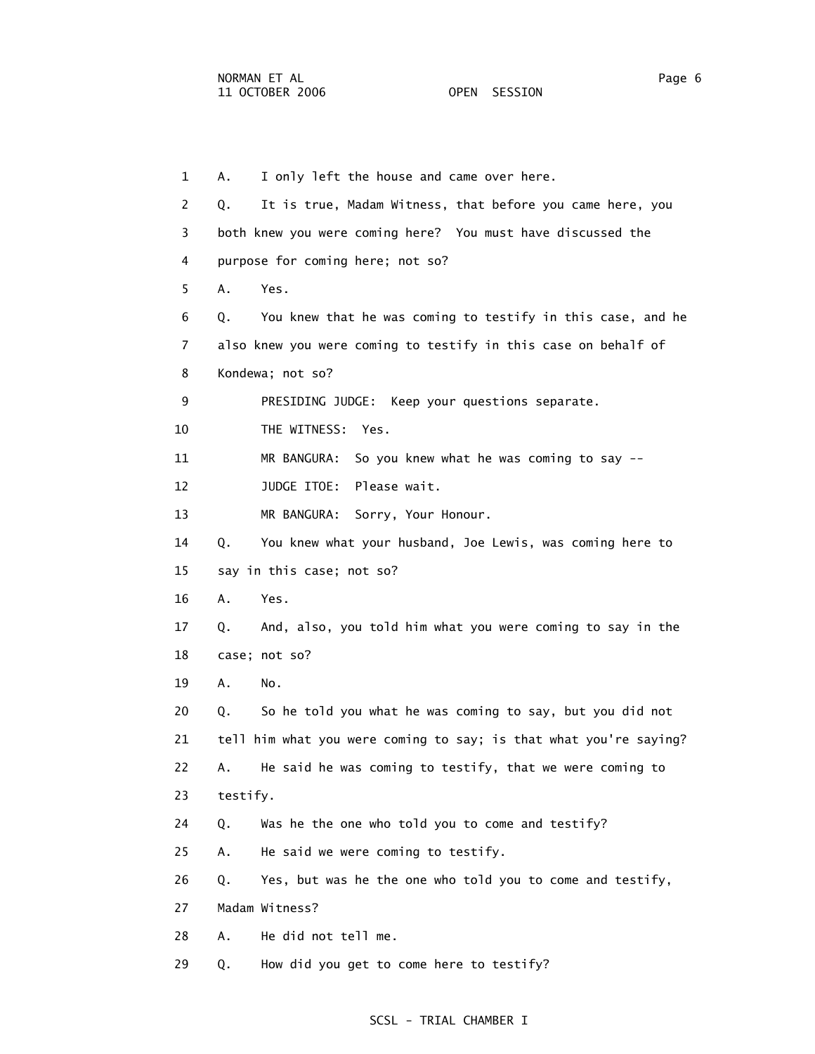1 A. I only left the house and came over here.

2 Q. It is true, Madam Witness, that before you came here, you

3 both knew you were coming here? You must have discussed the

4 purpose for coming here; not so?

5 A. Yes.

6 Q. You knew that he was coming to testify in this case, and he

7 also knew you were coming to testify in this case on behalf of

8 Kondewa; not so?

9 PRESIDING JUDGE: Keep your questions separate.

10 THE WITNESS: Yes.

11 MR BANGURA: So you knew what he was coming to say --

12 JUDGE ITOE: Please wait.

13 MR BANGURA: Sorry, Your Honour.

14 Q. You knew what your husband, Joe Lewis, was coming here to

15 say in this case; not so?

16 A. Yes.

17 Q. And, also, you told him what you were coming to say in the

18 case; not so?

19 A. No.

20 Q. So he told you what he was coming to say, but you did not

21 tell him what you were coming to say; is that what you're saying?

22 A. He said he was coming to testify, that we were coming to

23 testify.

24 Q. Was he the one who told you to come and testify?

25 A. He said we were coming to testify.

26 Q. Yes, but was he the one who told you to come and testify,

27 Madam Witness?

28 A. He did not tell me.

29 Q. How did you get to come here to testify?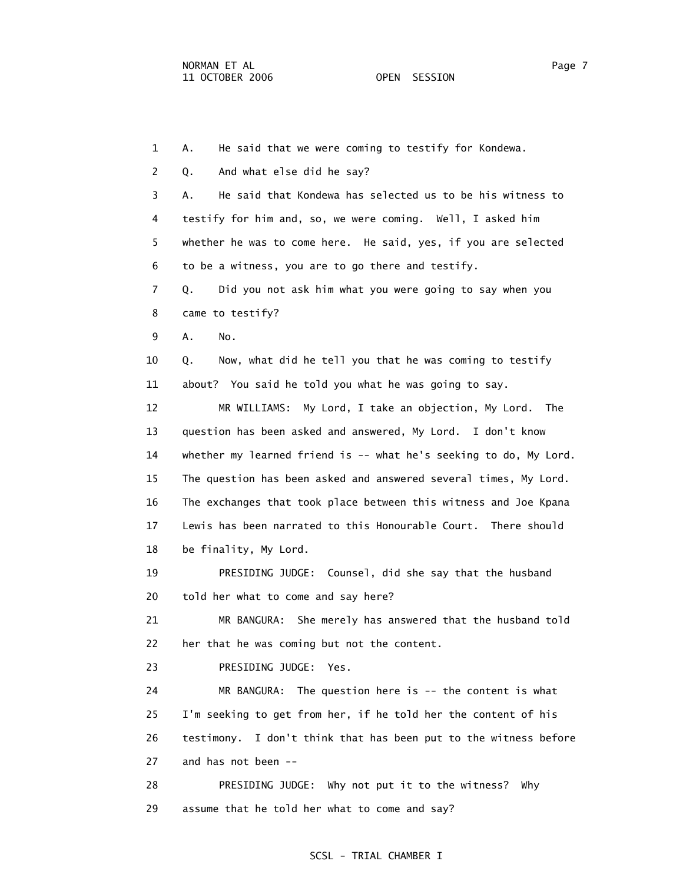1 A. He said that we were coming to testify for Kondewa.

2 Q. And what else did he say?

3 A. He said that Kondewa has selected us to be his witness to
4 testify for him and, so, we were coming. Well, I asked him
5 whether he was to come here. He said, yes, if you are selected
6 to be a witness, you are to go there and testify.

7 Q. Did you not ask him what you were going to say when you
8 came to testify?

9 A. No.

10 Q. Now, what did he tell you that he was coming to testify
11 about? You said he told you what he was going to say.

12 MR WILLIAMS: My Lord, I take an objection, My Lord. The
13 question has been asked and answered, My Lord. I don't know
14 whether my learned friend is -- what he's seeking to do, My Lord.
15 The question has been asked and answered several times, My Lord.
16 The exchanges that took place between this witness and Joe Kpana
17 Lewis has been narrated to this Honourable Court. There should
18 be finality, My Lord.

19 PRESIDING JUDGE: Counsel, did she say that the husband
20 told her what to come and say here?

21 MR BANGURA: She merely has answered that the husband told
22 her that he was coming but not the content.

23 PRESIDING JUDGE: Yes.

24 MR BANGURA: The question here is -- the content is what
25 I'm seeking to get from her, if he told her the content of his
26 testimony. I don't think that has been put to the witness before
27 and has not been --

28 PRESIDING JUDGE: Why not put it to the witness? Why
29 assume that he told her what to come and say?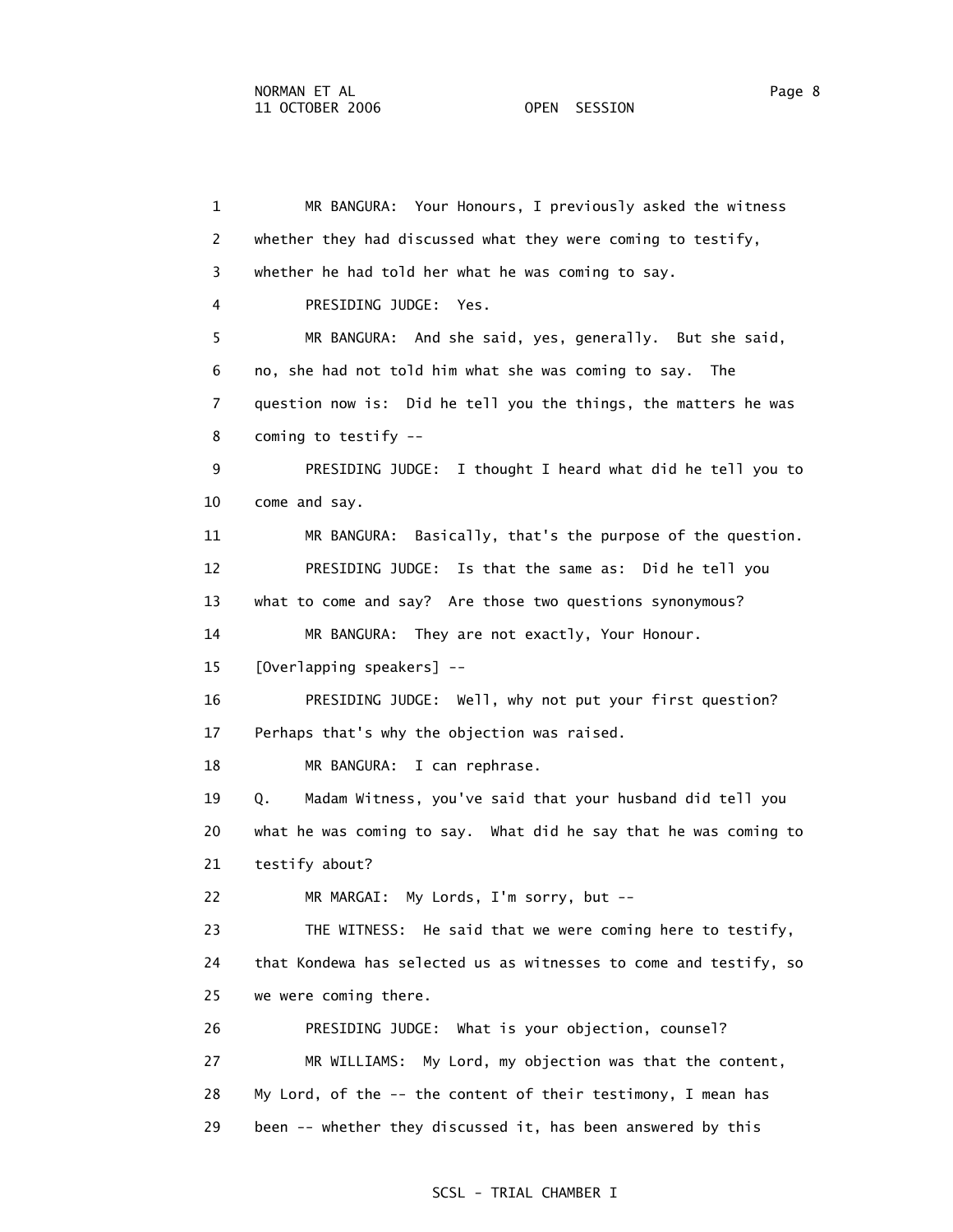MR BANGURA: Your Honours, I previously asked the witness whether they had discussed what they were coming to testify, whether he had told her what he was coming to say.

PRESIDING JUDGE: Yes.

MR BANGURA: And she said, yes, generally. But she said, no, she had not told him what she was coming to say. The question now is: Did he tell you the things, the matters he was coming to testify --

PRESIDING JUDGE: I thought I heard what did he tell you to come and say.

MR BANGURA: Basically, that's the purpose of the question.

PRESIDING JUDGE: Is that the same as: Did he tell you what to come and say? Are those two questions synonymous?

MR BANGURA: They are not exactly, Your Honour.

[Overlapping speakers] --

PRESIDING JUDGE: Well, why not put your first question? Perhaps that's why the objection was raised.

MR BANGURA: I can rephrase.

Q. Madam Witness, you've said that your husband did tell you what he was coming to say. What did he say that he was coming to testify about?

MR MARGAI: My Lords, I'm sorry, but --

THE WITNESS: He said that we were coming here to testify, that Kondewa has selected us as witnesses to come and testify, so we were coming there.

PRESIDING JUDGE: What is your objection, counsel?

MR WILLIAMS: My Lord, my objection was that the content, My Lord, of the -- the content of their testimony, I mean has been -- whether they discussed it, has been answered by this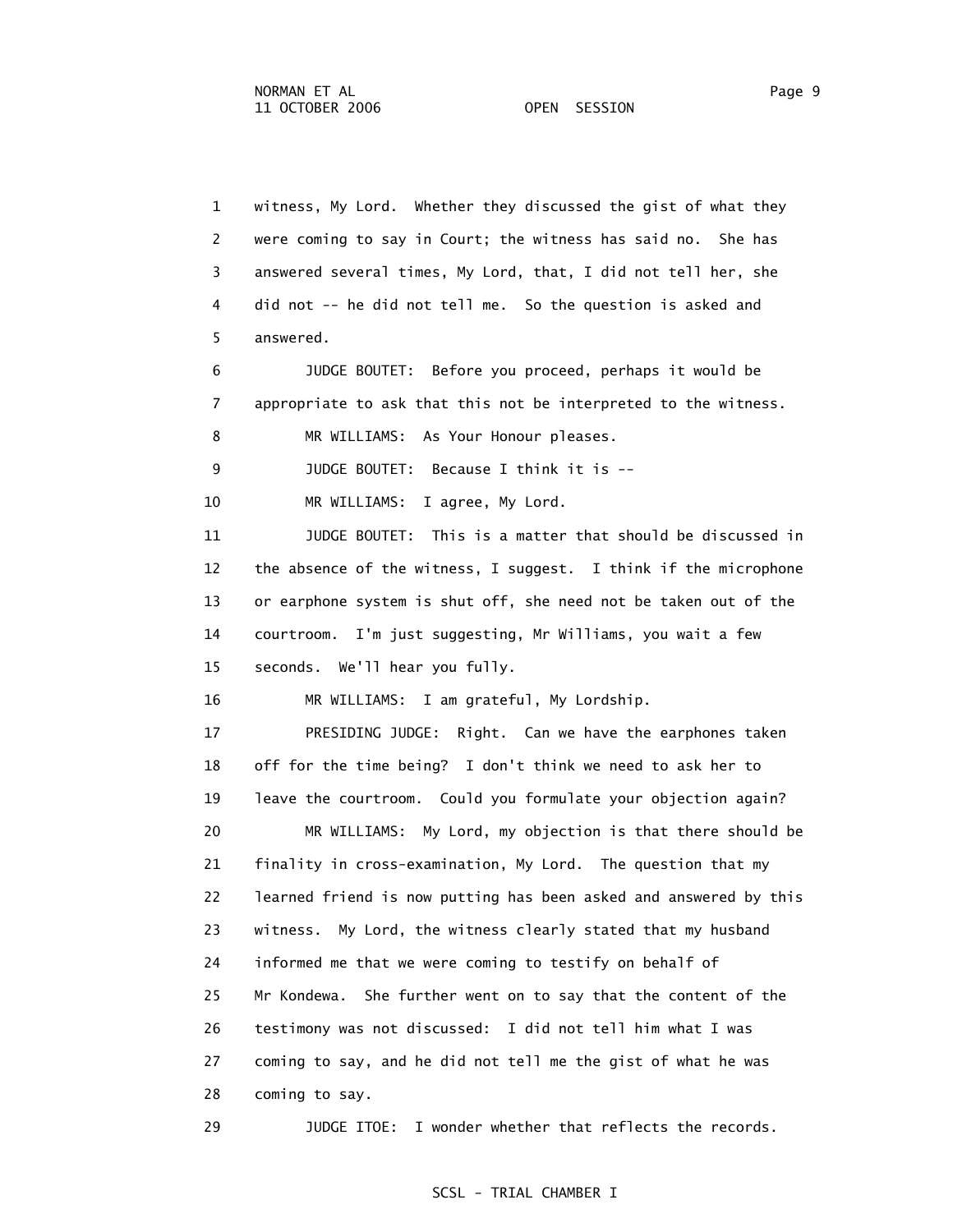witness, My Lord. Whether they discussed the gist of what they were coming to say in Court; the witness has said no. She has answered several times, My Lord, that, I did not tell her, she did not -- he did not tell me. So the question is asked and answered.

JUDGE BOUTET: Before you proceed, perhaps it would be appropriate to ask that this not be interpreted to the witness.

MR WILLIAMS: As Your Honour pleases.

JUDGE BOUTET: Because I think it is --

MR WILLIAMS: I agree, My Lord.

JUDGE BOUTET: This is a matter that should be discussed in the absence of the witness, I suggest. I think if the microphone or earphone system is shut off, she need not be taken out of the courtroom. I'm just suggesting, Mr Williams, you wait a few seconds. We'll hear you fully.

MR WILLIAMS: I am grateful, My Lordship.

PRESIDING JUDGE: Right. Can we have the earphones taken off for the time being? I don't think we need to ask her to leave the courtroom. Could you formulate your objection again?

MR WILLIAMS: My Lord, my objection is that there should be finality in cross-examination, My Lord. The question that my learned friend is now putting has been asked and answered by this witness. My Lord, the witness clearly stated that my husband informed me that we were coming to testify on behalf of Mr Kondewa. She further went on to say that the content of the testimony was not discussed: I did not tell him what I was coming to say, and he did not tell me the gist of what he was coming to say.

JUDGE ITOE: I wonder whether that reflects the records.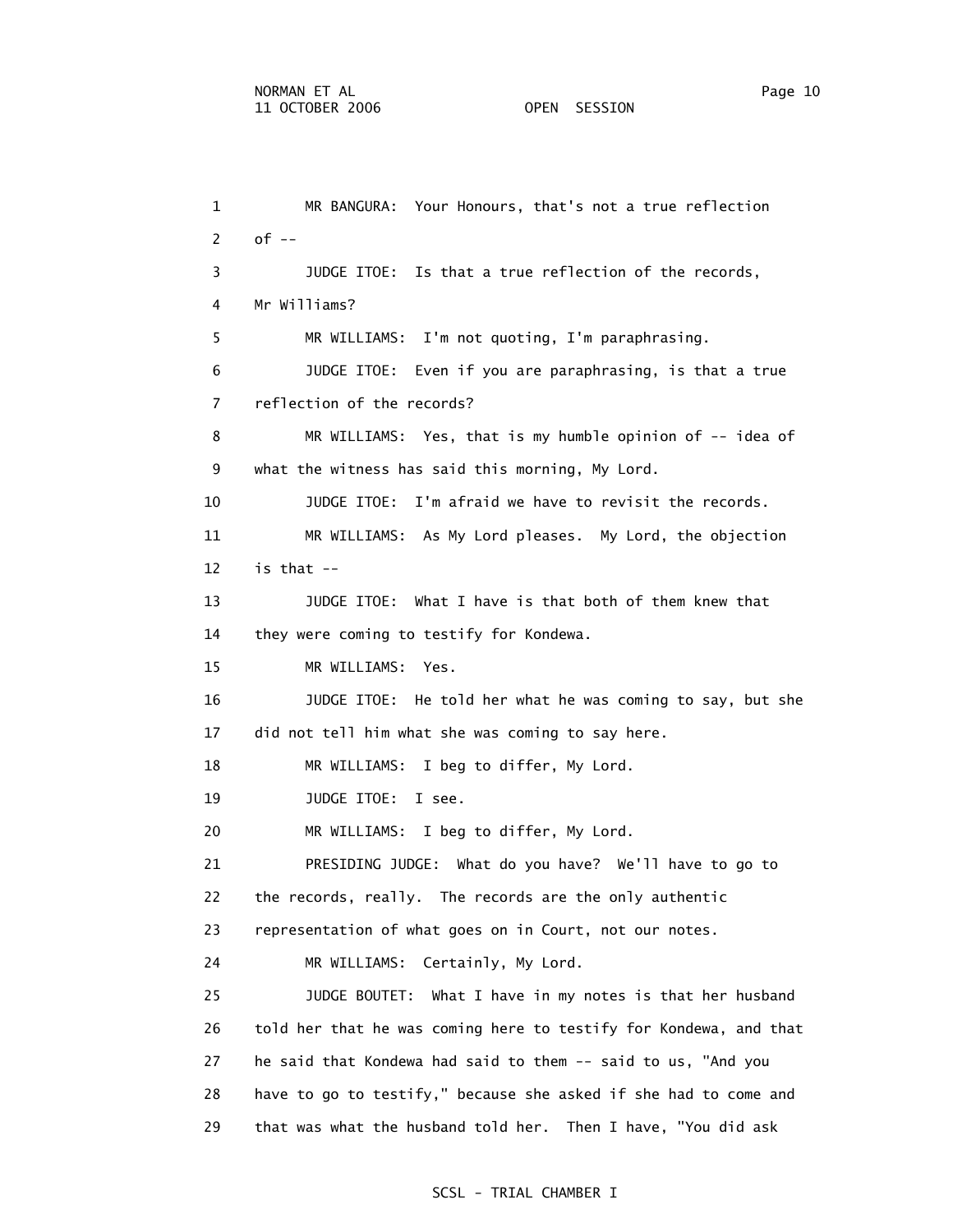MR BANGURA: Your Honours, that's not a true reflection of --

JUDGE ITOE: Is that a true reflection of the records, Mr Williams?

MR WILLIAMS: I'm not quoting, I'm paraphrasing.

JUDGE ITOE: Even if you are paraphrasing, is that a true reflection of the records?

MR WILLIAMS: Yes, that is my humble opinion of -- idea of what the witness has said this morning, My Lord.

JUDGE ITOE: I'm afraid we have to revisit the records.

MR WILLIAMS: As My Lord pleases. My Lord, the objection is that --

JUDGE ITOE: What I have is that both of them knew that they were coming to testify for Kondewa.

MR WILLIAMS: Yes.

JUDGE ITOE: He told her what he was coming to say, but she did not tell him what she was coming to say here.

MR WILLIAMS: I beg to differ, My Lord.

JUDGE ITOE: I see.

MR WILLIAMS: I beg to differ, My Lord.

PRESIDING JUDGE: What do you have? We'll have to go to the records, really. The records are the only authentic representation of what goes on in Court, not our notes.

MR WILLIAMS: Certainly, My Lord.

JUDGE BOUTET: What I have in my notes is that her husband told her that he was coming here to testify for Kondewa, and that he said that Kondewa had said to them -- said to us, "And you have to go to testify," because she asked if she had to come and that was what the husband told her. Then I have, "You did ask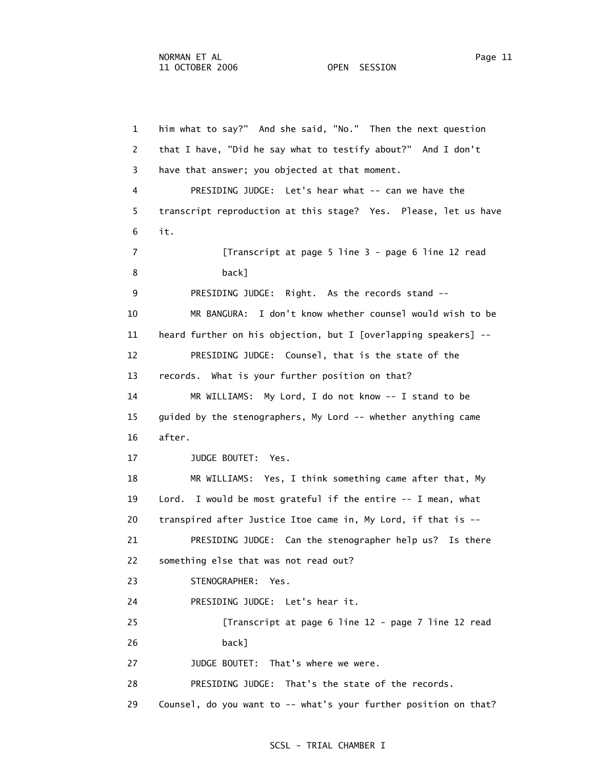1 him what to say?" And she said, "No." Then the next question
2 that I have, "Did he say what to testify about?" And I don't
3 have that answer; you objected at that moment.
4 PRESIDING JUDGE: Let's hear what -- can we have the
5 transcript reproduction at this stage? Yes. Please, let us have
6 it.
7 [Transcript at page 5 line 3 - page 6 line 12 read
8 back]
9 PRESIDING JUDGE: Right. As the records stand --
10 MR BANGURA: I don't know whether counsel would wish to be
11 heard further on his objection, but I [overlapping speakers] --
12 PRESIDING JUDGE: Counsel, that is the state of the
13 records. What is your further position on that?
14 MR WILLIAMS: My Lord, I do not know -- I stand to be
15 guided by the stenographers, My Lord -- whether anything came
16 after.
17 JUDGE BOUTET: Yes.
18 MR WILLIAMS: Yes, I think something came after that, My
19 Lord. I would be most grateful if the entire -- I mean, what
20 transpired after Justice Itoe came in, My Lord, if that is --
21 PRESIDING JUDGE: Can the stenographer help us? Is there
22 something else that was not read out?
23 STENOGRAPHER: Yes.
24 PRESIDING JUDGE: Let's hear it.
25 [Transcript at page 6 line 12 - page 7 line 12 read
26 back]
27 JUDGE BOUTET: That's where we were.
28 PRESIDING JUDGE: That's the state of the records.
29 Counsel, do you want to -- what's your further position on that?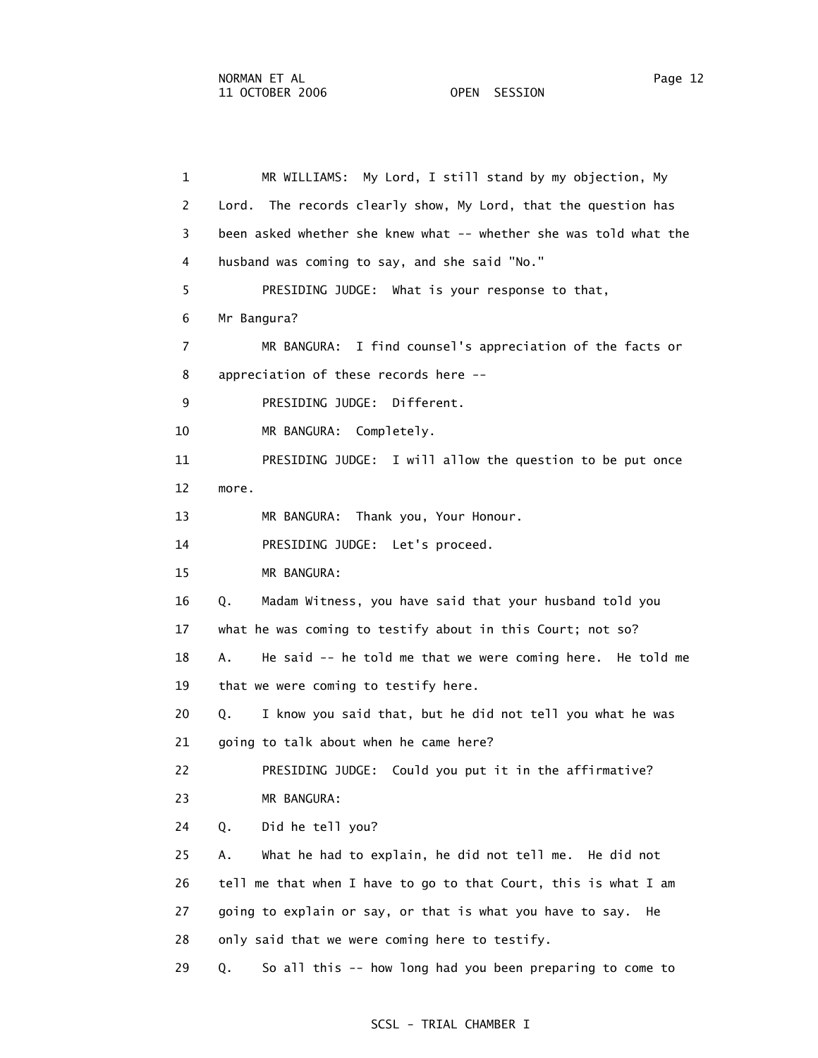1 MR WILLIAMS: My Lord, I still stand by my objection, My
2 Lord. The records clearly show, My Lord, that the question has
3 been asked whether she knew what -- whether she was told what the
4 husband was coming to say, and she said "No."
5 PRESIDING JUDGE: What is your response to that,
6 Mr Bangura?
7 MR BANGURA: I find counsel's appreciation of the facts or
8 appreciation of these records here --
9 PRESIDING JUDGE: Different.
10 MR BANGURA: Completely.
11 PRESIDING JUDGE: I will allow the question to be put once
12 more.
13 MR BANGURA: Thank you, Your Honour.
14 PRESIDING JUDGE: Let's proceed.
15 MR BANGURA:
16 Q. Madam Witness, you have said that your husband told you
17 what he was coming to testify about in this Court; not so?
18 A. He said -- he told me that we were coming here. He told me
19 that we were coming to testify here.
20 Q. I know you said that, but he did not tell you what he was
21 going to talk about when he came here?
22 PRESIDING JUDGE: Could you put it in the affirmative?
23 MR BANGURA:
24 Q. Did he tell you?
25 A. What he had to explain, he did not tell me. He did not
26 tell me that when I have to go to that Court, this is what I am
27 going to explain or say, or that is what you have to say. He
28 only said that we were coming here to testify.
29 Q. So all this -- how long had you been preparing to come to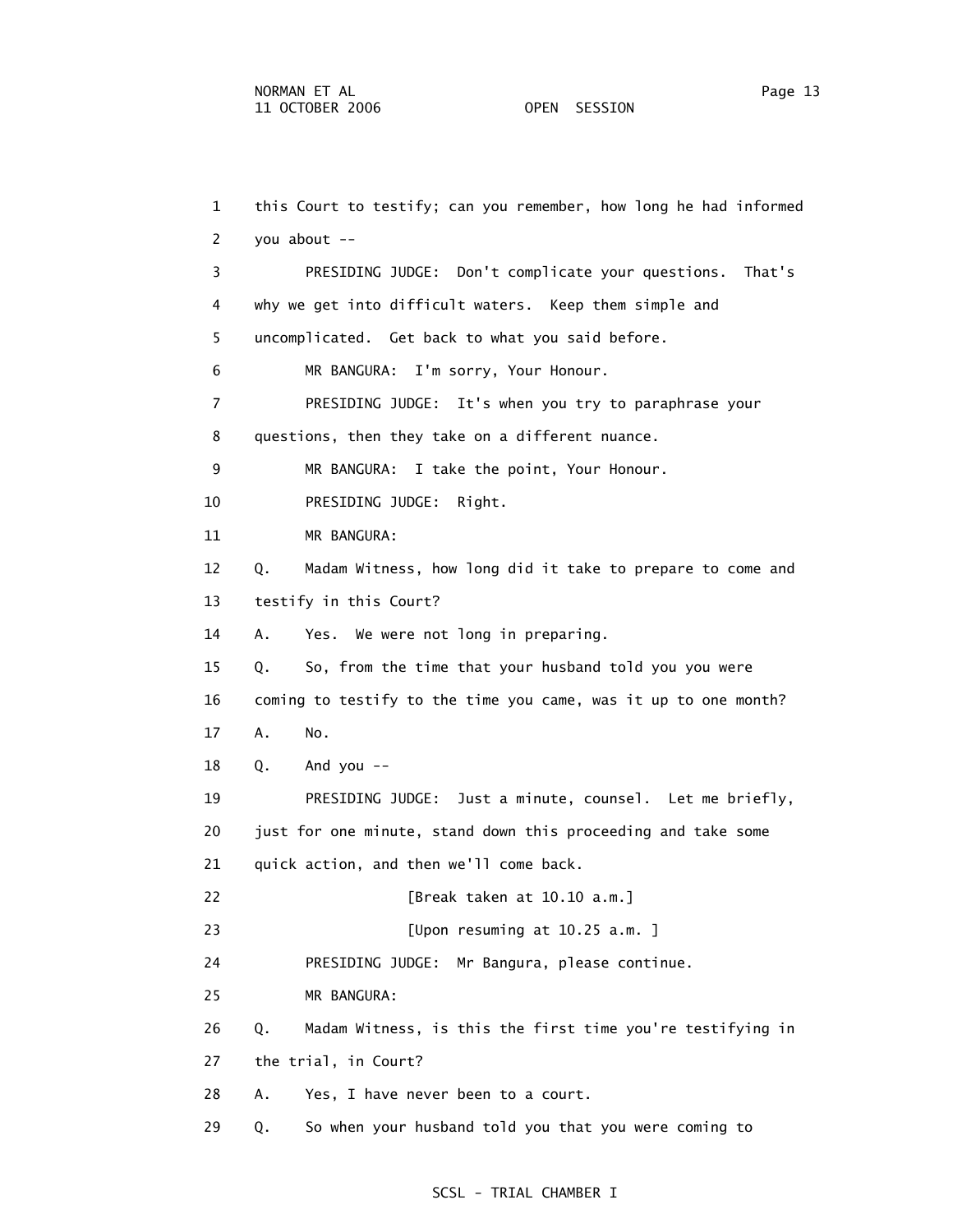this Court to testify; can you remember, how long he had informed you about --

PRESIDING JUDGE: Don't complicate your questions. That's why we get into difficult waters. Keep them simple and uncomplicated. Get back to what you said before.

MR BANGURA: I'm sorry, Your Honour.

PRESIDING JUDGE: It's when you try to paraphrase your questions, then they take on a different nuance.

MR BANGURA: I take the point, Your Honour.

PRESIDING JUDGE: Right.

MR BANGURA:

Q. Madam Witness, how long did it take to prepare to come and testify in this Court?

A. Yes. We were not long in preparing.

Q. So, from the time that your husband told you you were coming to testify to the time you came, was it up to one month?

A. No.

Q. And you --

PRESIDING JUDGE: Just a minute, counsel. Let me briefly, just for one minute, stand down this proceeding and take some quick action, and then we'll come back.

[Break taken at 10.10 a.m.]

[Upon resuming at 10.25 a.m. ]

PRESIDING JUDGE: Mr Bangura, please continue.

MR BANGURA:

Q. Madam Witness, is this the first time you're testifying in the trial, in Court?

A. Yes, I have never been to a court.

Q. So when your husband told you that you were coming to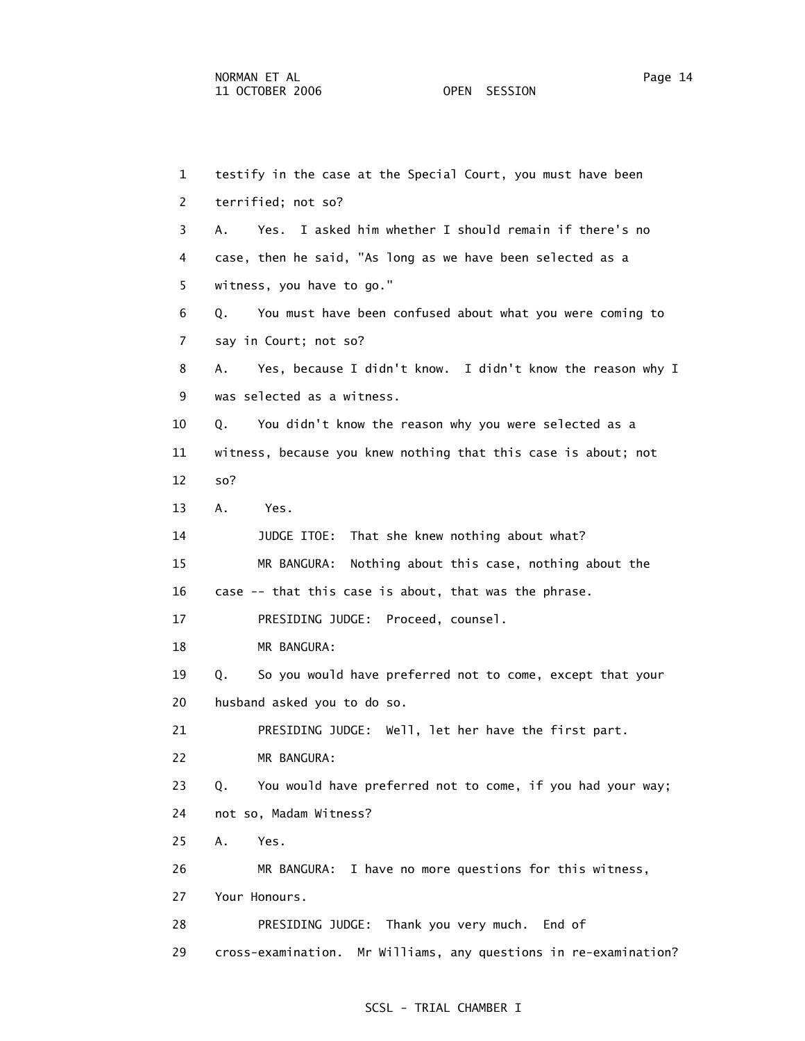1 testify in the case at the Special Court, you must have been

2 terrified; not so?

3 A. Yes. I asked him whether I should remain if there's no

4 case, then he said, "As long as we have been selected as a

5 witness, you have to go."

6 Q. You must have been confused about what you were coming to

7 say in Court; not so?

8 A. Yes, because I didn't know. I didn't know the reason why I

9 was selected as a witness.

10 Q. You didn't know the reason why you were selected as a

11 witness, because you knew nothing that this case is about; not

12 so?

13 A. Yes.

14 JUDGE ITOE: That she knew nothing about what?

15 MR BANGURA: Nothing about this case, nothing about the

16 case -- that this case is about, that was the phrase.

17 PRESIDING JUDGE: Proceed, counsel.

18 MR BANGURA:

19 Q. So you would have preferred not to come, except that your

20 husband asked you to do so.

21 PRESIDING JUDGE: Well, let her have the first part.

22 MR BANGURA:

23 Q. You would have preferred not to come, if you had your way;

24 not so, Madam Witness?

25 A. Yes.

26 MR BANGURA: I have no more questions for this witness,

27 Your Honours.

28 PRESIDING JUDGE: Thank you very much. End of

29 cross-examination. Mr Williams, any questions in re-examination?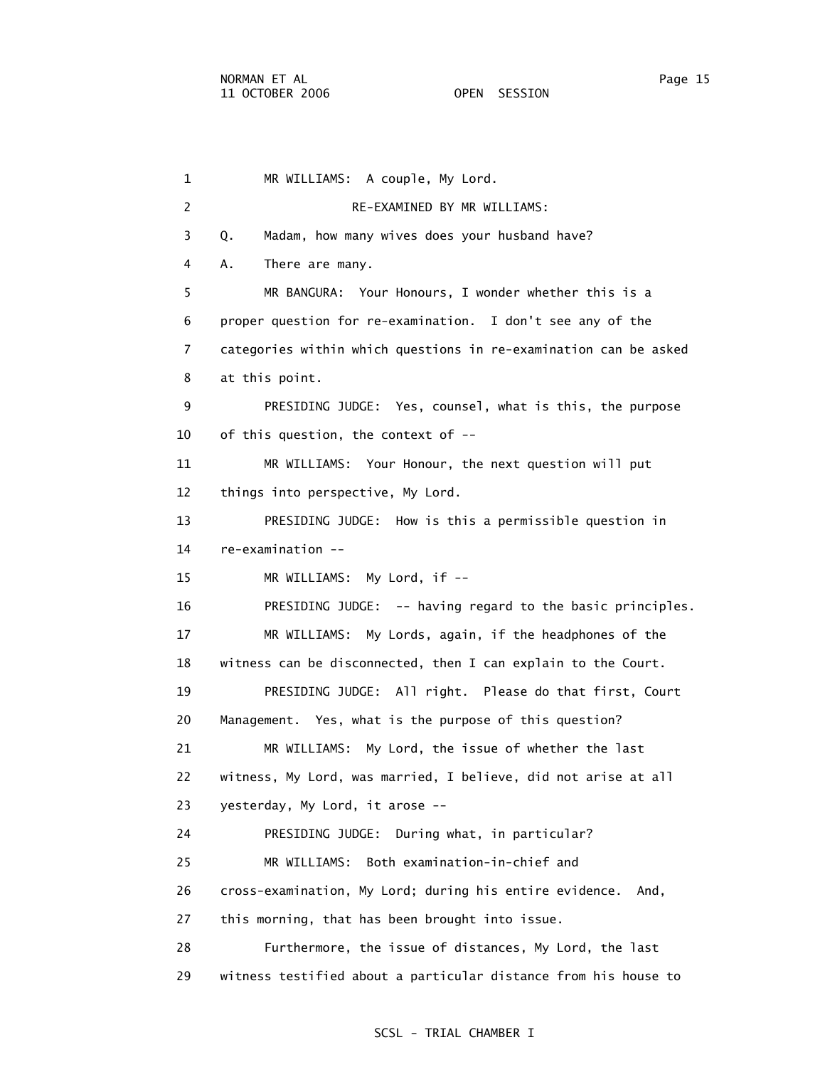MR WILLIAMS: A couple, My Lord.

RE-EXAMINED BY MR WILLIAMS:

Q. Madam, how many wives does your husband have?

A. There are many.

MR BANGURA: Your Honours, I wonder whether this is a proper question for re-examination. I don't see any of the categories within which questions in re-examination can be asked at this point.

PRESIDING JUDGE: Yes, counsel, what is this, the purpose of this question, the context of --

MR WILLIAMS: Your Honour, the next question will put things into perspective, My Lord.

PRESIDING JUDGE: How is this a permissible question in re-examination --

MR WILLIAMS: My Lord, if --

PRESIDING JUDGE: -- having regard to the basic principles.

MR WILLIAMS: My Lords, again, if the headphones of the witness can be disconnected, then I can explain to the Court.

PRESIDING JUDGE: All right. Please do that first, Court Management. Yes, what is the purpose of this question?

MR WILLIAMS: My Lord, the issue of whether the last witness, My Lord, was married, I believe, did not arise at all yesterday, My Lord, it arose --

PRESIDING JUDGE: During what, in particular?

MR WILLIAMS: Both examination-in-chief and cross-examination, My Lord; during his entire evidence. And, this morning, that has been brought into issue.

Furthermore, the issue of distances, My Lord, the last witness testified about a particular distance from his house to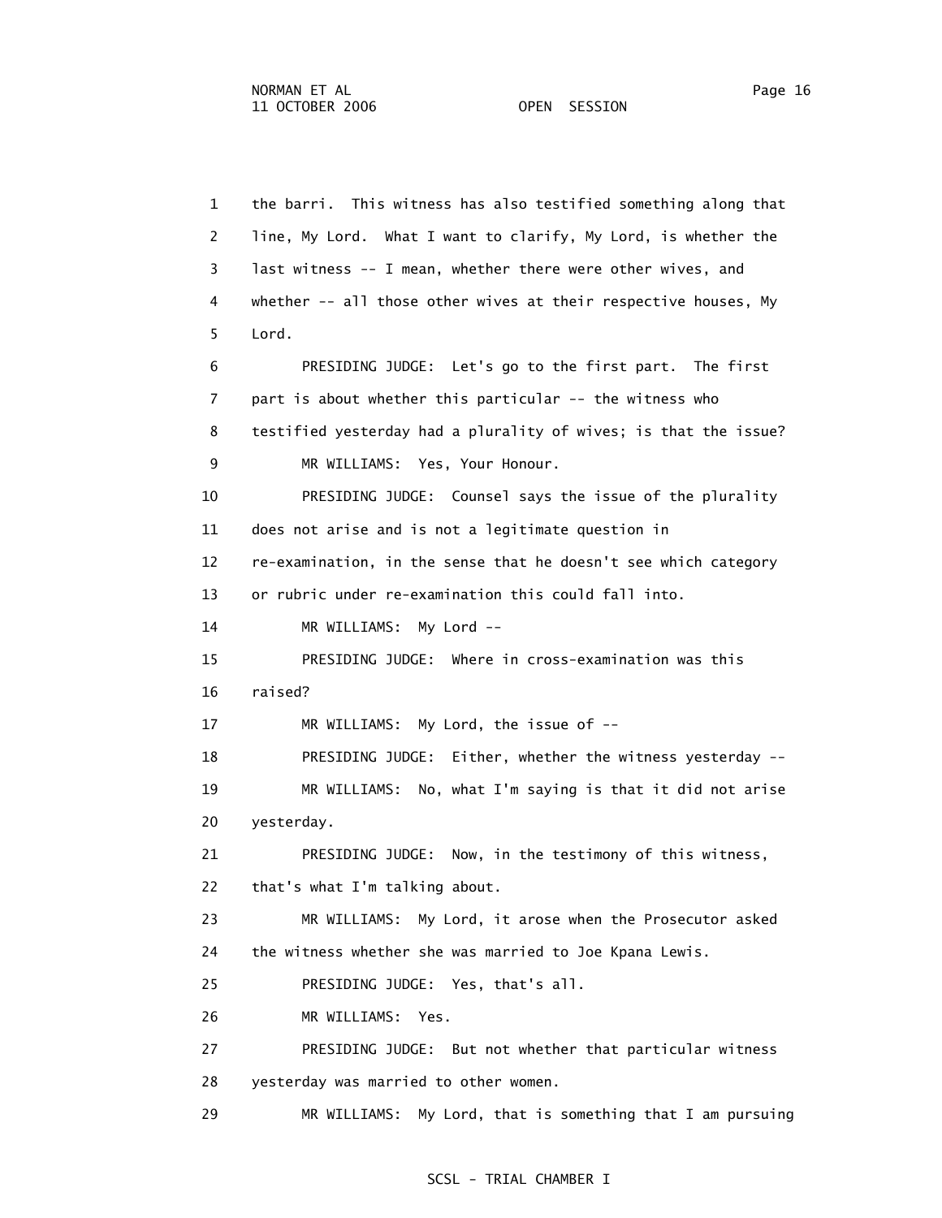1 the barri. This witness has also testified something along that
2 line, My Lord. What I want to clarify, My Lord, is whether the
3 last witness -- I mean, whether there were other wives, and
4 whether -- all those other wives at their respective houses, My
5 Lord.

6 PRESIDING JUDGE: Let's go to the first part. The first
7 part is about whether this particular -- the witness who
8 testified yesterday had a plurality of wives; is that the issue?

9 MR WILLIAMS: Yes, Your Honour.

10 PRESIDING JUDGE: Counsel says the issue of the plurality
11 does not arise and is not a legitimate question in
12 re-examination, in the sense that he doesn't see which category
13 or rubric under re-examination this could fall into.

14 MR WILLIAMS: My Lord --

15 PRESIDING JUDGE: Where in cross-examination was this
16 raised?

17 MR WILLIAMS: My Lord, the issue of --

18 PRESIDING JUDGE: Either, whether the witness yesterday --

19 MR WILLIAMS: No, what I'm saying is that it did not arise
20 yesterday.

21 PRESIDING JUDGE: Now, in the testimony of this witness,
22 that's what I'm talking about.

23 MR WILLIAMS: My Lord, it arose when the Prosecutor asked
24 the witness whether she was married to Joe Kpana Lewis.

25 PRESIDING JUDGE: Yes, that's all.

26 MR WILLIAMS: Yes.

27 PRESIDING JUDGE: But not whether that particular witness
28 yesterday was married to other women.

29 MR WILLIAMS: My Lord, that is something that I am pursuing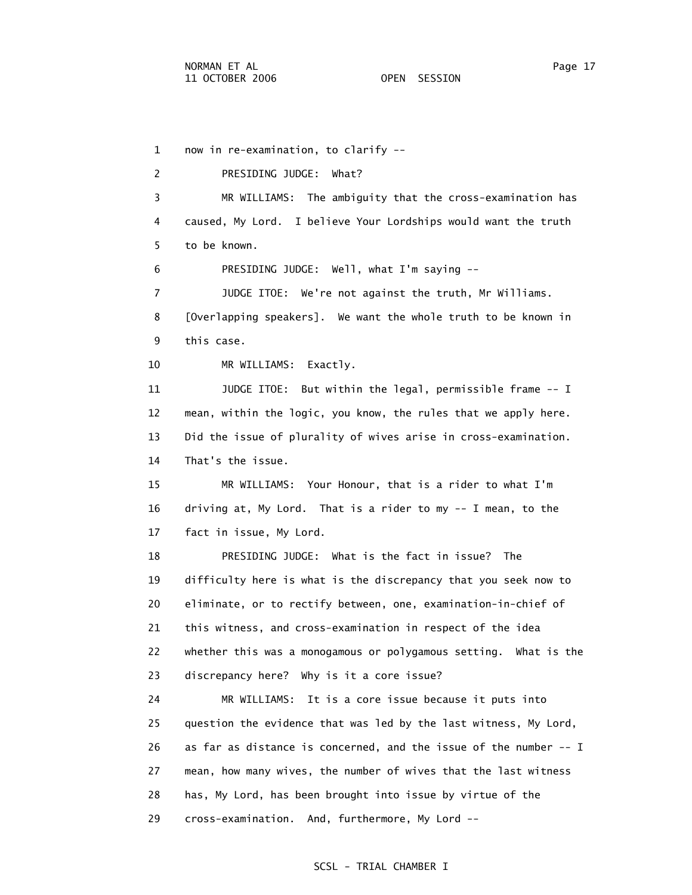1 now in re-examination, to clarify --

2 PRESIDING JUDGE: What?

3 MR WILLIAMS: The ambiguity that the cross-examination has

4 caused, My Lord. I believe Your Lordships would want the truth

5 to be known.

6 PRESIDING JUDGE: Well, what I'm saying --

7 JUDGE ITOE: We're not against the truth, Mr Williams.

8 [Overlapping speakers]. We want the whole truth to be known in

9 this case.

10 MR WILLIAMS: Exactly.

11 JUDGE ITOE: But within the legal, permissible frame -- I

12 mean, within the logic, you know, the rules that we apply here.

13 Did the issue of plurality of wives arise in cross-examination.

14 That's the issue.

15 MR WILLIAMS: Your Honour, that is a rider to what I'm

16 driving at, My Lord. That is a rider to my -- I mean, to the

17 fact in issue, My Lord.

18 PRESIDING JUDGE: What is the fact in issue? The

19 difficulty here is what is the discrepancy that you seek now to

20 eliminate, or to rectify between, one, examination-in-chief of

21 this witness, and cross-examination in respect of the idea

22 whether this was a monogamous or polygamous setting. What is the

23 discrepancy here? Why is it a core issue?

24 MR WILLIAMS: It is a core issue because it puts into

25 question the evidence that was led by the last witness, My Lord,

26 as far as distance is concerned, and the issue of the number -- I

27 mean, how many wives, the number of wives that the last witness

28 has, My Lord, has been brought into issue by virtue of the

29 cross-examination. And, furthermore, My Lord --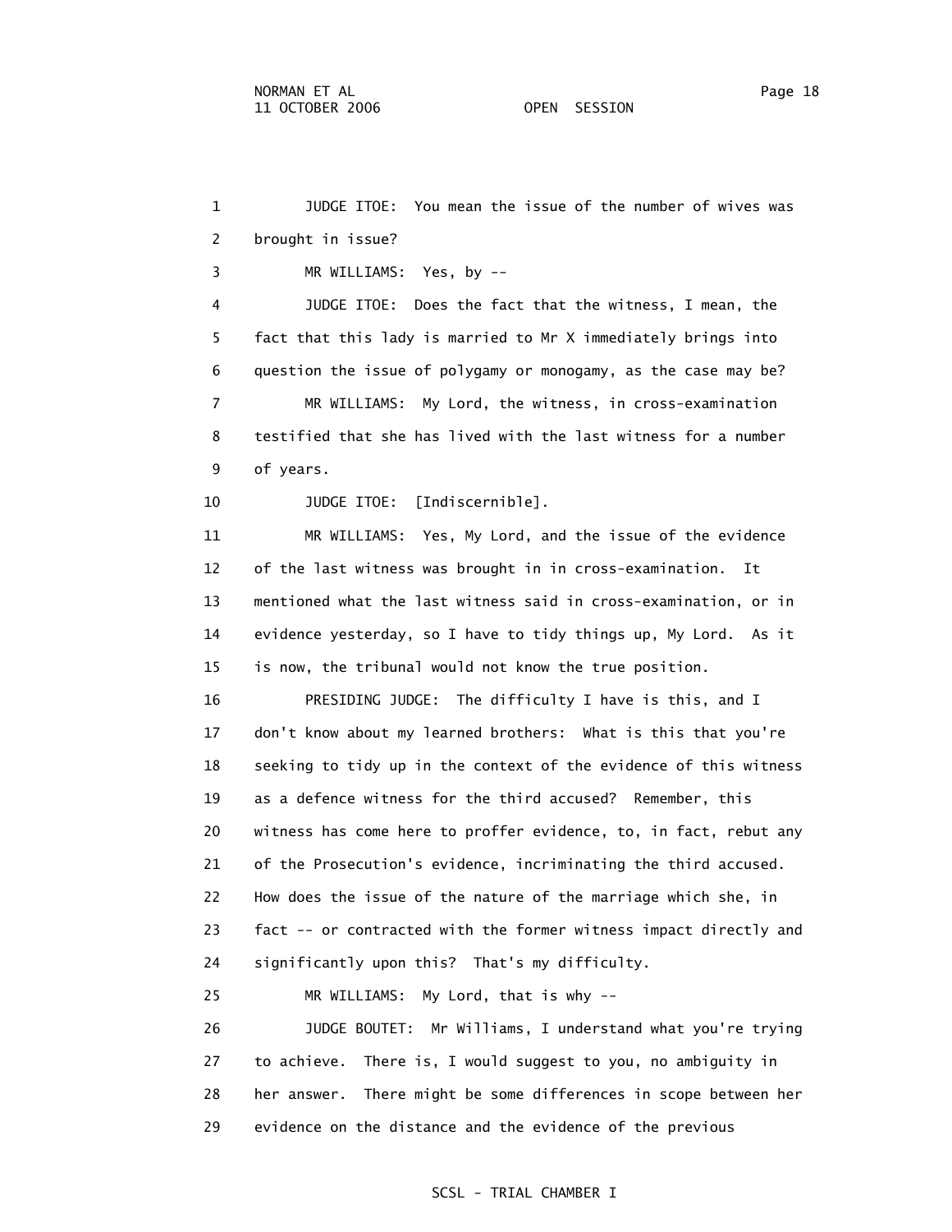1 JUDGE ITOE: You mean the issue of the number of wives was
2 brought in issue?
3 MR WILLIAMS: Yes, by --
4 JUDGE ITOE: Does the fact that the witness, I mean, the
5 fact that this lady is married to Mr X immediately brings into
6 question the issue of polygamy or monogamy, as the case may be?
7 MR WILLIAMS: My Lord, the witness, in cross-examination
8 testified that she has lived with the last witness for a number
9 of years.
10 JUDGE ITOE: [Indiscernible].
11 MR WILLIAMS: Yes, My Lord, and the issue of the evidence
12 of the last witness was brought in in cross-examination. It
13 mentioned what the last witness said in cross-examination, or in
14 evidence yesterday, so I have to tidy things up, My Lord. As it
15 is now, the tribunal would not know the true position.
16 PRESIDING JUDGE: The difficulty I have is this, and I
17 don't know about my learned brothers: What is this that you're
18 seeking to tidy up in the context of the evidence of this witness
19 as a defence witness for the third accused? Remember, this
20 witness has come here to proffer evidence, to, in fact, rebut any
21 of the Prosecution's evidence, incriminating the third accused.
22 How does the issue of the nature of the marriage which she, in
23 fact -- or contracted with the former witness impact directly and
24 significantly upon this? That's my difficulty.
25 MR WILLIAMS: My Lord, that is why --
26 JUDGE BOUTET: Mr Williams, I understand what you're trying
27 to achieve. There is, I would suggest to you, no ambiguity in
28 her answer. There might be some differences in scope between her
29 evidence on the distance and the evidence of the previous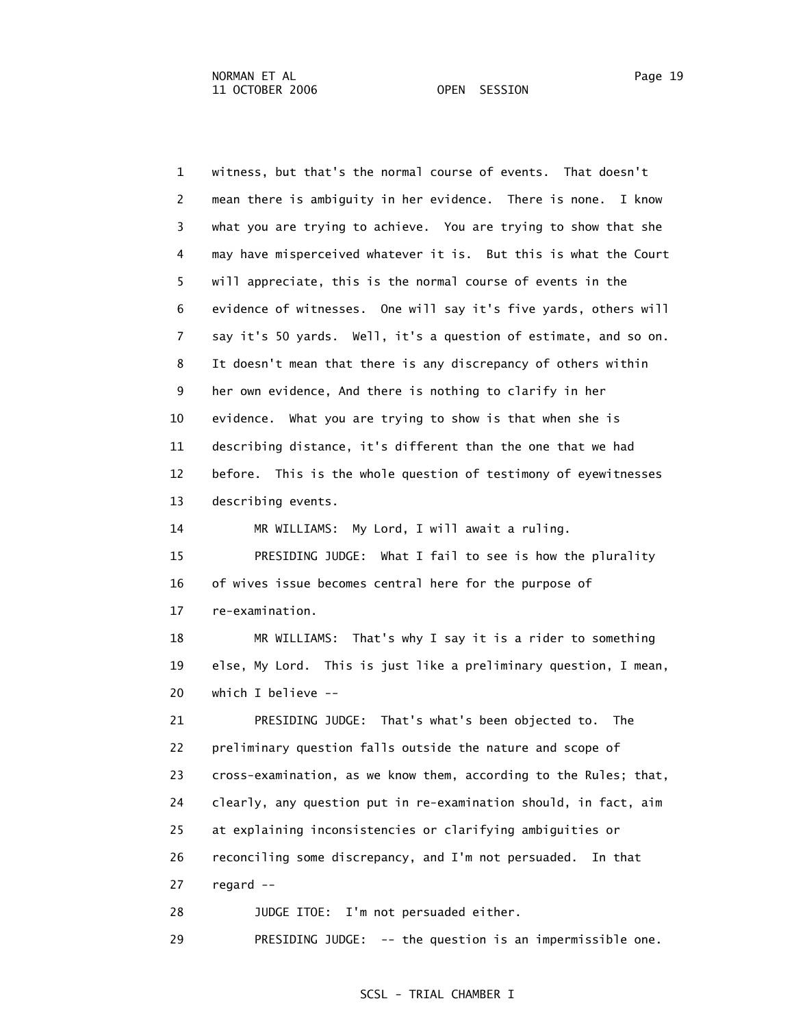1 witness, but that's the normal course of events. That doesn't
2 mean there is ambiguity in her evidence. There is none. I know
3 what you are trying to achieve. You are trying to show that she
4 may have misperceived whatever it is. But this is what the Court
5 will appreciate, this is the normal course of events in the
6 evidence of witnesses. One will say it's five yards, others will
7 say it's 50 yards. Well, it's a question of estimate, and so on.
8 It doesn't mean that there is any discrepancy of others within
9 her own evidence, And there is nothing to clarify in her
10 evidence. What you are trying to show is that when she is
11 describing distance, it's different than the one that we had
12 before. This is the whole question of testimony of eyewitnesses
13 describing events.

14 MR WILLIAMS: My Lord, I will await a ruling.

15 PRESIDING JUDGE: What I fail to see is how the plurality
16 of wives issue becomes central here for the purpose of
17 re-examination.

18 MR WILLIAMS: That's why I say it is a rider to something
19 else, My Lord. This is just like a preliminary question, I mean,
20 which I believe --

21 PRESIDING JUDGE: That's what's been objected to. The
22 preliminary question falls outside the nature and scope of
23 cross-examination, as we know them, according to the Rules; that,
24 clearly, any question put in re-examination should, in fact, aim
25 at explaining inconsistencies or clarifying ambiguities or
26 reconciling some discrepancy, and I'm not persuaded. In that
27 regard --

28 JUDGE ITOE: I'm not persuaded either.

29 PRESIDING JUDGE: -- the question is an impermissible one.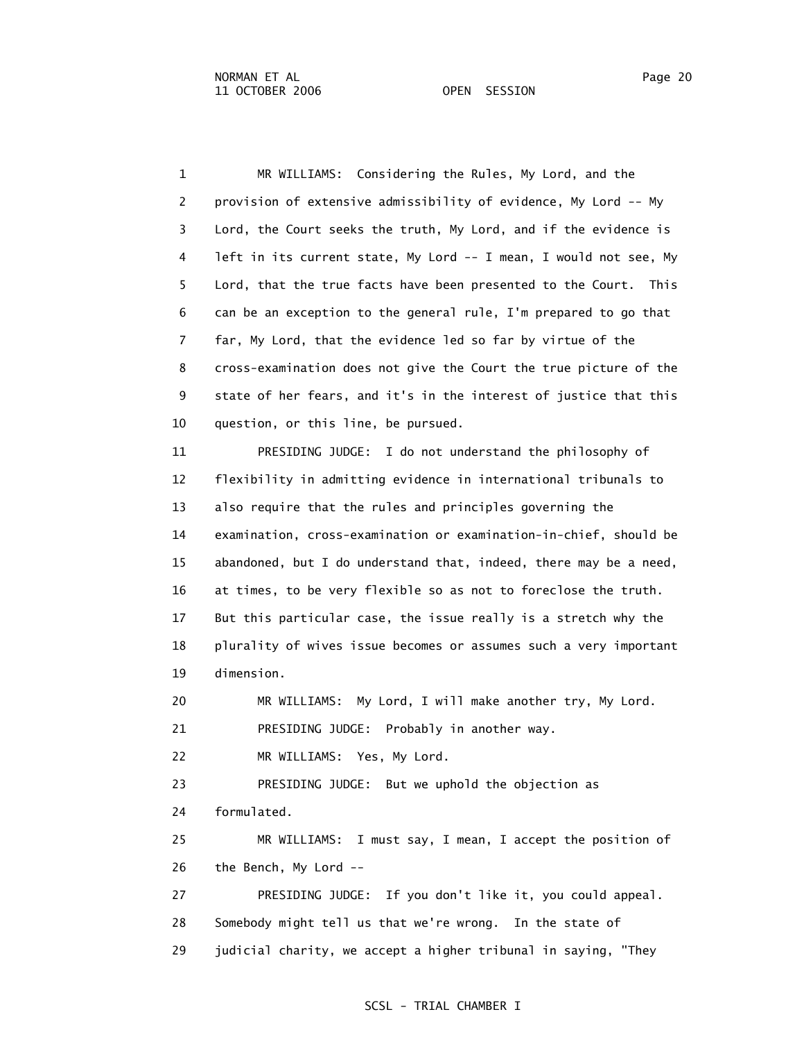1 MR WILLIAMS: Considering the Rules, My Lord, and the
2 provision of extensive admissibility of evidence, My Lord -- My
3 Lord, the Court seeks the truth, My Lord, and if the evidence is
4 left in its current state, My Lord -- I mean, I would not see, My
5 Lord, that the true facts have been presented to the Court. This
6 can be an exception to the general rule, I'm prepared to go that
7 far, My Lord, that the evidence led so far by virtue of the
8 cross-examination does not give the Court the true picture of the
9 state of her fears, and it's in the interest of justice that this
10 question, or this line, be pursued.

11 PRESIDING JUDGE: I do not understand the philosophy of
12 flexibility in admitting evidence in international tribunals to
13 also require that the rules and principles governing the
14 examination, cross-examination or examination-in-chief, should be
15 abandoned, but I do understand that, indeed, there may be a need,
16 at times, to be very flexible so as not to foreclose the truth.
17 But this particular case, the issue really is a stretch why the
18 plurality of wives issue becomes or assumes such a very important
19 dimension.

20 MR WILLIAMS: My Lord, I will make another try, My Lord.

21 PRESIDING JUDGE: Probably in another way.

22 MR WILLIAMS: Yes, My Lord.

23 PRESIDING JUDGE: But we uphold the objection as
24 formulated.

25 MR WILLIAMS: I must say, I mean, I accept the position of
26 the Bench, My Lord --

27 PRESIDING JUDGE: If you don't like it, you could appeal.
28 Somebody might tell us that we're wrong. In the state of
29 judicial charity, we accept a higher tribunal in saying, "They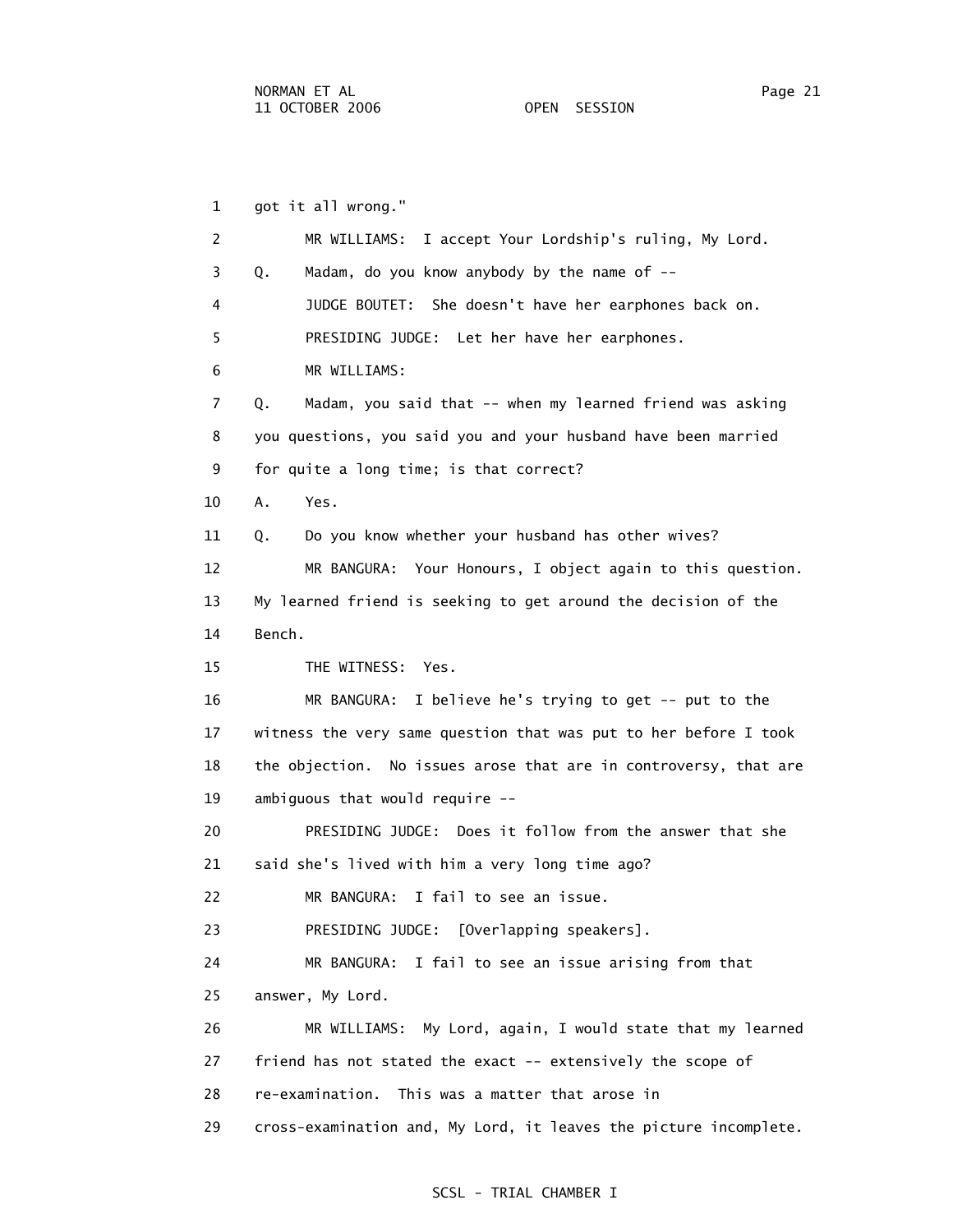1 got it all wrong."

2 MR WILLIAMS: I accept Your Lordship's ruling, My Lord.

3 Q. Madam, do you know anybody by the name of --

4 JUDGE BOUTET: She doesn't have her earphones back on.

5 PRESIDING JUDGE: Let her have her earphones.

6 MR WILLIAMS:

7 Q. Madam, you said that -- when my learned friend was asking

8 you questions, you said you and your husband have been married

9 for quite a long time; is that correct?

10 A. Yes.

11 Q. Do you know whether your husband has other wives?

12 MR BANGURA: Your Honours, I object again to this question.

13 My learned friend is seeking to get around the decision of the

14 Bench.

15 THE WITNESS: Yes.

16 MR BANGURA: I believe he's trying to get -- put to the

17 witness the very same question that was put to her before I took

18 the objection. No issues arose that are in controversy, that are

19 ambiguous that would require --

20 PRESIDING JUDGE: Does it follow from the answer that she

21 said she's lived with him a very long time ago?

22 MR BANGURA: I fail to see an issue.

23 PRESIDING JUDGE: [Overlapping speakers].

24 MR BANGURA: I fail to see an issue arising from that

25 answer, My Lord.

26 MR WILLIAMS: My Lord, again, I would state that my learned

27 friend has not stated the exact -- extensively the scope of

28 re-examination. This was a matter that arose in

29 cross-examination and, My Lord, it leaves the picture incomplete.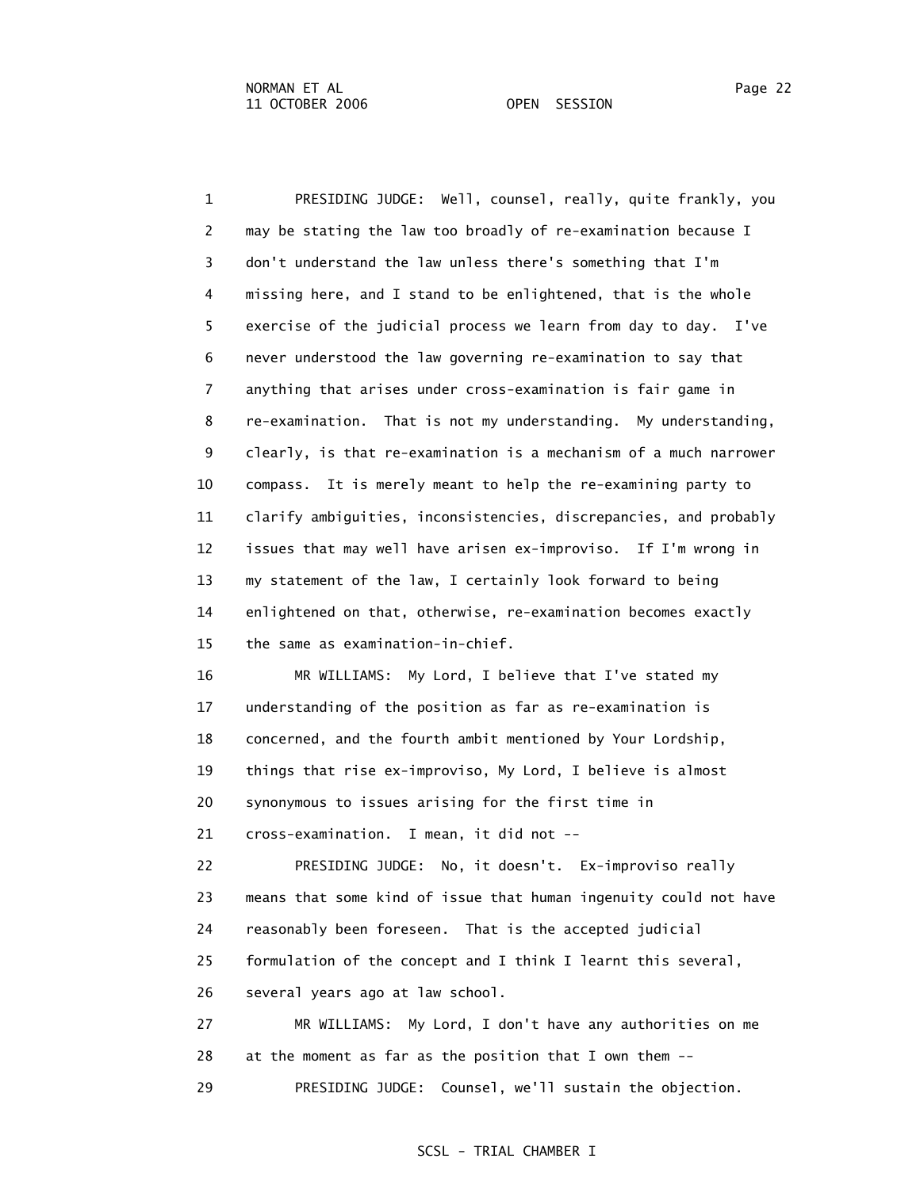PRESIDING JUDGE: Well, counsel, really, quite frankly, you may be stating the law too broadly of re-examination because I don't understand the law unless there's something that I'm missing here, and I stand to be enlightened, that is the whole exercise of the judicial process we learn from day to day. I've never understood the law governing re-examination to say that anything that arises under cross-examination is fair game in re-examination. That is not my understanding. My understanding, clearly, is that re-examination is a mechanism of a much narrower compass. It is merely meant to help the re-examining party to clarify ambiguities, inconsistencies, discrepancies, and probably issues that may well have arisen ex-improviso. If I'm wrong in my statement of the law, I certainly look forward to being enlightened on that, otherwise, re-examination becomes exactly the same as examination-in-chief.

MR WILLIAMS: My Lord, I believe that I've stated my understanding of the position as far as re-examination is concerned, and the fourth ambit mentioned by Your Lordship, things that rise ex-improviso, My Lord, I believe is almost synonymous to issues arising for the first time in cross-examination. I mean, it did not --

PRESIDING JUDGE: No, it doesn't. Ex-improviso really means that some kind of issue that human ingenuity could not have reasonably been foreseen. That is the accepted judicial formulation of the concept and I think I learnt this several, several years ago at law school.

MR WILLIAMS: My Lord, I don't have any authorities on me at the moment as far as the position that I own them --

PRESIDING JUDGE: Counsel, we'll sustain the objection.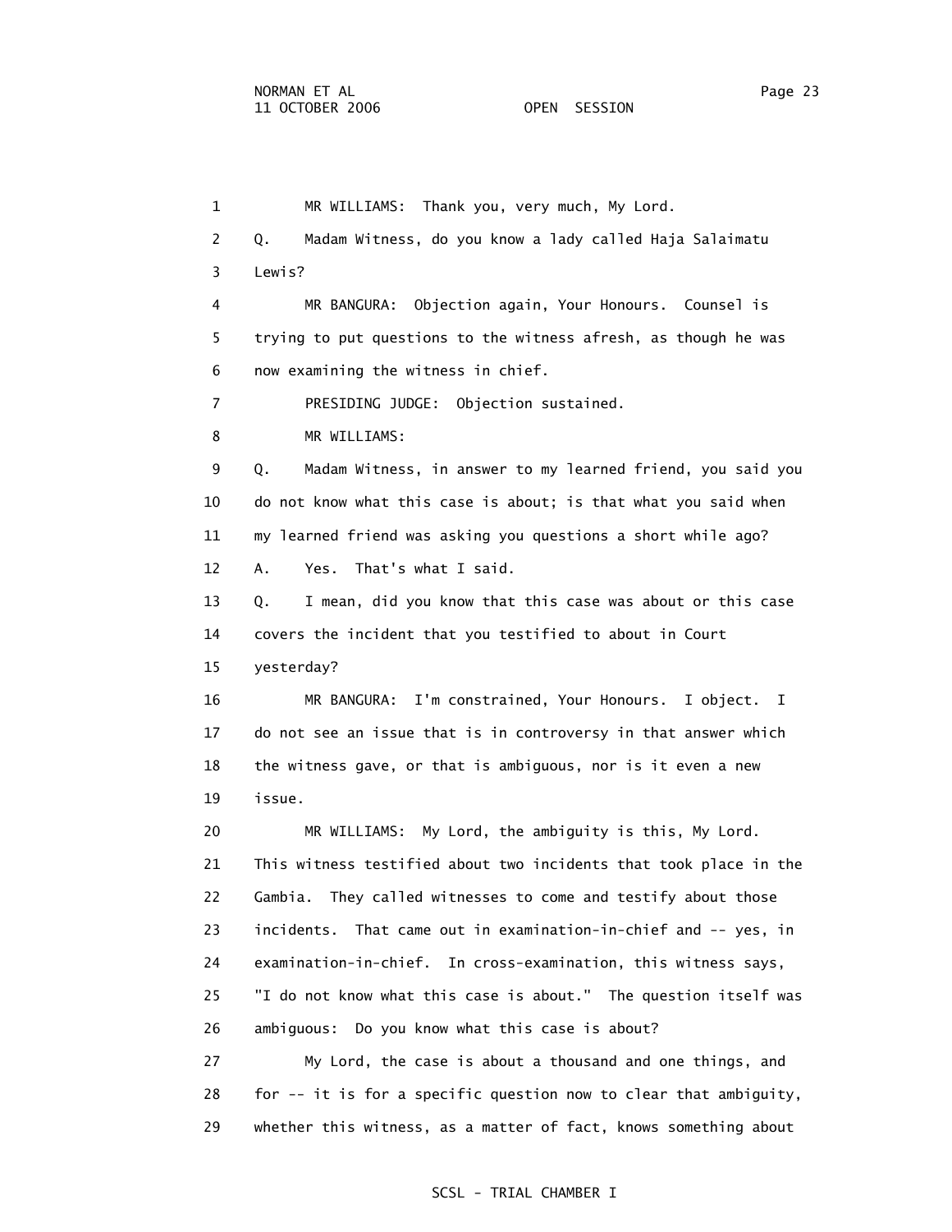1 MR WILLIAMS: Thank you, very much, My Lord.

2 Q. Madam Witness, do you know a lady called Haja Salaimatu

3 Lewis?

4 MR BANGURA: Objection again, Your Honours. Counsel is

5 trying to put questions to the witness afresh, as though he was

6 now examining the witness in chief.

7 PRESIDING JUDGE: Objection sustained.

8 MR WILLIAMS:

9 Q. Madam Witness, in answer to my learned friend, you said you

10 do not know what this case is about; is that what you said when

11 my learned friend was asking you questions a short while ago?

12 A. Yes. That's what I said.

13 Q. I mean, did you know that this case was about or this case

14 covers the incident that you testified to about in Court

15 yesterday?

16 MR BANGURA: I'm constrained, Your Honours. I object. I

17 do not see an issue that is in controversy in that answer which

18 the witness gave, or that is ambiguous, nor is it even a new

19 issue.

20 MR WILLIAMS: My Lord, the ambiguity is this, My Lord.

21 This witness testified about two incidents that took place in the

22 Gambia. They called witnesses to come and testify about those

23 incidents. That came out in examination-in-chief and -- yes, in

24 examination-in-chief. In cross-examination, this witness says,

25 "I do not know what this case is about." The question itself was

26 ambiguous: Do you know what this case is about?

27 My Lord, the case is about a thousand and one things, and

28 for -- it is for a specific question now to clear that ambiguity,

29 whether this witness, as a matter of fact, knows something about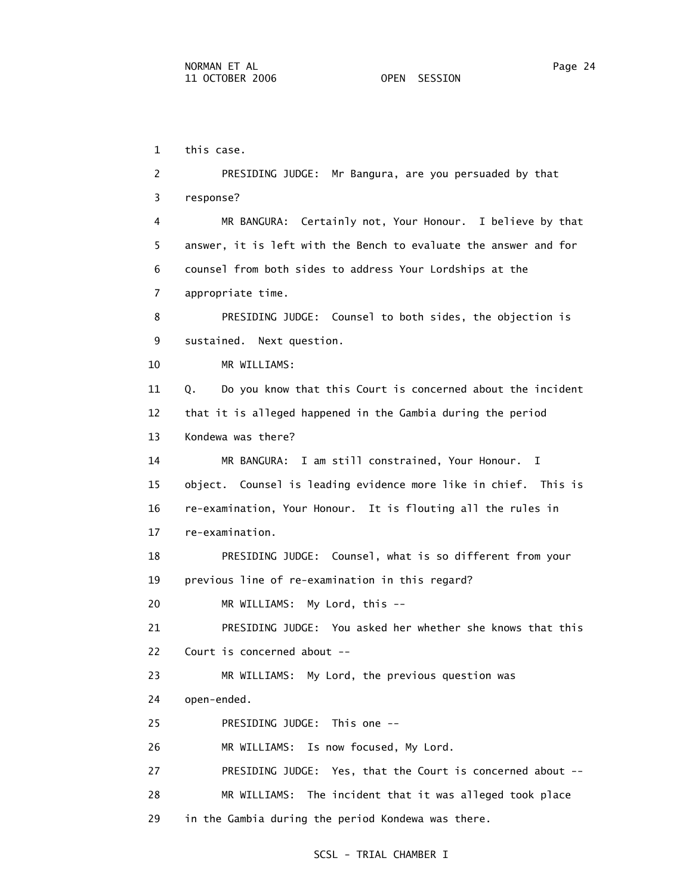1 this case.

2 PRESIDING JUDGE: Mr Bangura, are you persuaded by that

3 response?

4 MR BANGURA: Certainly not, Your Honour. I believe by that

5 answer, it is left with the Bench to evaluate the answer and for

6 counsel from both sides to address Your Lordships at the

7 appropriate time.

8 PRESIDING JUDGE: Counsel to both sides, the objection is

9 sustained. Next question.

10 MR WILLIAMS:

11 Q. Do you know that this Court is concerned about the incident

12 that it is alleged happened in the Gambia during the period

13 Kondewa was there?

14 MR BANGURA: I am still constrained, Your Honour. I

15 object. Counsel is leading evidence more like in chief. This is

16 re-examination, Your Honour. It is flouting all the rules in

17 re-examination.

18 PRESIDING JUDGE: Counsel, what is so different from your

19 previous line of re-examination in this regard?

20 MR WILLIAMS: My Lord, this --

21 PRESIDING JUDGE: You asked her whether she knows that this

22 Court is concerned about --

23 MR WILLIAMS: My Lord, the previous question was

24 open-ended.

25 PRESIDING JUDGE: This one --

26 MR WILLIAMS: Is now focused, My Lord.

27 PRESIDING JUDGE: Yes, that the Court is concerned about --

28 MR WILLIAMS: The incident that it was alleged took place

29 in the Gambia during the period Kondewa was there.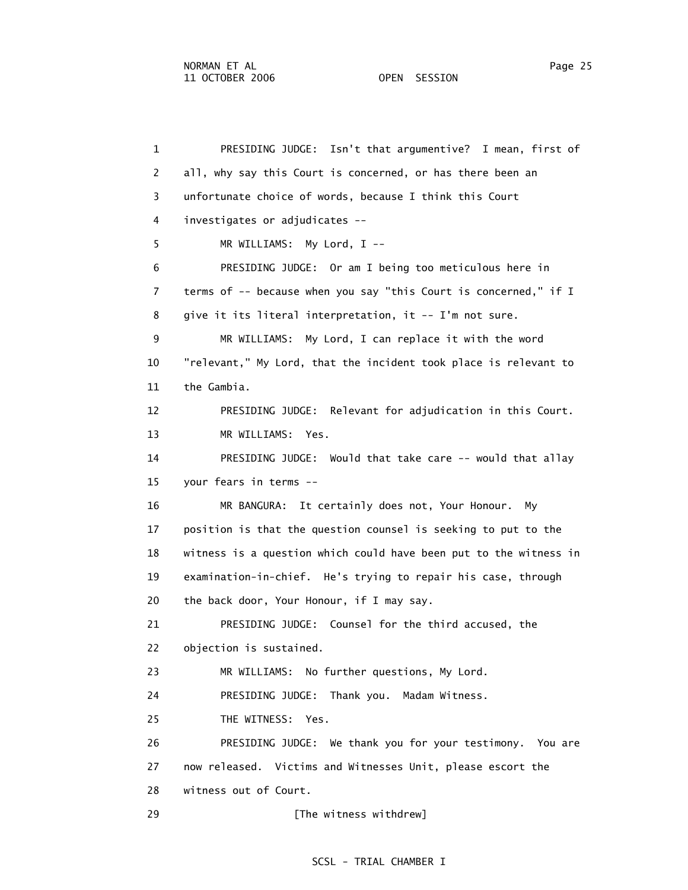1 PRESIDING JUDGE: Isn't that argumentive? I mean, first of
2 all, why say this Court is concerned, or has there been an
3 unfortunate choice of words, because I think this Court
4 investigates or adjudicates --
5 MR WILLIAMS: My Lord, I --
6 PRESIDING JUDGE: Or am I being too meticulous here in
7 terms of -- because when you say "this Court is concerned," if I
8 give it its literal interpretation, it -- I'm not sure.
9 MR WILLIAMS: My Lord, I can replace it with the word
10 "relevant," My Lord, that the incident took place is relevant to
11 the Gambia.
12 PRESIDING JUDGE: Relevant for adjudication in this Court.
13 MR WILLIAMS: Yes.
14 PRESIDING JUDGE: Would that take care -- would that allay
15 your fears in terms --
16 MR BANGURA: It certainly does not, Your Honour. My
17 position is that the question counsel is seeking to put to the
18 witness is a question which could have been put to the witness in
19 examination-in-chief. He's trying to repair his case, through
20 the back door, Your Honour, if I may say.
21 PRESIDING JUDGE: Counsel for the third accused, the
22 objection is sustained.
23 MR WILLIAMS: No further questions, My Lord.
24 PRESIDING JUDGE: Thank you. Madam Witness.
25 THE WITNESS: Yes.
26 PRESIDING JUDGE: We thank you for your testimony. You are
27 now released. Victims and Witnesses Unit, please escort the
28 witness out of Court.
29 [The witness withdrew]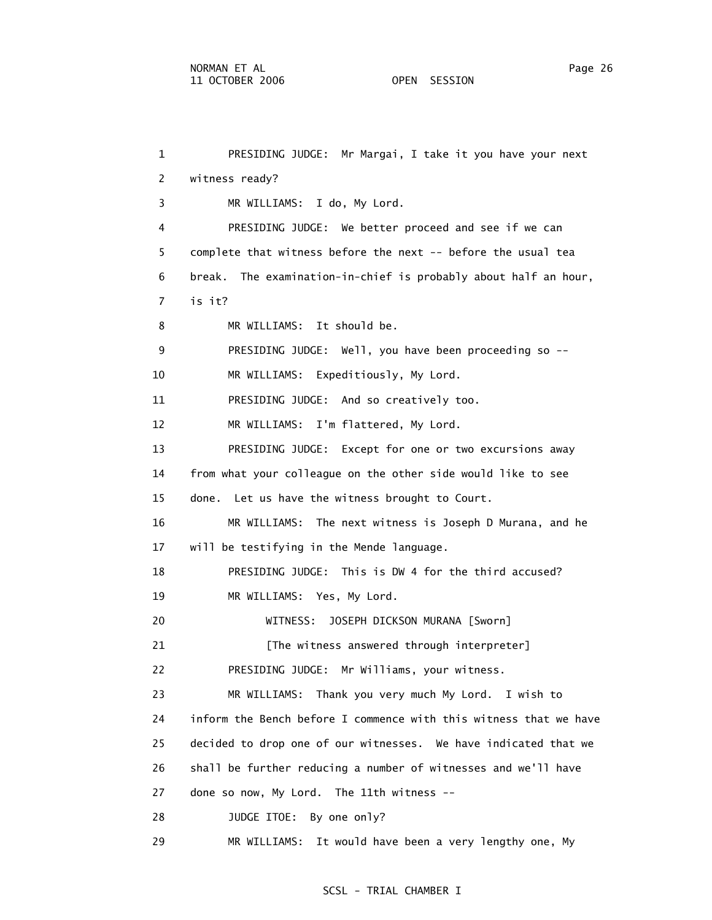1 PRESIDING JUDGE: Mr Margai, I take it you have your next
2 witness ready?
3 MR WILLIAMS: I do, My Lord.
4 PRESIDING JUDGE: We better proceed and see if we can
5 complete that witness before the next -- before the usual tea
6 break. The examination-in-chief is probably about half an hour,
7 is it?
8 MR WILLIAMS: It should be.
9 PRESIDING JUDGE: Well, you have been proceeding so --
10 MR WILLIAMS: Expeditiously, My Lord.
11 PRESIDING JUDGE: And so creatively too.
12 MR WILLIAMS: I'm flattered, My Lord.
13 PRESIDING JUDGE: Except for one or two excursions away
14 from what your colleague on the other side would like to see
15 done. Let us have the witness brought to Court.
16 MR WILLIAMS: The next witness is Joseph D Murana, and he
17 will be testifying in the Mende language.
18 PRESIDING JUDGE: This is DW 4 for the third accused?
19 MR WILLIAMS: Yes, My Lord.
20 WITNESS: JOSEPH DICKSON MURANA [Sworn]
21 [The witness answered through interpreter]
22 PRESIDING JUDGE: Mr Williams, your witness.
23 MR WILLIAMS: Thank you very much My Lord. I wish to
24 inform the Bench before I commence with this witness that we have
25 decided to drop one of our witnesses. We have indicated that we
26 shall be further reducing a number of witnesses and we'll have
27 done so now, My Lord. The 11th witness --
28 JUDGE ITOE: By one only?
29 MR WILLIAMS: It would have been a very lengthy one, My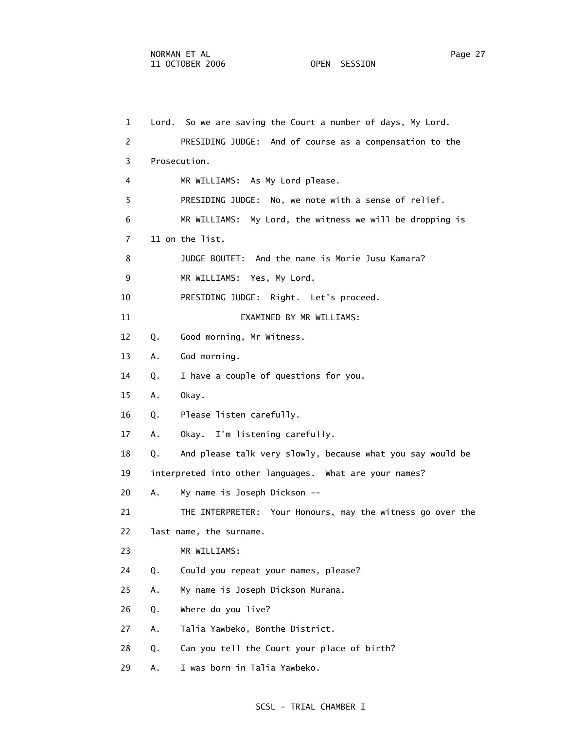1 Lord. So we are saving the Court a number of days, My Lord.

2 PRESIDING JUDGE: And of course as a compensation to the

3 Prosecution.

4 MR WILLIAMS: As My Lord please.

5 PRESIDING JUDGE: No, we note with a sense of relief.

6 MR WILLIAMS: My Lord, the witness we will be dropping is

7 11 on the list.

8 JUDGE BOUTET: And the name is Morie Jusu Kamara?

9 MR WILLIAMS: Yes, My Lord.

10 PRESIDING JUDGE: Right. Let's proceed.

11 EXAMINED BY MR WILLIAMS:

12 Q. Good morning, Mr Witness.

13 A. God morning.

14 Q. I have a couple of questions for you.

15 A. Okay.

16 Q. Please listen carefully.

17 A. Okay. I'm listening carefully.

18 Q. And please talk very slowly, because what you say would be

19 interpreted into other languages. What are your names?

20 A. My name is Joseph Dickson --

21 THE INTERPRETER: Your Honours, may the witness go over the

22 last name, the surname.

23 MR WILLIAMS:

24 Q. Could you repeat your names, please?

25 A. My name is Joseph Dickson Murana.

26 Q. Where do you live?

27 A. Talia Yawbeko, Bonthe District.

28 Q. Can you tell the Court your place of birth?

29 A. I was born in Talia Yawbeko.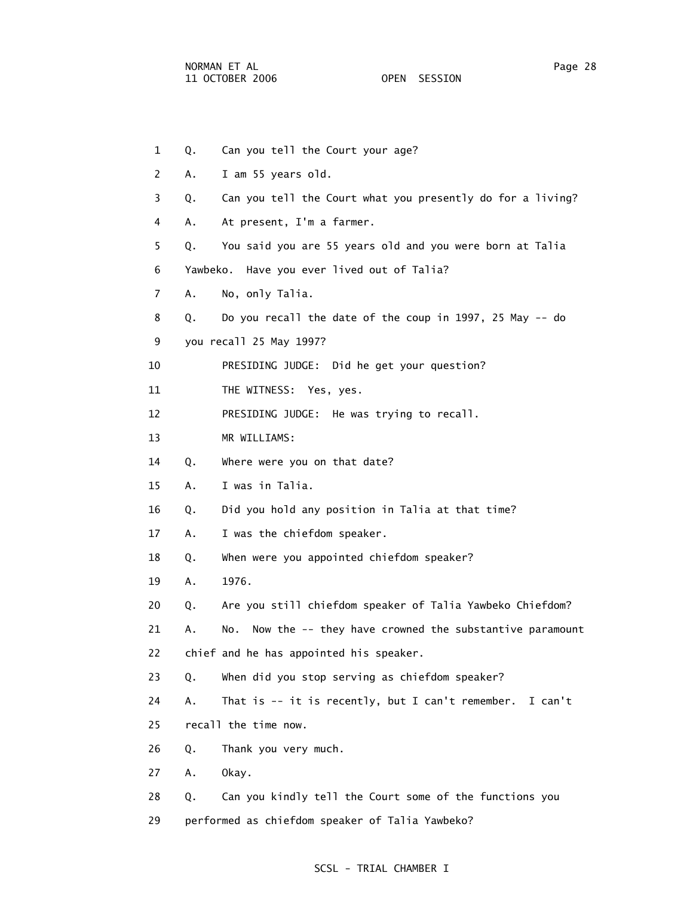1 Q. Can you tell the Court your age?

2 A. I am 55 years old.

3 Q. Can you tell the Court what you presently do for a living?

4 A. At present, I'm a farmer.

5 Q. You said you are 55 years old and you were born at Talia

6 Yawbeko. Have you ever lived out of Talia?

7 A. No, only Talia.

8 Q. Do you recall the date of the coup in 1997, 25 May -- do

9 you recall 25 May 1997?

10 PRESIDING JUDGE: Did he get your question?

11 THE WITNESS: Yes, yes.

12 PRESIDING JUDGE: He was trying to recall.

13 MR WILLIAMS:

14 Q. Where were you on that date?

15 A. I was in Talia.

16 Q. Did you hold any position in Talia at that time?

17 A. I was the chiefdom speaker.

18 Q. When were you appointed chiefdom speaker?

19 A. 1976.

20 Q. Are you still chiefdom speaker of Talia Yawbeko Chiefdom?

21 A. No. Now the -- they have crowned the substantive paramount

22 chief and he has appointed his speaker.

23 Q. When did you stop serving as chiefdom speaker?

24 A. That is -- it is recently, but I can't remember. I can't

25 recall the time now.

26 Q. Thank you very much.

27 A. Okay.

28 Q. Can you kindly tell the Court some of the functions you

29 performed as chiefdom speaker of Talia Yawbeko?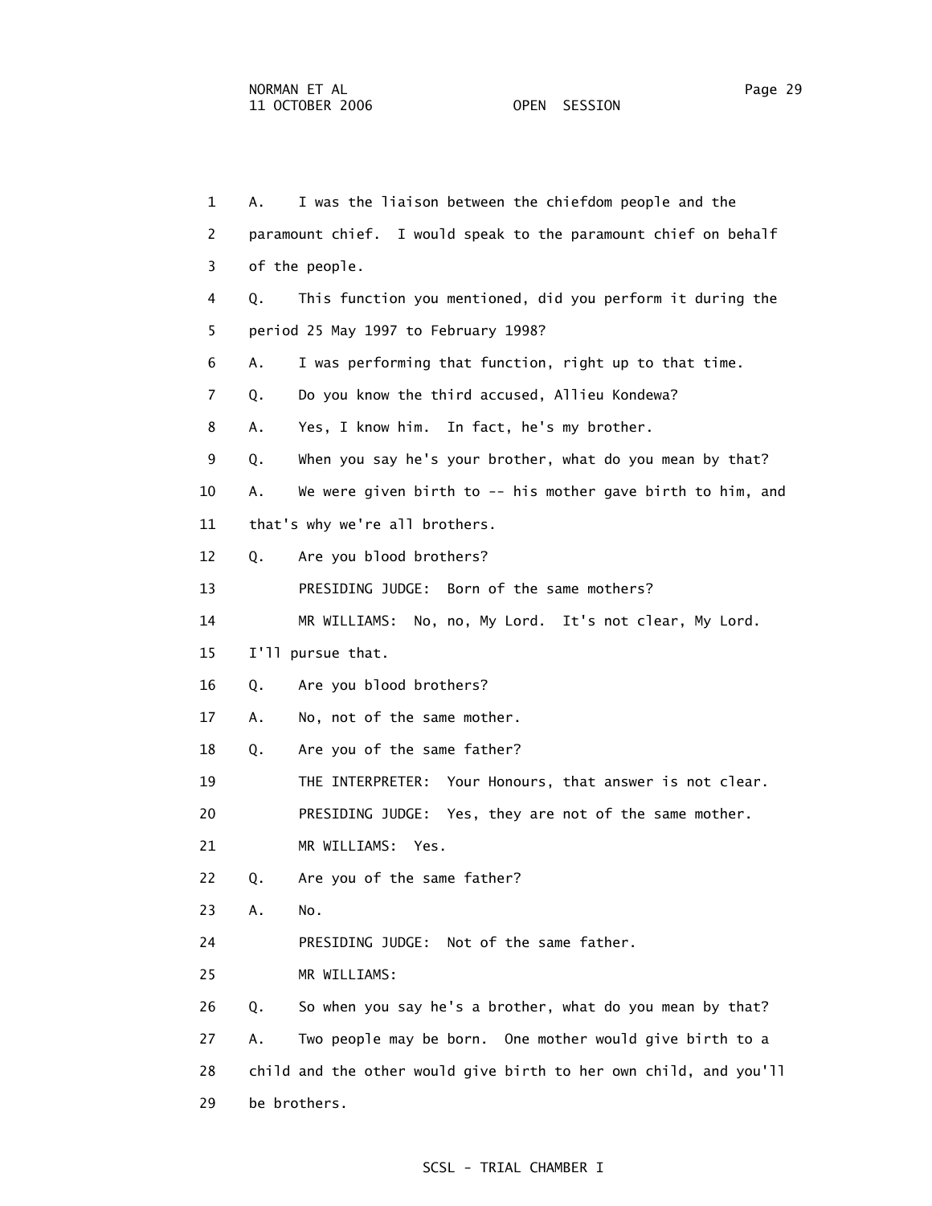1 A. I was the liaison between the chiefdom people and the

2 paramount chief. I would speak to the paramount chief on behalf

3 of the people.

4 Q. This function you mentioned, did you perform it during the

5 period 25 May 1997 to February 1998?

6 A. I was performing that function, right up to that time.

7 Q. Do you know the third accused, Allieu Kondewa?

8 A. Yes, I know him. In fact, he's my brother.

9 Q. When you say he's your brother, what do you mean by that?

10 A. We were given birth to -- his mother gave birth to him, and

11 that's why we're all brothers.

12 Q. Are you blood brothers?

13 PRESIDING JUDGE: Born of the same mothers?

14 MR WILLIAMS: No, no, My Lord. It's not clear, My Lord.

15 I'll pursue that.

16 Q. Are you blood brothers?

17 A. No, not of the same mother.

18 Q. Are you of the same father?

19 THE INTERPRETER: Your Honours, that answer is not clear.

20 PRESIDING JUDGE: Yes, they are not of the same mother.

21 MR WILLIAMS: Yes.

22 Q. Are you of the same father?

23 A. No.

24 PRESIDING JUDGE: Not of the same father.

25 MR WILLIAMS:

26 Q. So when you say he's a brother, what do you mean by that?

27 A. Two people may be born. One mother would give birth to a

28 child and the other would give birth to her own child, and you'll

29 be brothers.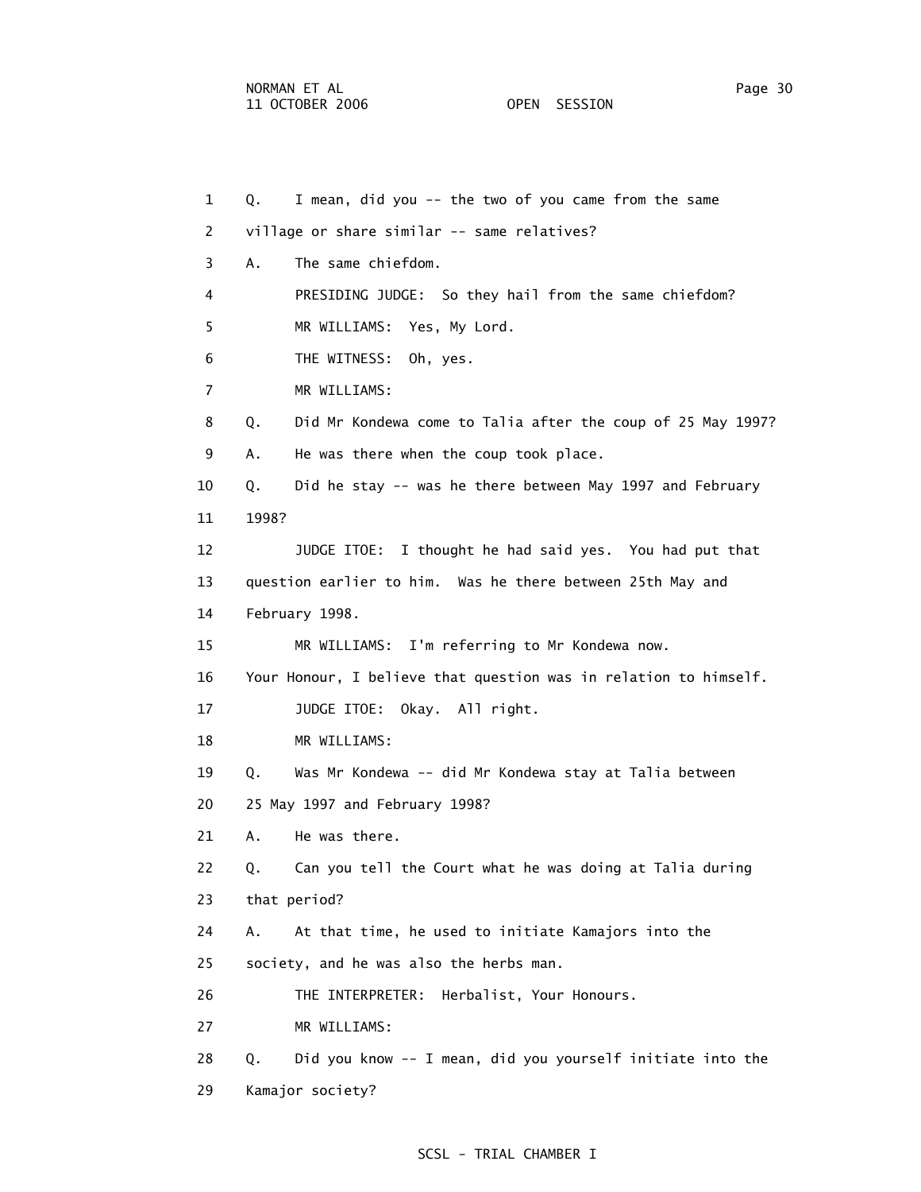1 Q. I mean, did you -- the two of you came from the same

2 village or share similar -- same relatives?

3 A. The same chiefdom.

4 PRESIDING JUDGE: So they hail from the same chiefdom?

5 MR WILLIAMS: Yes, My Lord.

6 THE WITNESS: Oh, yes.

7 MR WILLIAMS:

8 Q. Did Mr Kondewa come to Talia after the coup of 25 May 1997?

9 A. He was there when the coup took place.

10 Q. Did he stay -- was he there between May 1997 and February

11 1998?

12 JUDGE ITOE: I thought he had said yes. You had put that

13 question earlier to him. Was he there between 25th May and

14 February 1998.

15 MR WILLIAMS: I'm referring to Mr Kondewa now.

16 Your Honour, I believe that question was in relation to himself.

17 JUDGE ITOE: Okay. All right.

18 MR WILLIAMS:

19 Q. Was Mr Kondewa -- did Mr Kondewa stay at Talia between

20 25 May 1997 and February 1998?

21 A. He was there.

22 Q. Can you tell the Court what he was doing at Talia during

23 that period?

24 A. At that time, he used to initiate Kamajors into the

25 society, and he was also the herbs man.

26 THE INTERPRETER: Herbalist, Your Honours.

27 MR WILLIAMS:

28 Q. Did you know -- I mean, did you yourself initiate into the

29 Kamajor society?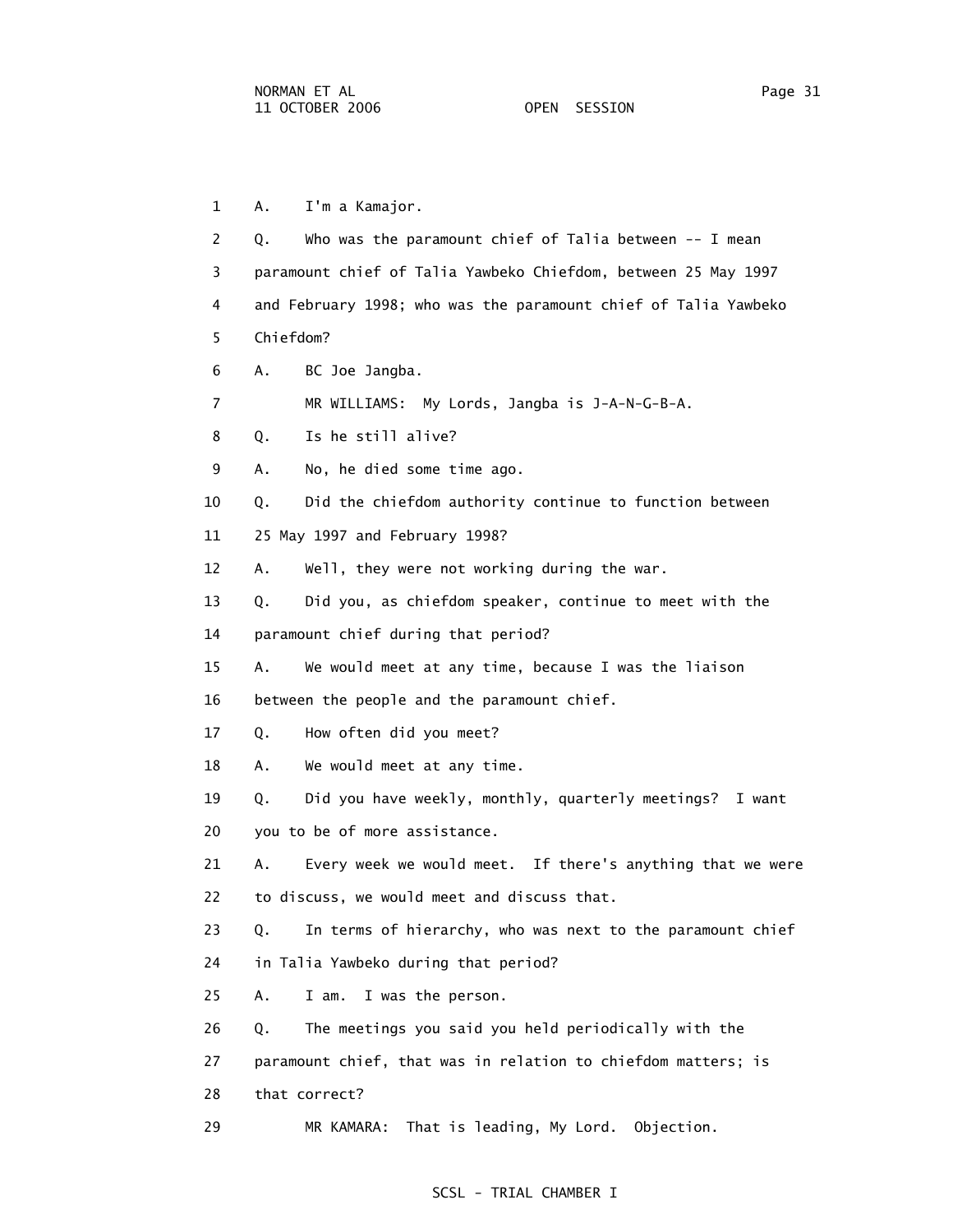1 A. I'm a Kamajor.

2 Q. Who was the paramount chief of Talia between -- I mean

3 paramount chief of Talia Yawbeko Chiefdom, between 25 May 1997

4 and February 1998; who was the paramount chief of Talia Yawbeko

5 Chiefdom?

6 A. BC Joe Jangba.

7 MR WILLIAMS: My Lords, Jangba is J-A-N-G-B-A.

8 Q. Is he still alive?

9 A. No, he died some time ago.

10 Q. Did the chiefdom authority continue to function between

11 25 May 1997 and February 1998?

12 A. Well, they were not working during the war.

13 Q. Did you, as chiefdom speaker, continue to meet with the

14 paramount chief during that period?

15 A. We would meet at any time, because I was the liaison

16 between the people and the paramount chief.

17 Q. How often did you meet?

18 A. We would meet at any time.

19 Q. Did you have weekly, monthly, quarterly meetings? I want

20 you to be of more assistance.

21 A. Every week we would meet. If there's anything that we were

22 to discuss, we would meet and discuss that.

23 Q. In terms of hierarchy, who was next to the paramount chief

24 in Talia Yawbeko during that period?

25 A. I am. I was the person.

26 Q. The meetings you said you held periodically with the

27 paramount chief, that was in relation to chiefdom matters; is

28 that correct?

29 MR KAMARA: That is leading, My Lord. Objection.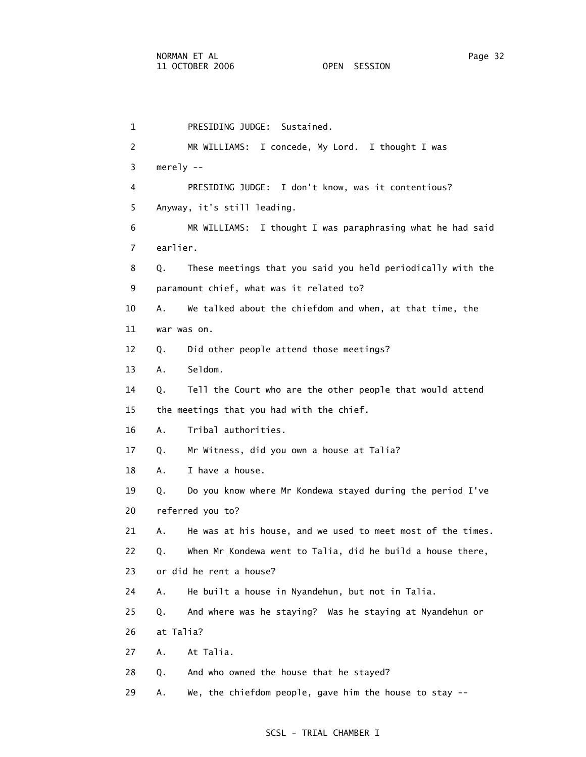1 PRESIDING JUDGE: Sustained.

2 MR WILLIAMS: I concede, My Lord. I thought I was

3 merely --

4 PRESIDING JUDGE: I don't know, was it contentious?

5 Anyway, it's still leading.

6 MR WILLIAMS: I thought I was paraphrasing what he had said

7 earlier.

8 Q. These meetings that you said you held periodically with the

9 paramount chief, what was it related to?

10 A. We talked about the chiefdom and when, at that time, the

11 war was on.

12 Q. Did other people attend those meetings?

13 A. Seldom.

14 Q. Tell the Court who are the other people that would attend

15 the meetings that you had with the chief.

16 A. Tribal authorities.

17 Q. Mr Witness, did you own a house at Talia?

18 A. I have a house.

19 Q. Do you know where Mr Kondewa stayed during the period I've

20 referred you to?

21 A. He was at his house, and we used to meet most of the times.

22 Q. When Mr Kondewa went to Talia, did he build a house there,

23 or did he rent a house?

24 A. He built a house in Nyandehun, but not in Talia.

25 Q. And where was he staying? Was he staying at Nyandehun or

26 at Talia?

27 A. At Talia.

28 Q. And who owned the house that he stayed?

29 A. We, the chiefdom people, gave him the house to stay --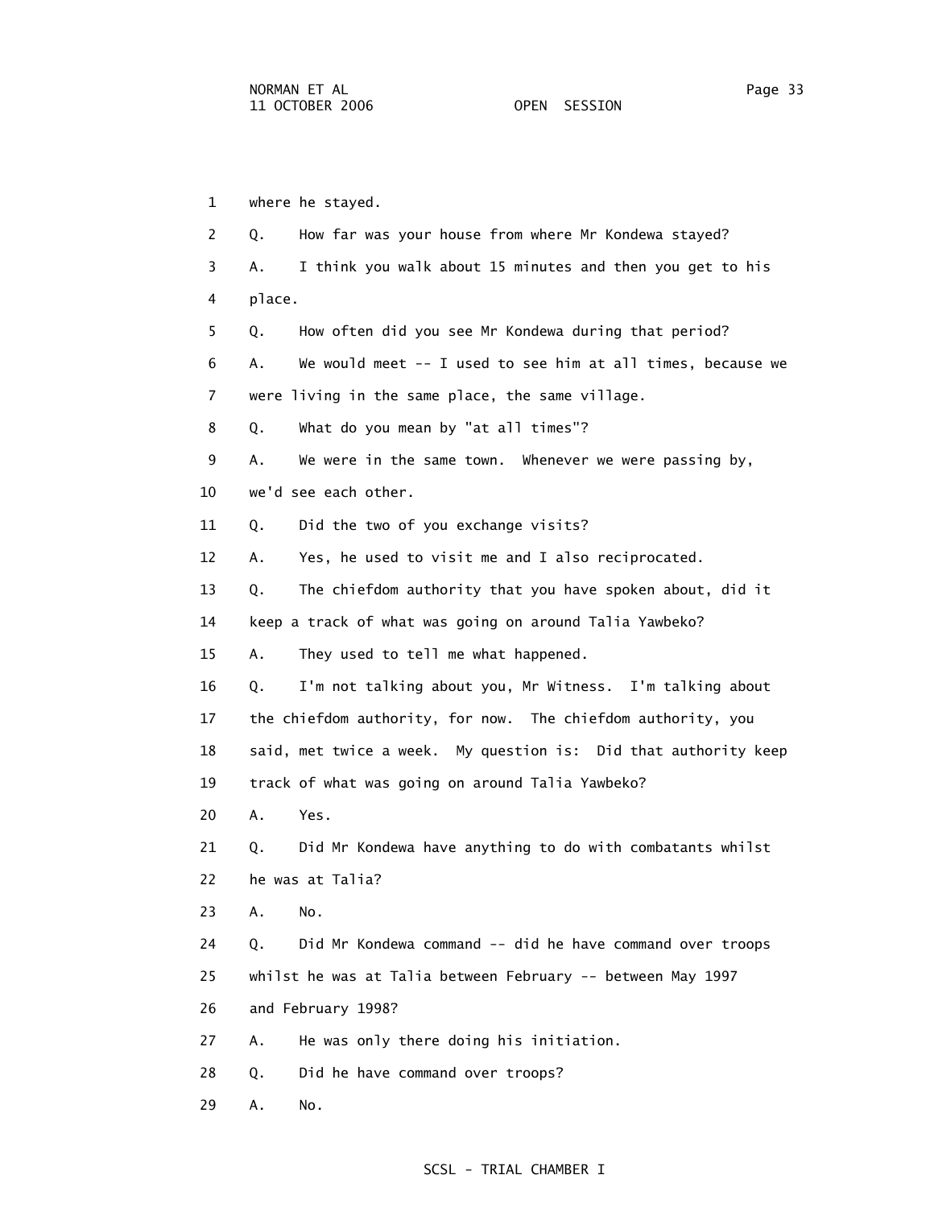1 where he stayed.

2 Q. How far was your house from where Mr Kondewa stayed?

3 A. I think you walk about 15 minutes and then you get to his

4 place.

5 Q. How often did you see Mr Kondewa during that period?

6 A. We would meet -- I used to see him at all times, because we

7 were living in the same place, the same village.

8 Q. What do you mean by "at all times"?

9 A. We were in the same town. Whenever we were passing by,

10 we'd see each other.

11 Q. Did the two of you exchange visits?

12 A. Yes, he used to visit me and I also reciprocated.

13 Q. The chiefdom authority that you have spoken about, did it

14 keep a track of what was going on around Talia Yawbeko?

15 A. They used to tell me what happened.

16 Q. I'm not talking about you, Mr Witness. I'm talking about

17 the chiefdom authority, for now. The chiefdom authority, you

18 said, met twice a week. My question is: Did that authority keep

19 track of what was going on around Talia Yawbeko?

20 A. Yes.

21 Q. Did Mr Kondewa have anything to do with combatants whilst

22 he was at Talia?

23 A. No.

24 Q. Did Mr Kondewa command -- did he have command over troops

25 whilst he was at Talia between February -- between May 1997

26 and February 1998?

27 A. He was only there doing his initiation.

28 Q. Did he have command over troops?

29 A. No.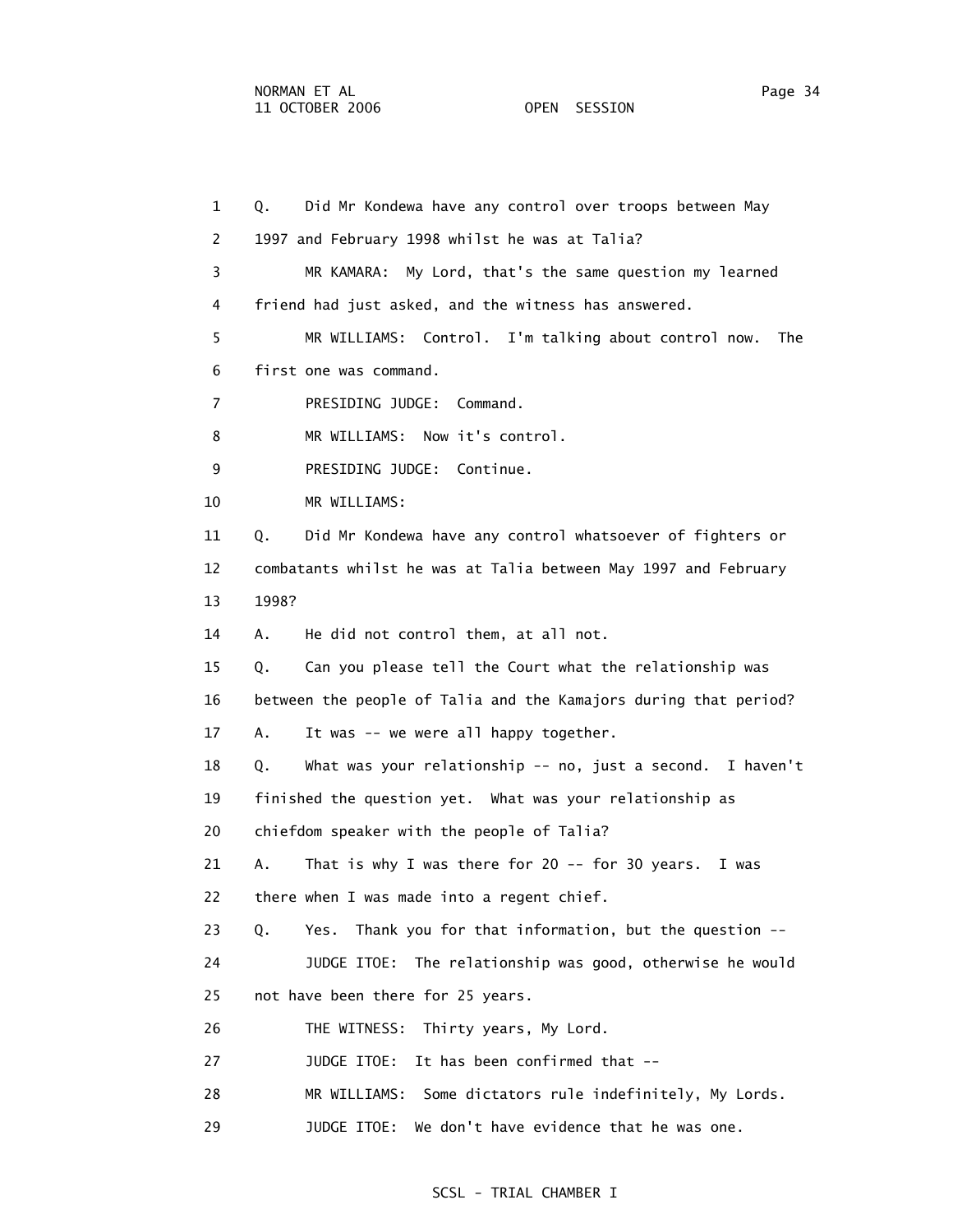1 Q. Did Mr Kondewa have any control over troops between May
2 1997 and February 1998 whilst he was at Talia?
3 MR KAMARA: My Lord, that's the same question my learned
4 friend had just asked, and the witness has answered.
5 MR WILLIAMS: Control. I'm talking about control now. The
6 first one was command.
7 PRESIDING JUDGE: Command.
8 MR WILLIAMS: Now it's control.
9 PRESIDING JUDGE: Continue.
10 MR WILLIAMS:
11 Q. Did Mr Kondewa have any control whatsoever of fighters or
12 combatants whilst he was at Talia between May 1997 and February
13 1998?
14 A. He did not control them, at all not.
15 Q. Can you please tell the Court what the relationship was
16 between the people of Talia and the Kamajors during that period?
17 A. It was -- we were all happy together.
18 Q. What was your relationship -- no, just a second. I haven't
19 finished the question yet. What was your relationship as
20 chiefdom speaker with the people of Talia?
21 A. That is why I was there for 20 -- for 30 years. I was
22 there when I was made into a regent chief.
23 Q. Yes. Thank you for that information, but the question --
24 JUDGE ITOE: The relationship was good, otherwise he would
25 not have been there for 25 years.
26 THE WITNESS: Thirty years, My Lord.
27 JUDGE ITOE: It has been confirmed that --
28 MR WILLIAMS: Some dictators rule indefinitely, My Lords.
29 JUDGE ITOE: We don't have evidence that he was one.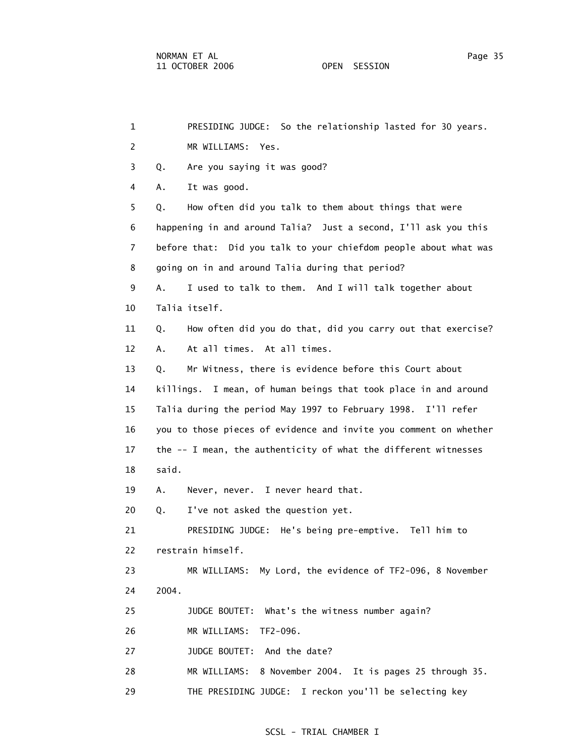1 PRESIDING JUDGE: So the relationship lasted for 30 years.

2 MR WILLIAMS: Yes.

3 Q. Are you saying it was good?

4 A. It was good.

5 Q. How often did you talk to them about things that were

6 happening in and around Talia? Just a second, I'll ask you this

7 before that: Did you talk to your chiefdom people about what was

8 going on in and around Talia during that period?

9 A. I used to talk to them. And I will talk together about

10 Talia itself.

11 Q. How often did you do that, did you carry out that exercise?

12 A. At all times. At all times.

13 Q. Mr Witness, there is evidence before this Court about

14 killings. I mean, of human beings that took place in and around

15 Talia during the period May 1997 to February 1998. I'll refer

16 you to those pieces of evidence and invite you comment on whether

17 the -- I mean, the authenticity of what the different witnesses

18 said.

19 A. Never, never. I never heard that.

20 Q. I've not asked the question yet.

21 PRESIDING JUDGE: He's being pre-emptive. Tell him to

22 restrain himself.

23 MR WILLIAMS: My Lord, the evidence of TF2-096, 8 November

24 2004.

25 JUDGE BOUTET: What's the witness number again?

26 MR WILLIAMS: TF2-096.

27 JUDGE BOUTET: And the date?

28 MR WILLIAMS: 8 November 2004. It is pages 25 through 35.

29 THE PRESIDING JUDGE: I reckon you'll be selecting key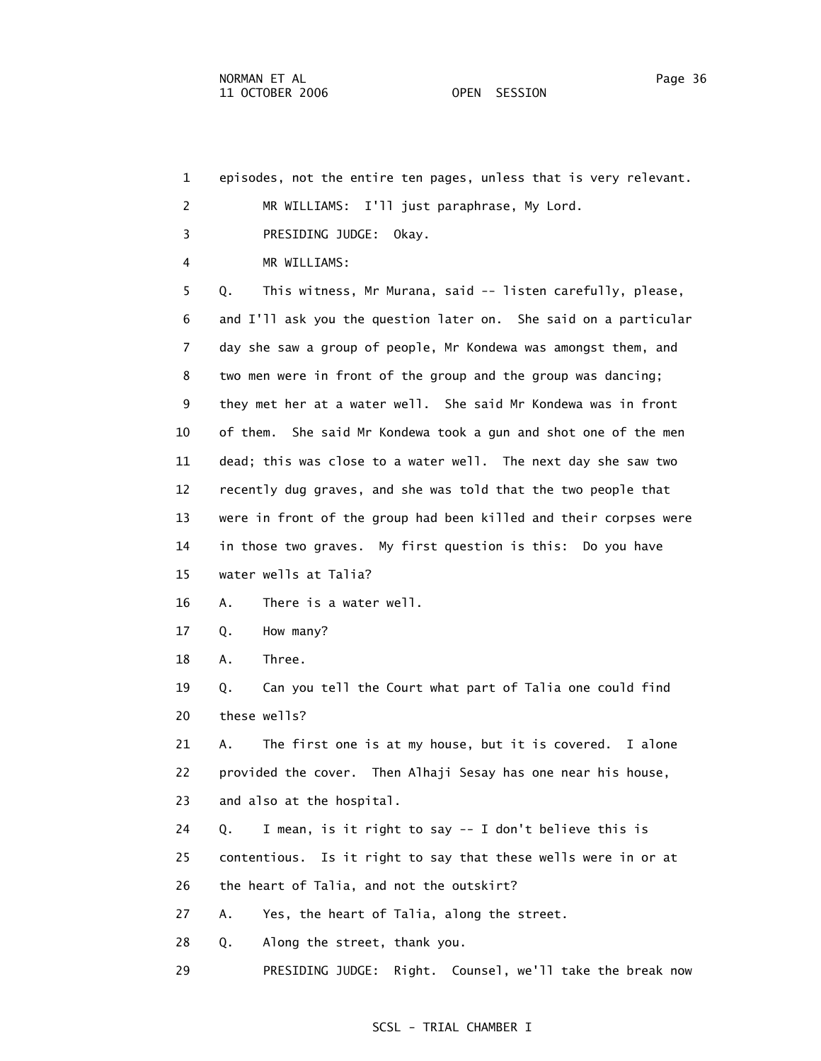1 episodes, not the entire ten pages, unless that is very relevant.

2 MR WILLIAMS: I'll just paraphrase, My Lord.

3 PRESIDING JUDGE: Okay.

4 MR WILLIAMS:

5 Q. This witness, Mr Murana, said -- listen carefully, please,

6 and I'll ask you the question later on. She said on a particular

7 day she saw a group of people, Mr Kondewa was amongst them, and

8 two men were in front of the group and the group was dancing;

9 they met her at a water well. She said Mr Kondewa was in front

10 of them. She said Mr Kondewa took a gun and shot one of the men

11 dead; this was close to a water well. The next day she saw two

12 recently dug graves, and she was told that the two people that

13 were in front of the group had been killed and their corpses were

14 in those two graves. My first question is this: Do you have

15 water wells at Talia?

16 A. There is a water well.

17 Q. How many?

18 A. Three.

19 Q. Can you tell the Court what part of Talia one could find

20 these wells?

21 A. The first one is at my house, but it is covered. I alone

22 provided the cover. Then Alhaji Sesay has one near his house,

23 and also at the hospital.

24 Q. I mean, is it right to say -- I don't believe this is

25 contentious. Is it right to say that these wells were in or at

26 the heart of Talia, and not the outskirt?

27 A. Yes, the heart of Talia, along the street.

28 Q. Along the street, thank you.

29 PRESIDING JUDGE: Right. Counsel, we'll take the break now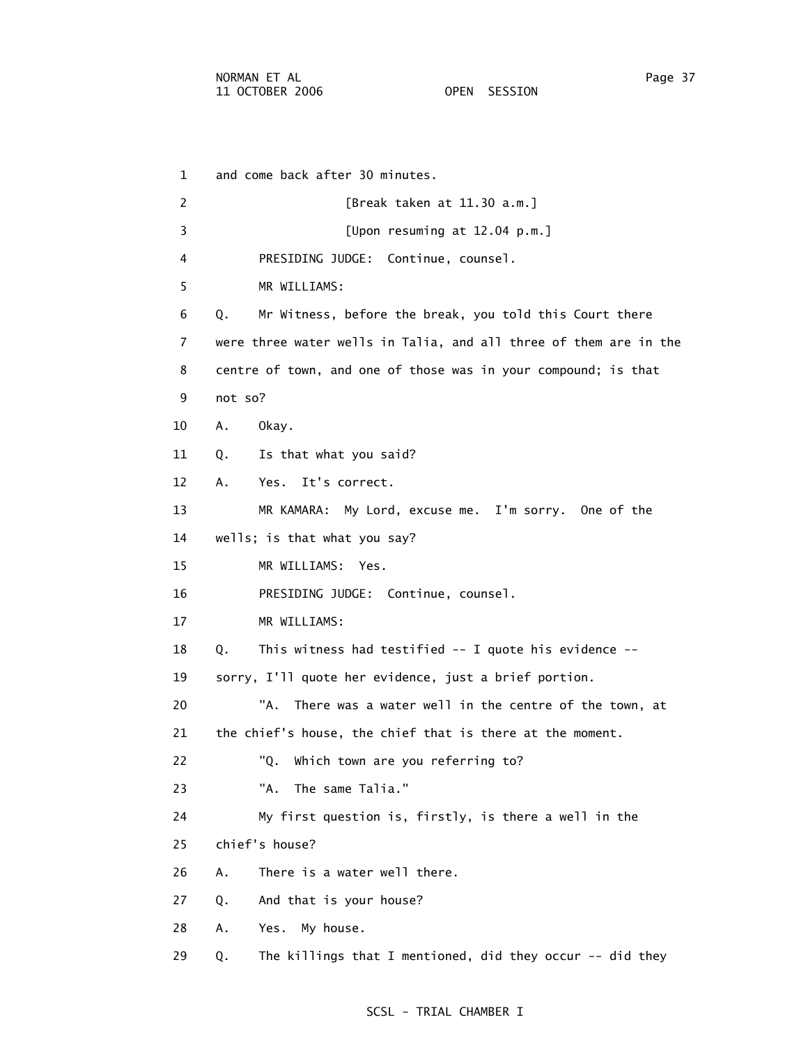1 and come back after 30 minutes.

2 [Break taken at 11.30 a.m.]

3 [Upon resuming at 12.04 p.m.]

4 PRESIDING JUDGE: Continue, counsel.

5 MR WILLIAMS:

6 Q. Mr Witness, before the break, you told this Court there

7 were three water wells in Talia, and all three of them are in the

8 centre of town, and one of those was in your compound; is that

9 not so?

10 A. Okay.

11 Q. Is that what you said?

12 A. Yes. It's correct.

13 MR KAMARA: My Lord, excuse me. I'm sorry. One of the

14 wells; is that what you say?

15 MR WILLIAMS: Yes.

16 PRESIDING JUDGE: Continue, counsel.

17 MR WILLIAMS:

18 Q. This witness had testified -- I quote his evidence --

19 sorry, I'll quote her evidence, just a brief portion.

20 "A. There was a water well in the centre of the town, at

21 the chief's house, the chief that is there at the moment.

22 "Q. Which town are you referring to?

23 "A. The same Talia."

24 My first question is, firstly, is there a well in the

25 chief's house?

26 A. There is a water well there.

27 Q. And that is your house?

28 A. Yes. My house.

29 Q. The killings that I mentioned, did they occur -- did they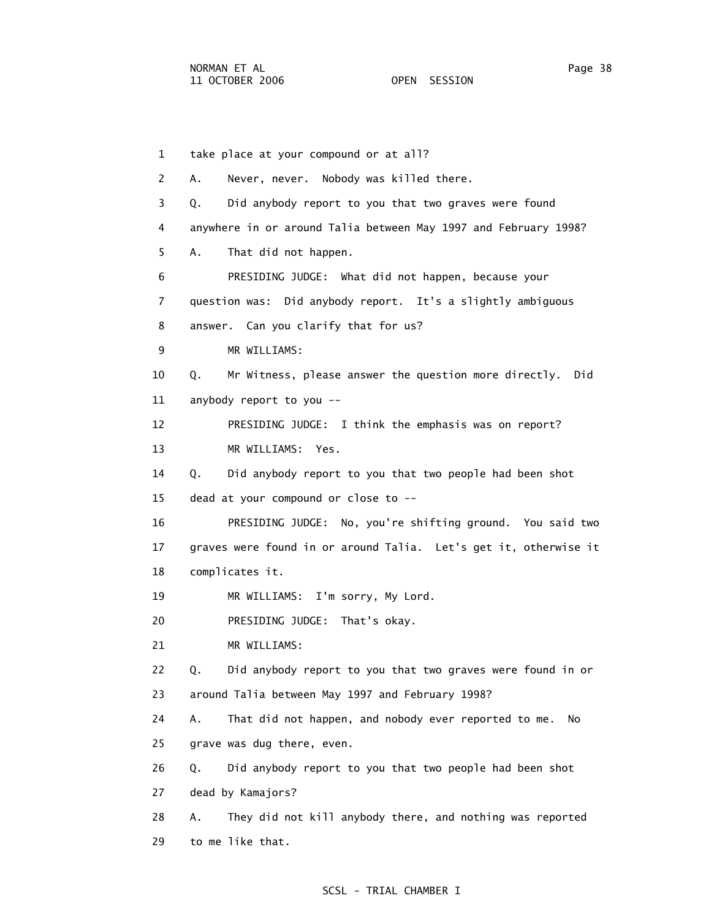1 take place at your compound or at all?

2 A. Never, never. Nobody was killed there.

3 Q. Did anybody report to you that two graves were found

4 anywhere in or around Talia between May 1997 and February 1998?

5 A. That did not happen.

6 PRESIDING JUDGE: What did not happen, because your

7 question was: Did anybody report. It's a slightly ambiguous

8 answer. Can you clarify that for us?

9 MR WILLIAMS:

10 Q. Mr Witness, please answer the question more directly. Did

11 anybody report to you --

12 PRESIDING JUDGE: I think the emphasis was on report?

13 MR WILLIAMS: Yes.

14 Q. Did anybody report to you that two people had been shot

15 dead at your compound or close to --

16 PRESIDING JUDGE: No, you're shifting ground. You said two

17 graves were found in or around Talia. Let's get it, otherwise it

18 complicates it.

19 MR WILLIAMS: I'm sorry, My Lord.

20 PRESIDING JUDGE: That's okay.

21 MR WILLIAMS:

22 Q. Did anybody report to you that two graves were found in or

23 around Talia between May 1997 and February 1998?

24 A. That did not happen, and nobody ever reported to me. No

25 grave was dug there, even.

26 Q. Did anybody report to you that two people had been shot

27 dead by Kamajors?

28 A. They did not kill anybody there, and nothing was reported

29 to me like that.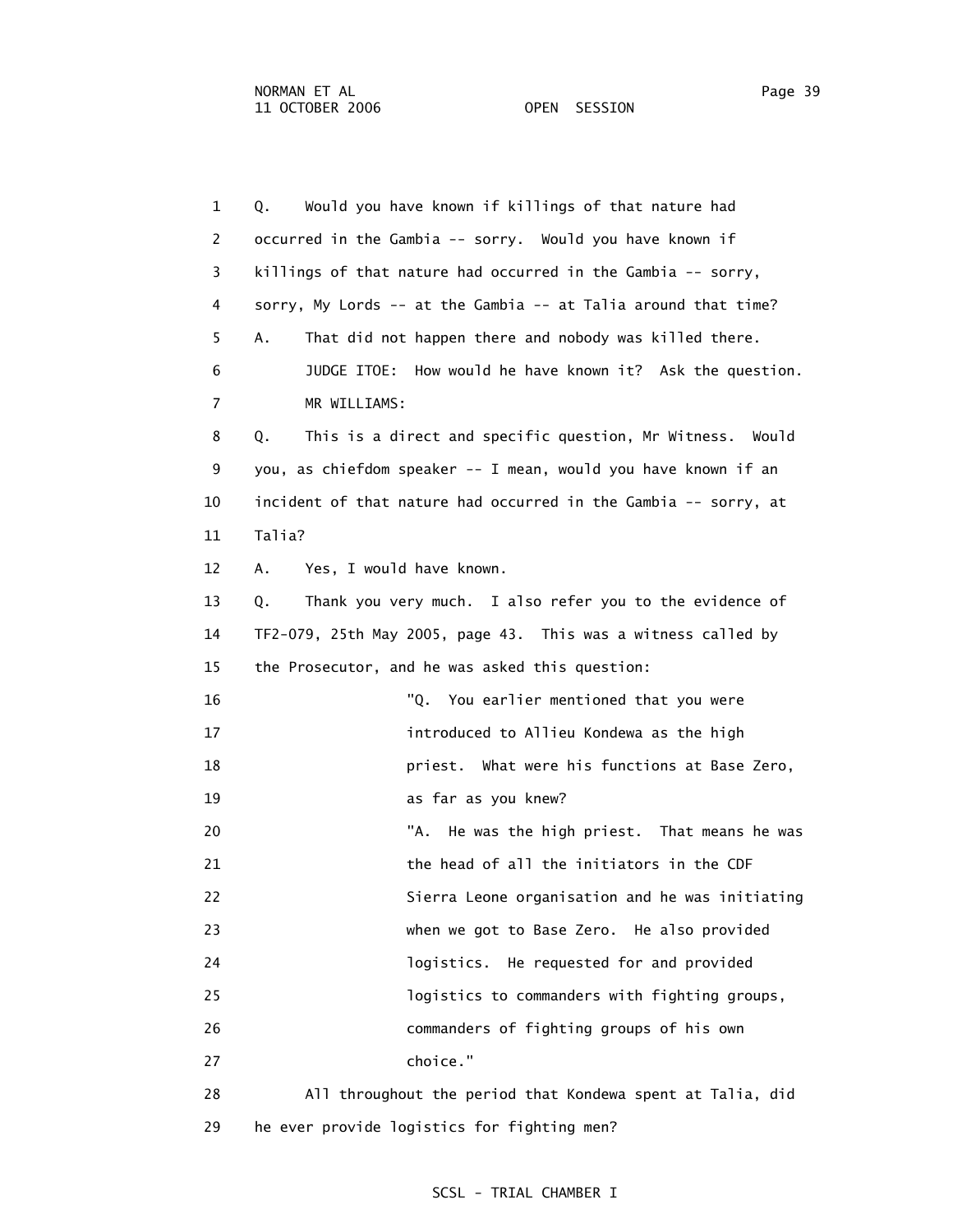1 Q. Would you have known if killings of that nature had
2 occurred in the Gambia -- sorry. Would you have known if
3 killings of that nature had occurred in the Gambia -- sorry,
4 sorry, My Lords -- at the Gambia -- at Talia around that time?
5 A. That did not happen there and nobody was killed there.
6 JUDGE ITOE: How would he have known it? Ask the question.
7 MR WILLIAMS:
8 Q. This is a direct and specific question, Mr Witness. Would
9 you, as chiefdom speaker -- I mean, would you have known if an
10 incident of that nature had occurred in the Gambia -- sorry, at
11 Talia?
12 A. Yes, I would have known.
13 Q. Thank you very much. I also refer you to the evidence of
14 TF2-079, 25th May 2005, page 43. This was a witness called by
15 the Prosecutor, and he was asked this question:
16 "Q. You earlier mentioned that you were
17 introduced to Allieu Kondewa as the high
18 priest. What were his functions at Base Zero,
19 as far as you knew?
20 "A. He was the high priest. That means he was
21 the head of all the initiators in the CDF
22 Sierra Leone organisation and he was initiating
23 when we got to Base Zero. He also provided
24 logistics. He requested for and provided
25 logistics to commanders with fighting groups,
26 commanders of fighting groups of his own
27 choice."
28 All throughout the period that Kondewa spent at Talia, did
29 he ever provide logistics for fighting men?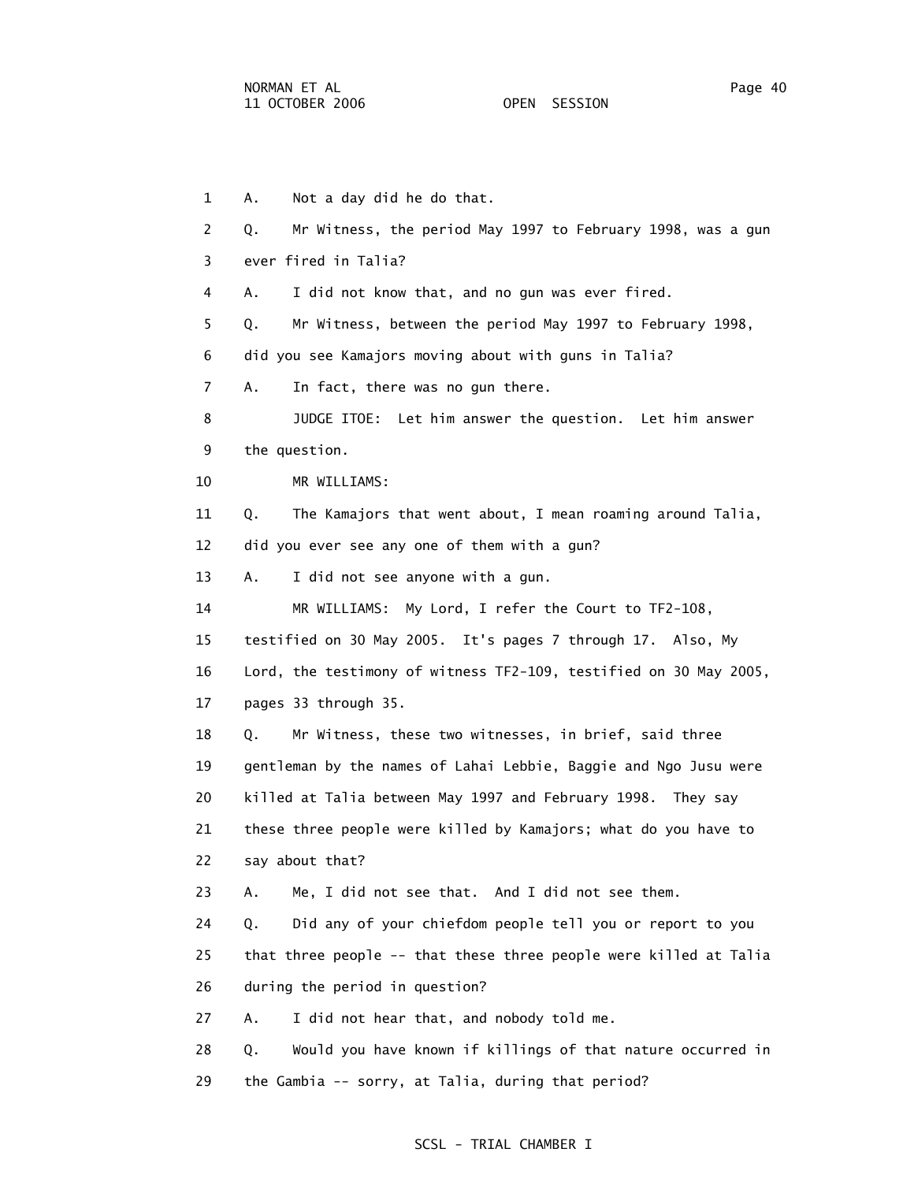1 A. Not a day did he do that.

2 Q. Mr Witness, the period May 1997 to February 1998, was a gun

3 ever fired in Talia?

4 A. I did not know that, and no gun was ever fired.

5 Q. Mr Witness, between the period May 1997 to February 1998,

6 did you see Kamajors moving about with guns in Talia?

7 A. In fact, there was no gun there.

8 JUDGE ITOE: Let him answer the question. Let him answer

9 the question.

10 MR WILLIAMS:

11 Q. The Kamajors that went about, I mean roaming around Talia,

12 did you ever see any one of them with a gun?

13 A. I did not see anyone with a gun.

14 MR WILLIAMS: My Lord, I refer the Court to TF2-108,

15 testified on 30 May 2005. It's pages 7 through 17. Also, My

16 Lord, the testimony of witness TF2-109, testified on 30 May 2005,

17 pages 33 through 35.

18 Q. Mr Witness, these two witnesses, in brief, said three

19 gentleman by the names of Lahai Lebbie, Baggie and Ngo Jusu were

20 killed at Talia between May 1997 and February 1998. They say

21 these three people were killed by Kamajors; what do you have to

22 say about that?

23 A. Me, I did not see that. And I did not see them.

24 Q. Did any of your chiefdom people tell you or report to you

25 that three people -- that these three people were killed at Talia

26 during the period in question?

27 A. I did not hear that, and nobody told me.

28 Q. Would you have known if killings of that nature occurred in

29 the Gambia -- sorry, at Talia, during that period?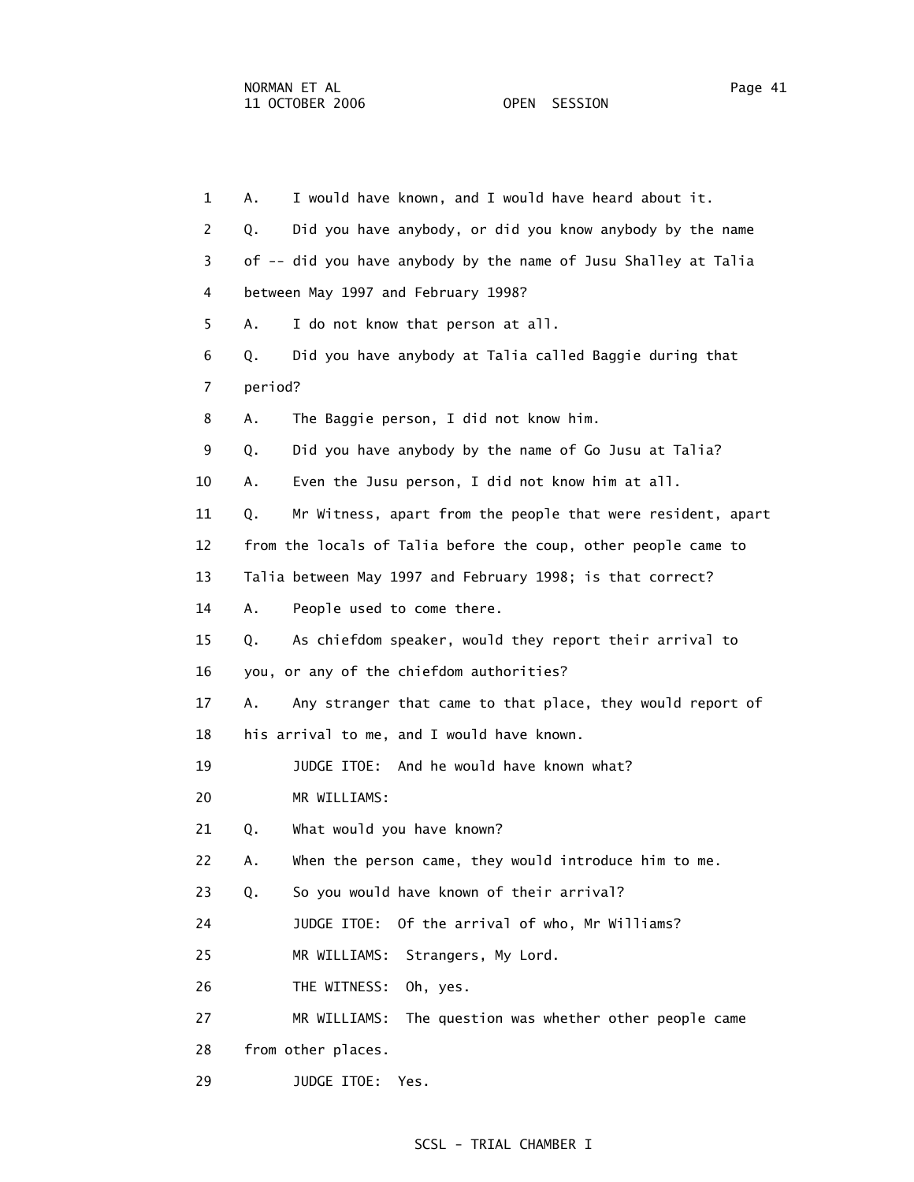1 A. I would have known, and I would have heard about it.

2 Q. Did you have anybody, or did you know anybody by the name

3 of -- did you have anybody by the name of Jusu Shalley at Talia

4 between May 1997 and February 1998?

5 A. I do not know that person at all.

6 Q. Did you have anybody at Talia called Baggie during that

7 period?

8 A. The Baggie person, I did not know him.

9 Q. Did you have anybody by the name of Go Jusu at Talia?

10 A. Even the Jusu person, I did not know him at all.

11 Q. Mr Witness, apart from the people that were resident, apart

12 from the locals of Talia before the coup, other people came to

13 Talia between May 1997 and February 1998; is that correct?

14 A. People used to come there.

15 Q. As chiefdom speaker, would they report their arrival to

16 you, or any of the chiefdom authorities?

17 A. Any stranger that came to that place, they would report of

18 his arrival to me, and I would have known.

19 JUDGE ITOE: And he would have known what?

20 MR WILLIAMS:

21 Q. What would you have known?

22 A. When the person came, they would introduce him to me.

23 Q. So you would have known of their arrival?

24 JUDGE ITOE: Of the arrival of who, Mr Williams?

25 MR WILLIAMS: Strangers, My Lord.

26 THE WITNESS: Oh, yes.

27 MR WILLIAMS: The question was whether other people came

28 from other places.

29 JUDGE ITOE: Yes.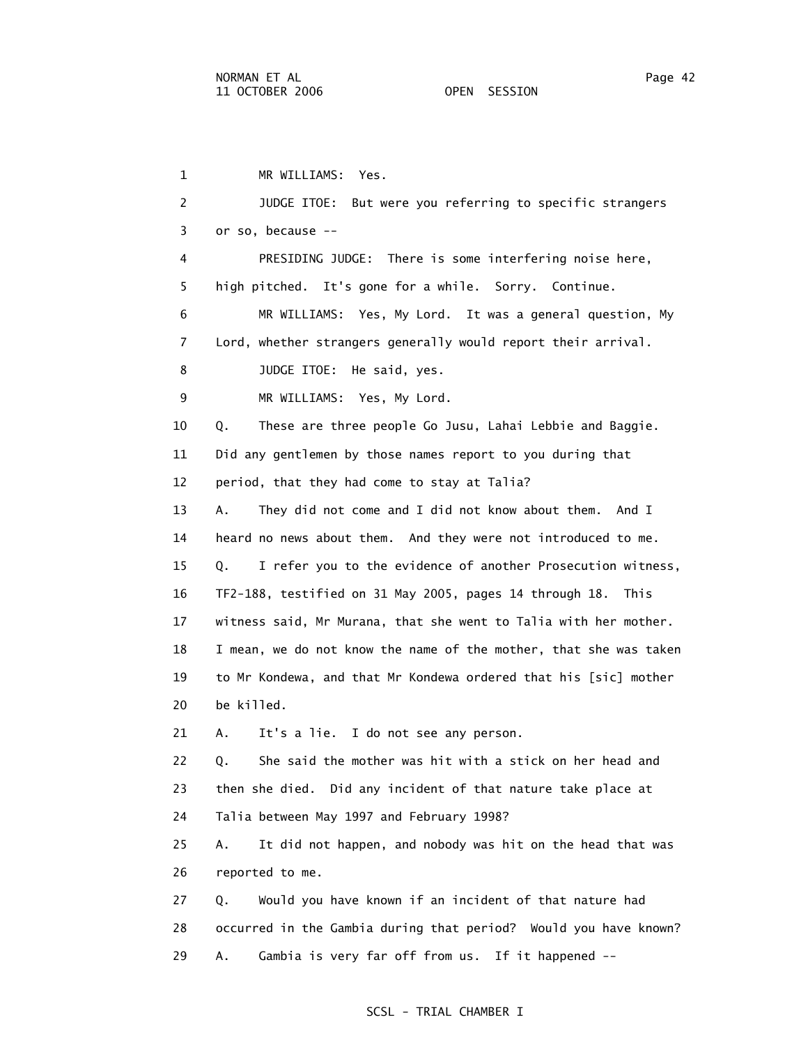1 MR WILLIAMS: Yes.

2 JUDGE ITOE: But were you referring to specific strangers

3 or so, because --

4 PRESIDING JUDGE: There is some interfering noise here,

5 high pitched. It's gone for a while. Sorry. Continue.

6 MR WILLIAMS: Yes, My Lord. It was a general question, My

7 Lord, whether strangers generally would report their arrival.

8 JUDGE ITOE: He said, yes.

9 MR WILLIAMS: Yes, My Lord.

10 Q. These are three people Go Jusu, Lahai Lebbie and Baggie.

11 Did any gentlemen by those names report to you during that

12 period, that they had come to stay at Talia?

13 A. They did not come and I did not know about them. And I

14 heard no news about them. And they were not introduced to me.

15 Q. I refer you to the evidence of another Prosecution witness,

16 TF2-188, testified on 31 May 2005, pages 14 through 18. This

17 witness said, Mr Murana, that she went to Talia with her mother.

18 I mean, we do not know the name of the mother, that she was taken

19 to Mr Kondewa, and that Mr Kondewa ordered that his [sic] mother

20 be killed.

21 A. It's a lie. I do not see any person.

22 Q. She said the mother was hit with a stick on her head and

23 then she died. Did any incident of that nature take place at

24 Talia between May 1997 and February 1998?

25 A. It did not happen, and nobody was hit on the head that was

26 reported to me.

27 Q. Would you have known if an incident of that nature had

28 occurred in the Gambia during that period? Would you have known?

29 A. Gambia is very far off from us. If it happened --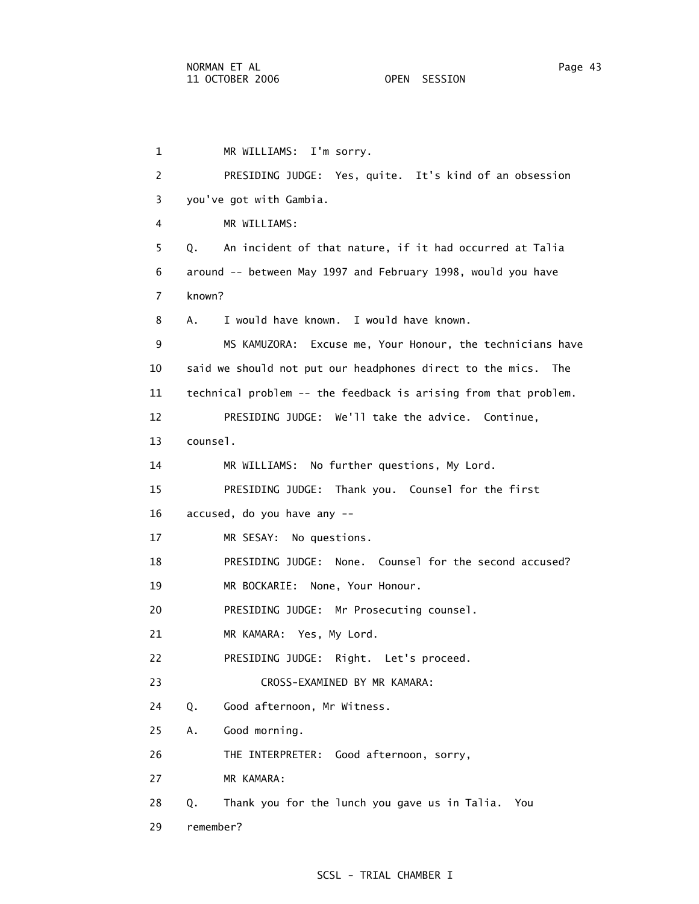1 MR WILLIAMS: I'm sorry.

2 PRESIDING JUDGE: Yes, quite. It's kind of an obsession

3 you've got with Gambia.

4 MR WILLIAMS:

5 Q. An incident of that nature, if it had occurred at Talia

6 around -- between May 1997 and February 1998, would you have

7 known?

8 A. I would have known. I would have known.

9 MS KAMUZORA: Excuse me, Your Honour, the technicians have

10 said we should not put our headphones direct to the mics. The

11 technical problem -- the feedback is arising from that problem.

12 PRESIDING JUDGE: We'll take the advice. Continue,

13 counsel.

14 MR WILLIAMS: No further questions, My Lord.

15 PRESIDING JUDGE: Thank you. Counsel for the first

16 accused, do you have any --

17 MR SESAY: No questions.

18 PRESIDING JUDGE: None. Counsel for the second accused?

19 MR BOCKARIE: None, Your Honour.

20 PRESIDING JUDGE: Mr Prosecuting counsel.

21 MR KAMARA: Yes, My Lord.

22 PRESIDING JUDGE: Right. Let's proceed.

23 CROSS-EXAMINED BY MR KAMARA:

24 Q. Good afternoon, Mr Witness.

25 A. Good morning.

26 THE INTERPRETER: Good afternoon, sorry,

27 MR KAMARA:

28 Q. Thank you for the lunch you gave us in Talia. You

29 remember?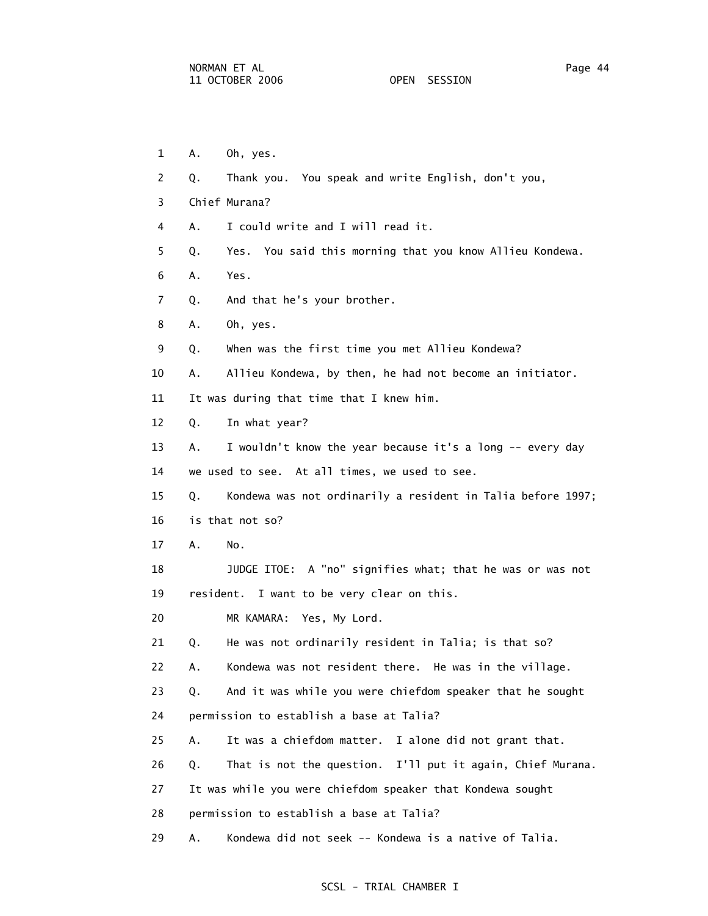1 A. Oh, yes.

2 Q. Thank you. You speak and write English, don't you,

3 Chief Murana?

4 A. I could write and I will read it.

5 Q. Yes. You said this morning that you know Allieu Kondewa.

6 A. Yes.

7 Q. And that he's your brother.

8 A. Oh, yes.

9 Q. When was the first time you met Allieu Kondewa?

10 A. Allieu Kondewa, by then, he had not become an initiator.

11 It was during that time that I knew him.

12 Q. In what year?

13 A. I wouldn't know the year because it's a long -- every day

14 we used to see. At all times, we used to see.

15 Q. Kondewa was not ordinarily a resident in Talia before 1997;

16 is that not so?

17 A. No.

18 JUDGE ITOE: A "no" signifies what; that he was or was not

19 resident. I want to be very clear on this.

20 MR KAMARA: Yes, My Lord.

21 Q. He was not ordinarily resident in Talia; is that so?

22 A. Kondewa was not resident there. He was in the village.

23 Q. And it was while you were chiefdom speaker that he sought

24 permission to establish a base at Talia?

25 A. It was a chiefdom matter. I alone did not grant that.

26 Q. That is not the question. I'll put it again, Chief Murana.

27 It was while you were chiefdom speaker that Kondewa sought

28 permission to establish a base at Talia?

29 A. Kondewa did not seek -- Kondewa is a native of Talia.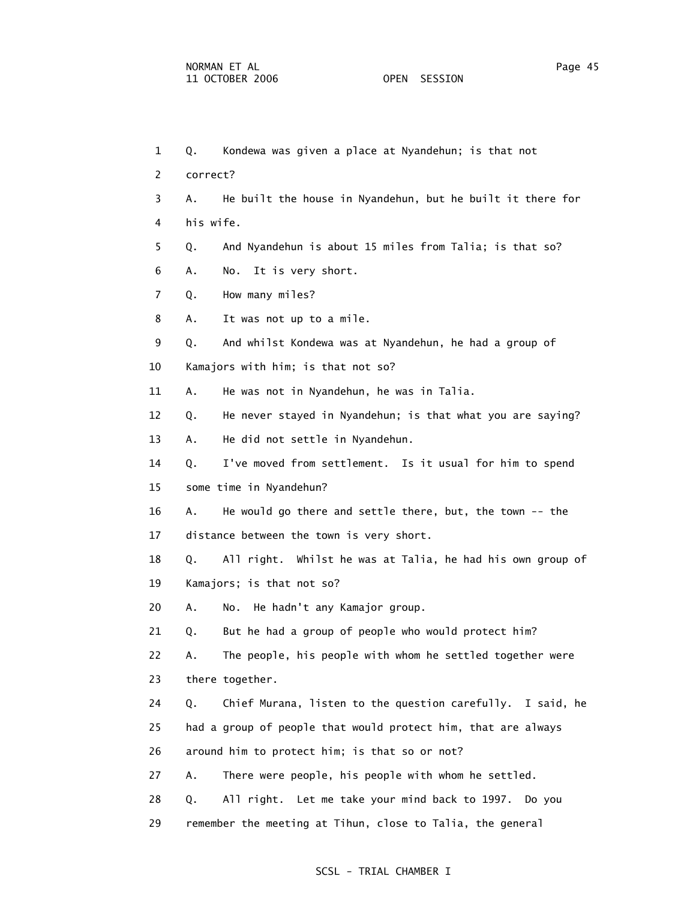1 Q. Kondewa was given a place at Nyandehun; is that not
2 correct?
3 A. He built the house in Nyandehun, but he built it there for
4 his wife.
5 Q. And Nyandehun is about 15 miles from Talia; is that so?
6 A. No. It is very short.
7 Q. How many miles?
8 A. It was not up to a mile.
9 Q. And whilst Kondewa was at Nyandehun, he had a group of
10 Kamajors with him; is that not so?
11 A. He was not in Nyandehun, he was in Talia.
12 Q. He never stayed in Nyandehun; is that what you are saying?
13 A. He did not settle in Nyandehun.
14 Q. I've moved from settlement. Is it usual for him to spend
15 some time in Nyandehun?
16 A. He would go there and settle there, but, the town -- the
17 distance between the town is very short.
18 Q. All right. Whilst he was at Talia, he had his own group of
19 Kamajors; is that not so?
20 A. No. He hadn't any Kamajor group.
21 Q. But he had a group of people who would protect him?
22 A. The people, his people with whom he settled together were
23 there together.
24 Q. Chief Murana, listen to the question carefully. I said, he
25 had a group of people that would protect him, that are always
26 around him to protect him; is that so or not?
27 A. There were people, his people with whom he settled.
28 Q. All right. Let me take your mind back to 1997. Do you
29 remember the meeting at Tihun, close to Talia, the general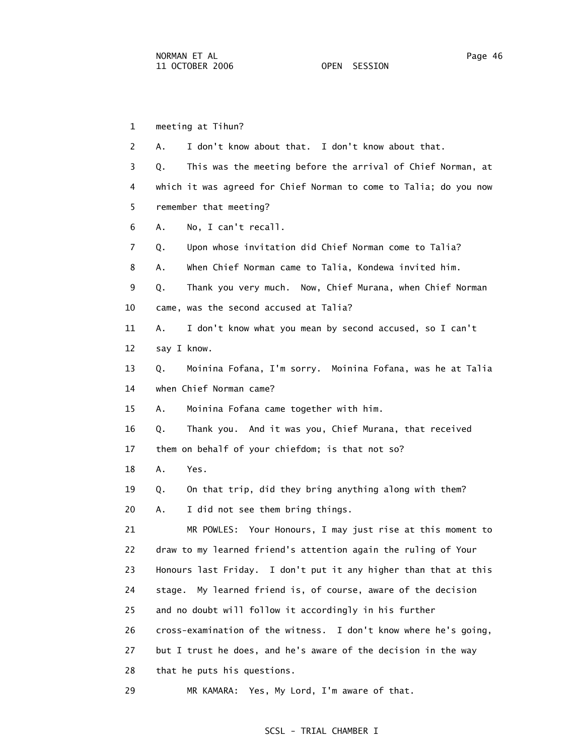1 meeting at Tihun?

2 A. I don't know about that. I don't know about that.

3 Q. This was the meeting before the arrival of Chief Norman, at

4 which it was agreed for Chief Norman to come to Talia; do you now

5 remember that meeting?

6 A. No, I can't recall.

7 Q. Upon whose invitation did Chief Norman come to Talia?

8 A. When Chief Norman came to Talia, Kondewa invited him.

9 Q. Thank you very much. Now, Chief Murana, when Chief Norman

10 came, was the second accused at Talia?

11 A. I don't know what you mean by second accused, so I can't

12 say I know.

13 Q. Moinina Fofana, I'm sorry. Moinina Fofana, was he at Talia

14 when Chief Norman came?

15 A. Moinina Fofana came together with him.

16 Q. Thank you. And it was you, Chief Murana, that received

17 them on behalf of your chiefdom; is that not so?

18 A. Yes.

19 Q. On that trip, did they bring anything along with them?

20 A. I did not see them bring things.

21 MR POWLES: Your Honours, I may just rise at this moment to

22 draw to my learned friend's attention again the ruling of Your

23 Honours last Friday. I don't put it any higher than that at this

24 stage. My learned friend is, of course, aware of the decision

25 and no doubt will follow it accordingly in his further

26 cross-examination of the witness. I don't know where he's going,

27 but I trust he does, and he's aware of the decision in the way

28 that he puts his questions.

29 MR KAMARA: Yes, My Lord, I'm aware of that.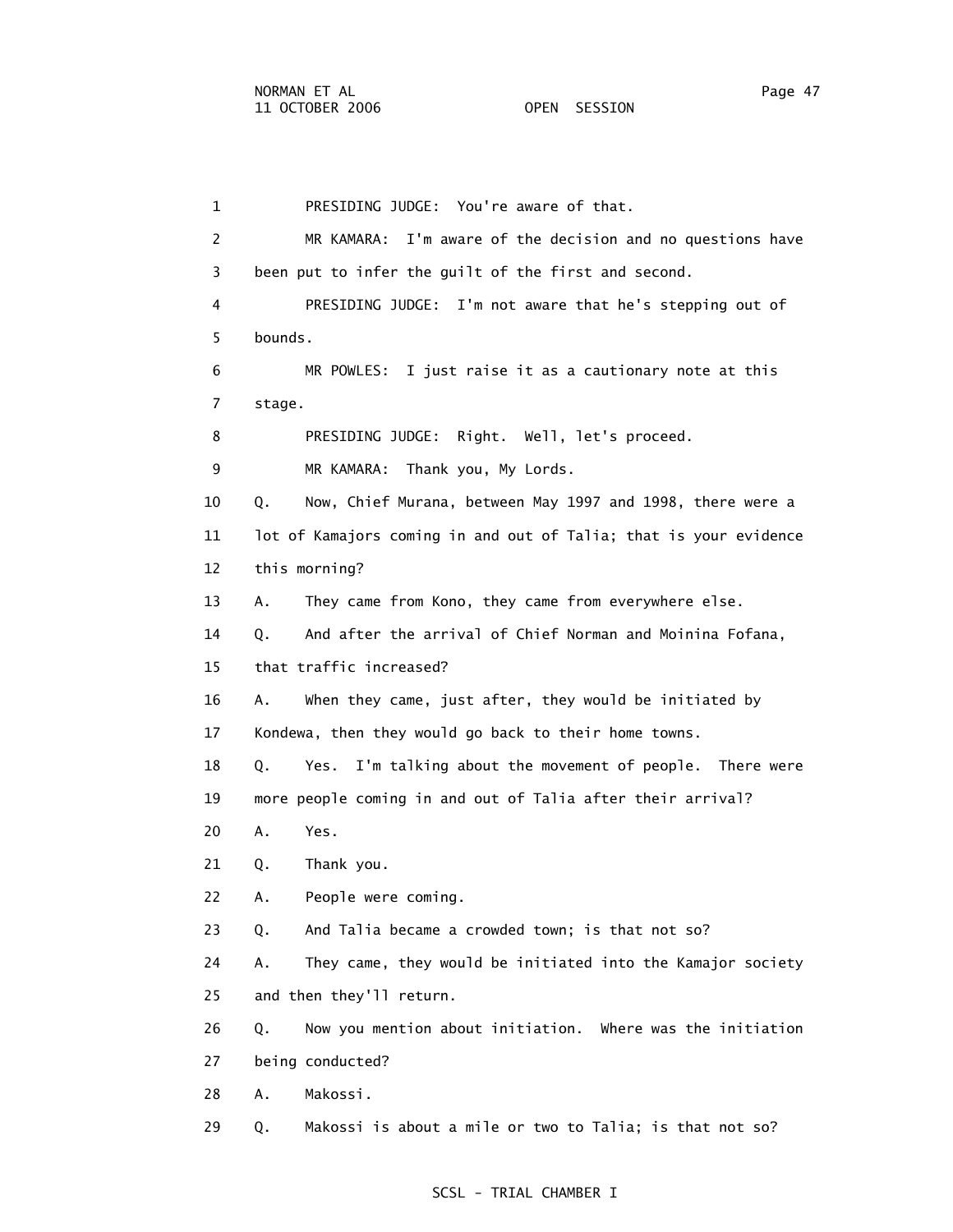1 PRESIDING JUDGE: You're aware of that.

2 MR KAMARA: I'm aware of the decision and no questions have

3 been put to infer the guilt of the first and second.

4 PRESIDING JUDGE: I'm not aware that he's stepping out of

5 bounds.

6 MR POWLES: I just raise it as a cautionary note at this

7 stage.

8 PRESIDING JUDGE: Right. Well, let's proceed.

9 MR KAMARA: Thank you, My Lords.

10 Q. Now, Chief Murana, between May 1997 and 1998, there were a

11 lot of Kamajors coming in and out of Talia; that is your evidence

12 this morning?

13 A. They came from Kono, they came from everywhere else.

14 Q. And after the arrival of Chief Norman and Moinina Fofana,

15 that traffic increased?

16 A. When they came, just after, they would be initiated by

17 Kondewa, then they would go back to their home towns.

18 Q. Yes. I'm talking about the movement of people. There were

19 more people coming in and out of Talia after their arrival?

20 A. Yes.

21 Q. Thank you.

22 A. People were coming.

23 Q. And Talia became a crowded town; is that not so?

24 A. They came, they would be initiated into the Kamajor society

25 and then they'll return.

26 Q. Now you mention about initiation. Where was the initiation

27 being conducted?

28 A. Makossi.

29 Q. Makossi is about a mile or two to Talia; is that not so?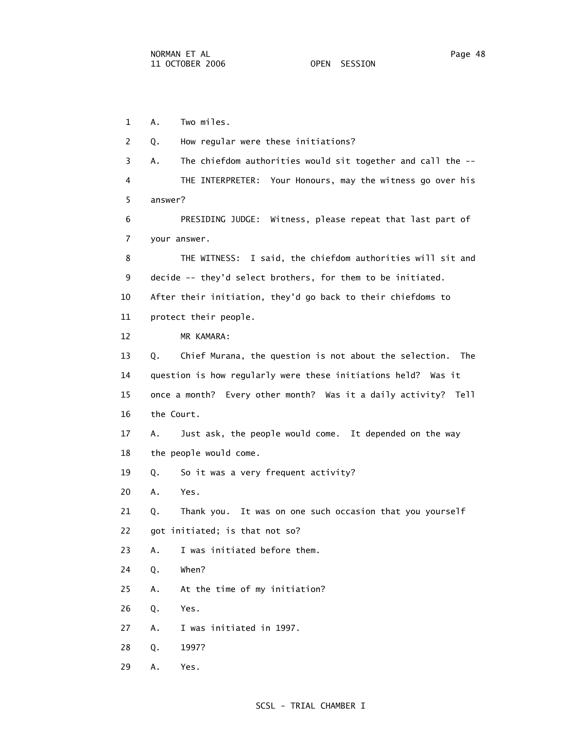1 A. Two miles.

2 Q. How regular were these initiations?

3 A. The chiefdom authorities would sit together and call the --

4 THE INTERPRETER: Your Honours, may the witness go over his

5 answer?

6 PRESIDING JUDGE: Witness, please repeat that last part of

7 your answer.

8 THE WITNESS: I said, the chiefdom authorities will sit and

9 decide -- they'd select brothers, for them to be initiated.

10 After their initiation, they'd go back to their chiefdoms to

11 protect their people.

12 MR KAMARA:

13 Q. Chief Murana, the question is not about the selection. The

14 question is how regularly were these initiations held? Was it

15 once a month? Every other month? Was it a daily activity? Tell

16 the Court.

17 A. Just ask, the people would come. It depended on the way

18 the people would come.

19 Q. So it was a very frequent activity?

20 A. Yes.

21 Q. Thank you. It was on one such occasion that you yourself

22 got initiated; is that not so?

23 A. I was initiated before them.

24 Q. When?

25 A. At the time of my initiation?

26 Q. Yes.

27 A. I was initiated in 1997.

28 Q. 1997?

29 A. Yes.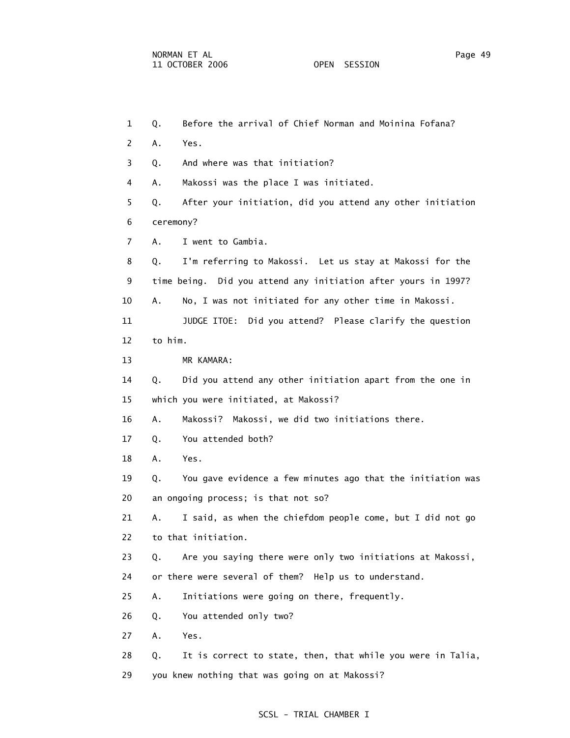1 Q. Before the arrival of Chief Norman and Moinina Fofana?

2 A. Yes.

3 Q. And where was that initiation?

4 A. Makossi was the place I was initiated.

5 Q. After your initiation, did you attend any other initiation

6 ceremony?

7 A. I went to Gambia.

8 Q. I'm referring to Makossi. Let us stay at Makossi for the

9 time being. Did you attend any initiation after yours in 1997?

10 A. No, I was not initiated for any other time in Makossi.

11 JUDGE ITOE: Did you attend? Please clarify the question

12 to him.

13 MR KAMARA:

14 Q. Did you attend any other initiation apart from the one in

15 which you were initiated, at Makossi?

16 A. Makossi? Makossi, we did two initiations there.

17 Q. You attended both?

18 A. Yes.

19 Q. You gave evidence a few minutes ago that the initiation was

20 an ongoing process; is that not so?

21 A. I said, as when the chiefdom people come, but I did not go

22 to that initiation.

23 Q. Are you saying there were only two initiations at Makossi,

24 or there were several of them? Help us to understand.

25 A. Initiations were going on there, frequently.

26 Q. You attended only two?

27 A. Yes.

28 Q. It is correct to state, then, that while you were in Talia,

29 you knew nothing that was going on at Makossi?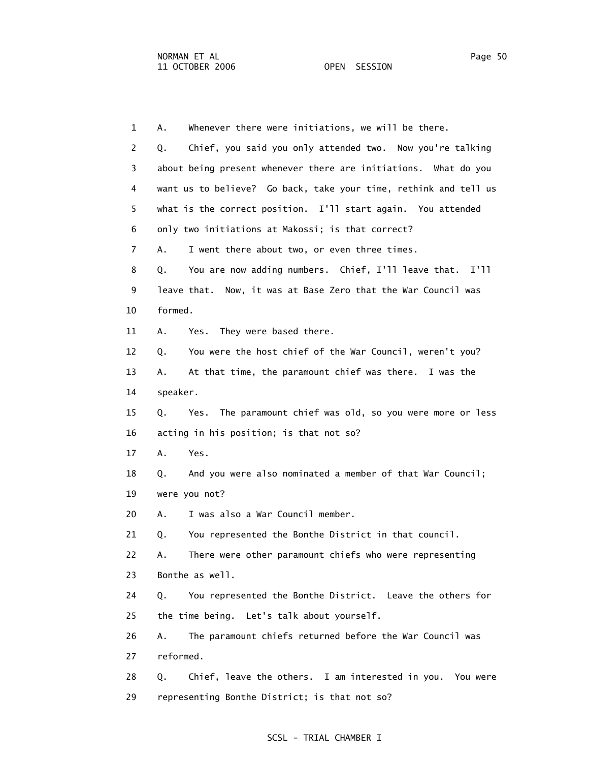1 A. Whenever there were initiations, we will be there.

2 Q. Chief, you said you only attended two. Now you're talking

3 about being present whenever there are initiations. What do you

4 want us to believe? Go back, take your time, rethink and tell us

5 what is the correct position. I'll start again. You attended

6 only two initiations at Makossi; is that correct?

7 A. I went there about two, or even three times.

8 Q. You are now adding numbers. Chief, I'll leave that. I'll

9 leave that. Now, it was at Base Zero that the War Council was

10 formed.

11 A. Yes. They were based there.

12 Q. You were the host chief of the War Council, weren't you?

13 A. At that time, the paramount chief was there. I was the

14 speaker.

15 Q. Yes. The paramount chief was old, so you were more or less

16 acting in his position; is that not so?

17 A. Yes.

18 Q. And you were also nominated a member of that War Council;

19 were you not?

20 A. I was also a War Council member.

21 Q. You represented the Bonthe District in that council.

22 A. There were other paramount chiefs who were representing

23 Bonthe as well.

24 Q. You represented the Bonthe District. Leave the others for

25 the time being. Let's talk about yourself.

26 A. The paramount chiefs returned before the War Council was

27 reformed.

28 Q. Chief, leave the others. I am interested in you. You were

29 representing Bonthe District; is that not so?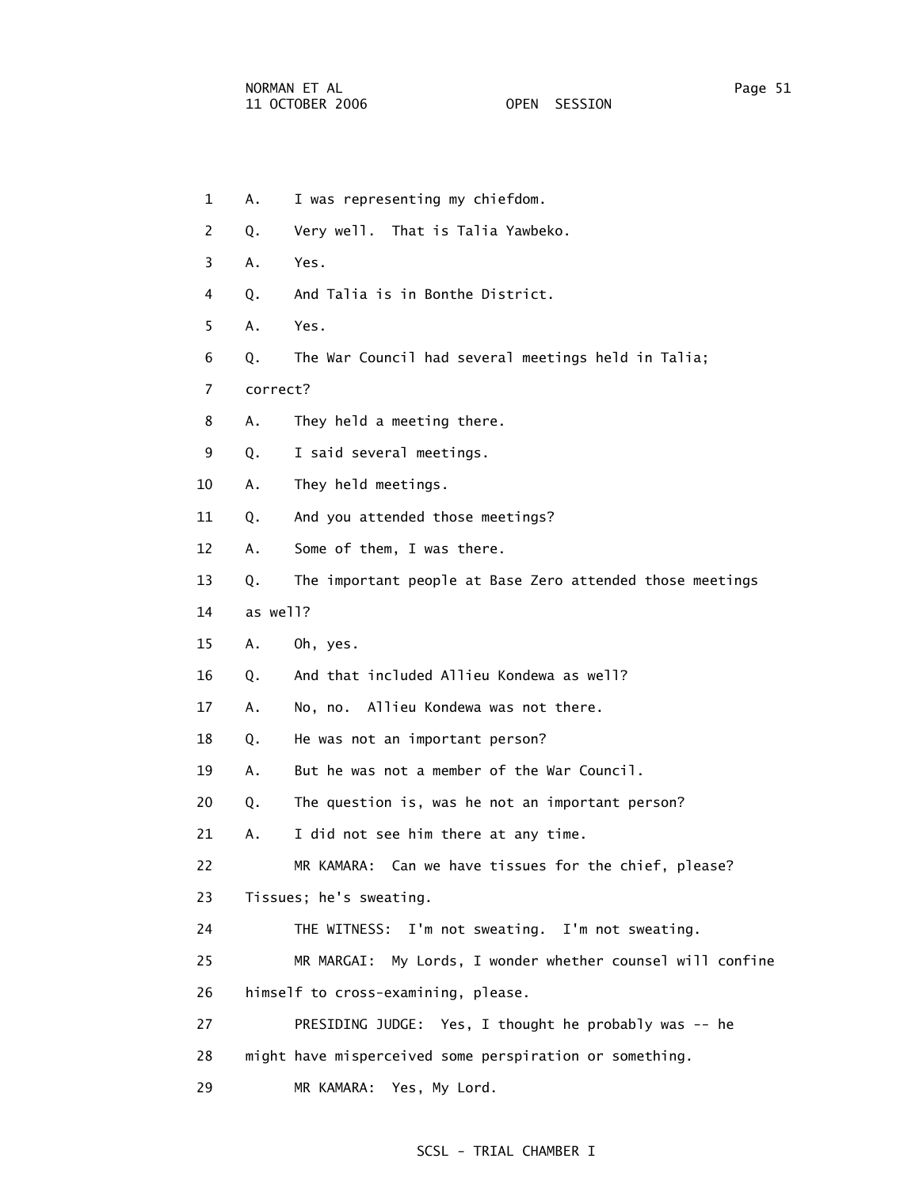1 A. I was representing my chiefdom.

2 Q. Very well. That is Talia Yawbeko.

3 A. Yes.

4 Q. And Talia is in Bonthe District.

5 A. Yes.

6 Q. The War Council had several meetings held in Talia;

7 correct?

8 A. They held a meeting there.

9 Q. I said several meetings.

10 A. They held meetings.

11 Q. And you attended those meetings?

12 A. Some of them, I was there.

13 Q. The important people at Base Zero attended those meetings

14 as well?

15 A. Oh, yes.

16 Q. And that included Allieu Kondewa as well?

17 A. No, no. Allieu Kondewa was not there.

18 Q. He was not an important person?

19 A. But he was not a member of the War Council.

20 Q. The question is, was he not an important person?

21 A. I did not see him there at any time.

22 MR KAMARA: Can we have tissues for the chief, please?

23 Tissues; he's sweating.

24 THE WITNESS: I'm not sweating. I'm not sweating.

25 MR MARGAI: My Lords, I wonder whether counsel will confine

26 himself to cross-examining, please.

27 PRESIDING JUDGE: Yes, I thought he probably was -- he

28 might have misperceived some perspiration or something.

29 MR KAMARA: Yes, My Lord.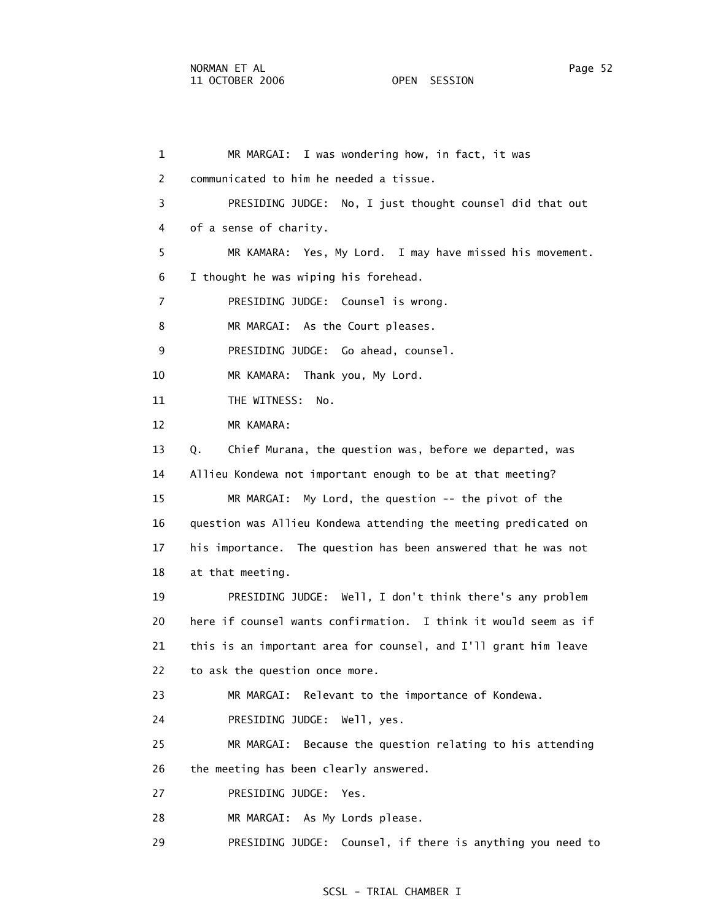1 MR MARGAI: I was wondering how, in fact, it was
2 communicated to him he needed a tissue.
3 PRESIDING JUDGE: No, I just thought counsel did that out
4 of a sense of charity.
5 MR KAMARA: Yes, My Lord. I may have missed his movement.
6 I thought he was wiping his forehead.
7 PRESIDING JUDGE: Counsel is wrong.
8 MR MARGAI: As the Court pleases.
9 PRESIDING JUDGE: Go ahead, counsel.
10 MR KAMARA: Thank you, My Lord.
11 THE WITNESS: No.
12 MR KAMARA:
13 Q. Chief Murana, the question was, before we departed, was
14 Allieu Kondewa not important enough to be at that meeting?
15 MR MARGAI: My Lord, the question -- the pivot of the
16 question was Allieu Kondewa attending the meeting predicated on
17 his importance. The question has been answered that he was not
18 at that meeting.
19 PRESIDING JUDGE: Well, I don't think there's any problem
20 here if counsel wants confirmation. I think it would seem as if
21 this is an important area for counsel, and I'll grant him leave
22 to ask the question once more.
23 MR MARGAI: Relevant to the importance of Kondewa.
24 PRESIDING JUDGE: Well, yes.
25 MR MARGAI: Because the question relating to his attending
26 the meeting has been clearly answered.
27 PRESIDING JUDGE: Yes.
28 MR MARGAI: As My Lords please.
29 PRESIDING JUDGE: Counsel, if there is anything you need to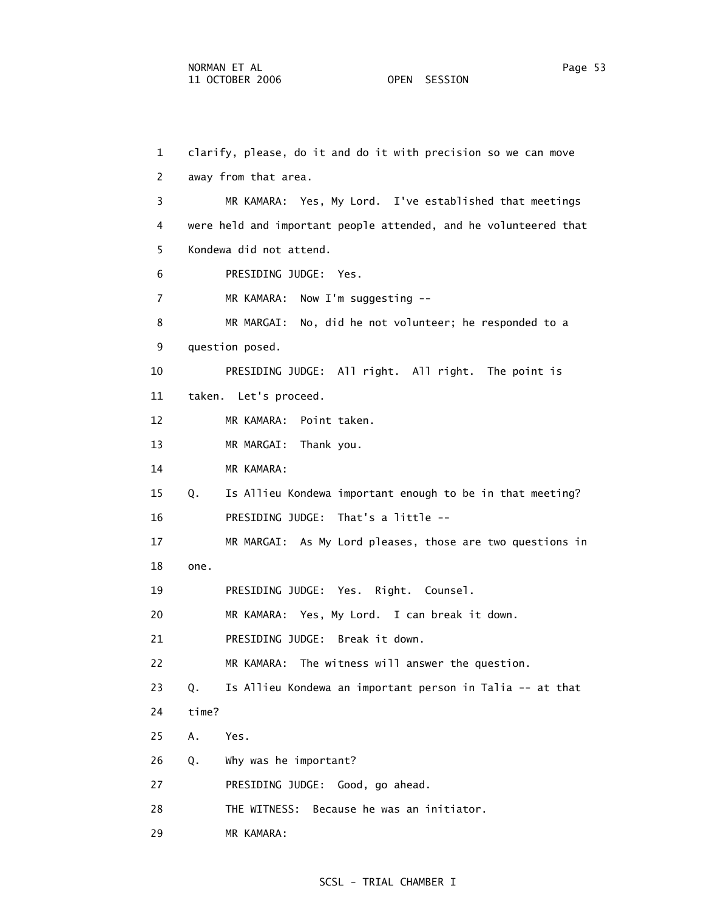1 clarify, please, do it and do it with precision so we can move
2 away from that area.
3 MR KAMARA: Yes, My Lord. I've established that meetings
4 were held and important people attended, and he volunteered that
5 Kondewa did not attend.
6 PRESIDING JUDGE: Yes.
7 MR KAMARA: Now I'm suggesting --
8 MR MARGAI: No, did he not volunteer; he responded to a
9 question posed.
10 PRESIDING JUDGE: All right. All right. The point is
11 taken. Let's proceed.
12 MR KAMARA: Point taken.
13 MR MARGAI: Thank you.
14 MR KAMARA:
15 Q. Is Allieu Kondewa important enough to be in that meeting?
16 PRESIDING JUDGE: That's a little --
17 MR MARGAI: As My Lord pleases, those are two questions in
18 one.
19 PRESIDING JUDGE: Yes. Right. Counsel.
20 MR KAMARA: Yes, My Lord. I can break it down.
21 PRESIDING JUDGE: Break it down.
22 MR KAMARA: The witness will answer the question.
23 Q. Is Allieu Kondewa an important person in Talia -- at that
24 time?
25 A. Yes.
26 Q. Why was he important?
27 PRESIDING JUDGE: Good, go ahead.
28 THE WITNESS: Because he was an initiator.
29 MR KAMARA: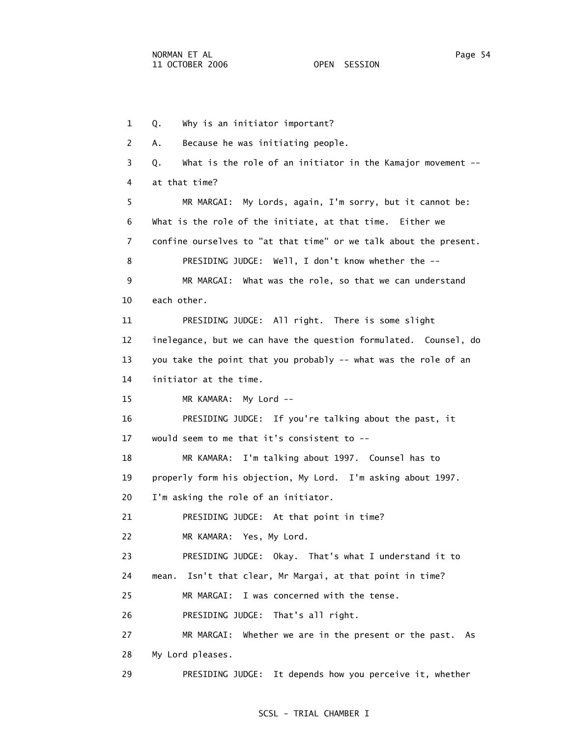1 Q. Why is an initiator important?

2 A. Because he was initiating people.

3 Q. What is the role of an initiator in the Kamajor movement --

4 at that time?

5 MR MARGAI: My Lords, again, I'm sorry, but it cannot be:

6 What is the role of the initiate, at that time. Either we

7 confine ourselves to "at that time" or we talk about the present.

8 PRESIDING JUDGE: Well, I don't know whether the --

9 MR MARGAI: What was the role, so that we can understand

10 each other.

11 PRESIDING JUDGE: All right. There is some slight

12 inelegance, but we can have the question formulated. Counsel, do

13 you take the point that you probably -- what was the role of an

14 initiator at the time.

15 MR KAMARA: My Lord --

16 PRESIDING JUDGE: If you're talking about the past, it

17 would seem to me that it's consistent to --

18 MR KAMARA: I'm talking about 1997. Counsel has to

19 properly form his objection, My Lord. I'm asking about 1997.

20 I'm asking the role of an initiator.

21 PRESIDING JUDGE: At that point in time?

22 MR KAMARA: Yes, My Lord.

23 PRESIDING JUDGE: Okay. That's what I understand it to

24 mean. Isn't that clear, Mr Margai, at that point in time?

25 MR MARGAI: I was concerned with the tense.

26 PRESIDING JUDGE: That's all right.

27 MR MARGAI: Whether we are in the present or the past. As

28 My Lord pleases.

29 PRESIDING JUDGE: It depends how you perceive it, whether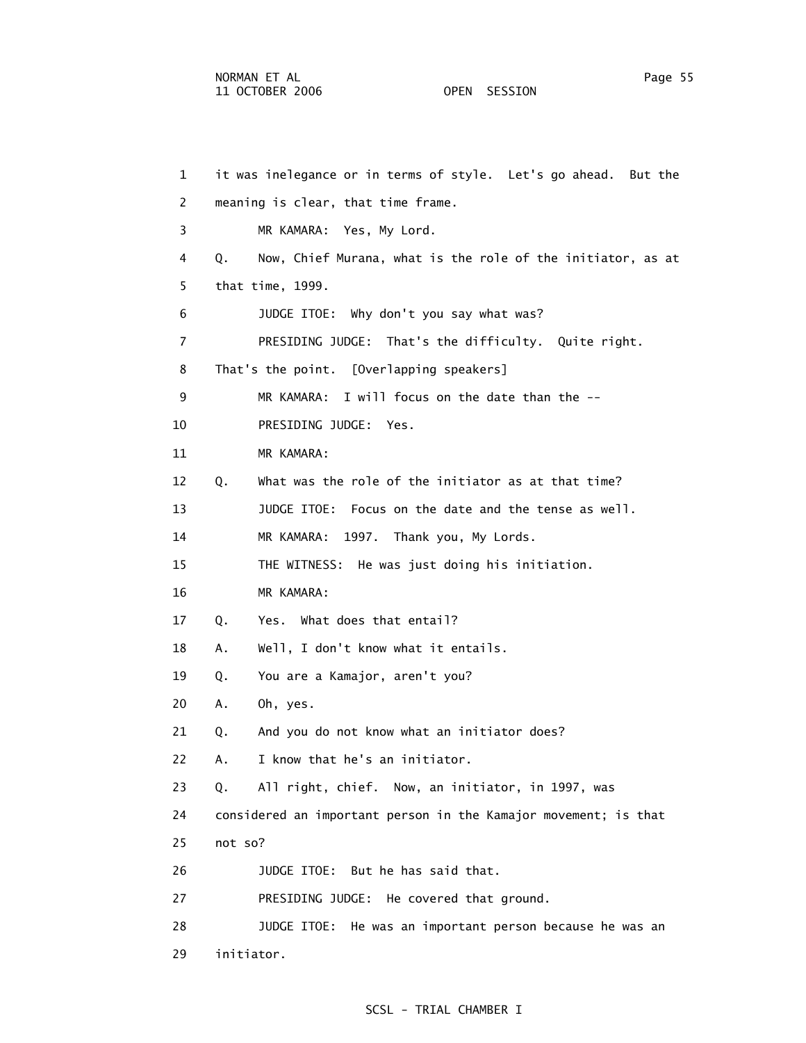1 it was inelegance or in terms of style. Let's go ahead. But the
2 meaning is clear, that time frame.
3 MR KAMARA: Yes, My Lord.
4 Q. Now, Chief Murana, what is the role of the initiator, as at
5 that time, 1999.
6 JUDGE ITOE: Why don't you say what was?
7 PRESIDING JUDGE: That's the difficulty. Quite right.
8 That's the point. [Overlapping speakers]
9 MR KAMARA: I will focus on the date than the --
10 PRESIDING JUDGE: Yes.
11 MR KAMARA:
12 Q. What was the role of the initiator as at that time?
13 JUDGE ITOE: Focus on the date and the tense as well.
14 MR KAMARA: 1997. Thank you, My Lords.
15 THE WITNESS: He was just doing his initiation.
16 MR KAMARA:
17 Q. Yes. What does that entail?
18 A. Well, I don't know what it entails.
19 Q. You are a Kamajor, aren't you?
20 A. Oh, yes.
21 Q. And you do not know what an initiator does?
22 A. I know that he's an initiator.
23 Q. All right, chief. Now, an initiator, in 1997, was
24 considered an important person in the Kamajor movement; is that
25 not so?
26 JUDGE ITOE: But he has said that.
27 PRESIDING JUDGE: He covered that ground.
28 JUDGE ITOE: He was an important person because he was an
29 initiator.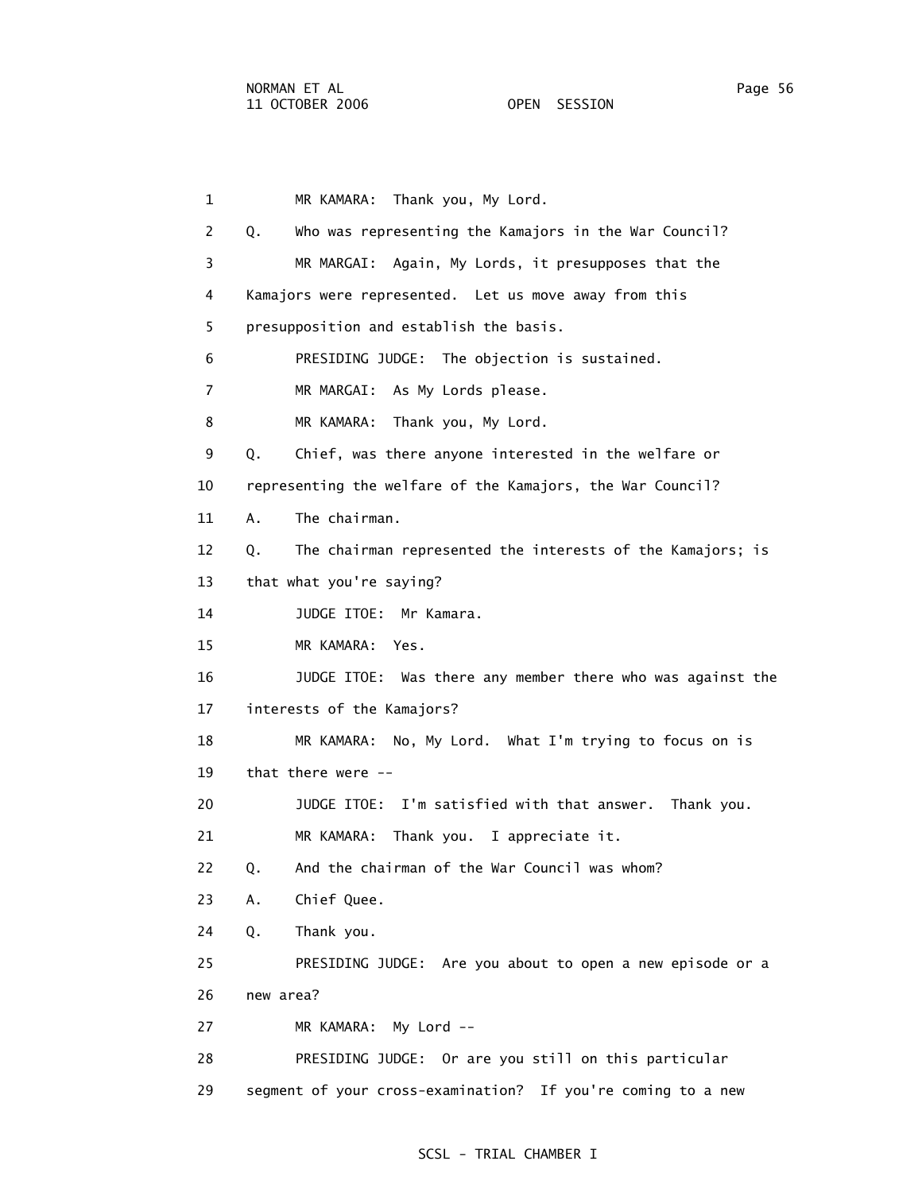1 MR KAMARA: Thank you, My Lord.

2 Q. Who was representing the Kamajors in the War Council?

3 MR MARGAI: Again, My Lords, it presupposes that the

4 Kamajors were represented. Let us move away from this

5 presupposition and establish the basis.

6 PRESIDING JUDGE: The objection is sustained.

7 MR MARGAI: As My Lords please.

8 MR KAMARA: Thank you, My Lord.

9 Q. Chief, was there anyone interested in the welfare or

10 representing the welfare of the Kamajors, the War Council?

11 A. The chairman.

12 Q. The chairman represented the interests of the Kamajors; is

13 that what you're saying?

14 JUDGE ITOE: Mr Kamara.

15 MR KAMARA: Yes.

16 JUDGE ITOE: Was there any member there who was against the

17 interests of the Kamajors?

18 MR KAMARA: No, My Lord. What I'm trying to focus on is

19 that there were --

20 JUDGE ITOE: I'm satisfied with that answer. Thank you.

21 MR KAMARA: Thank you. I appreciate it.

22 Q. And the chairman of the War Council was whom?

23 A. Chief Quee.

24 Q. Thank you.

25 PRESIDING JUDGE: Are you about to open a new episode or a

26 new area?

27 MR KAMARA: My Lord --

28 PRESIDING JUDGE: Or are you still on this particular

29 segment of your cross-examination? If you're coming to a new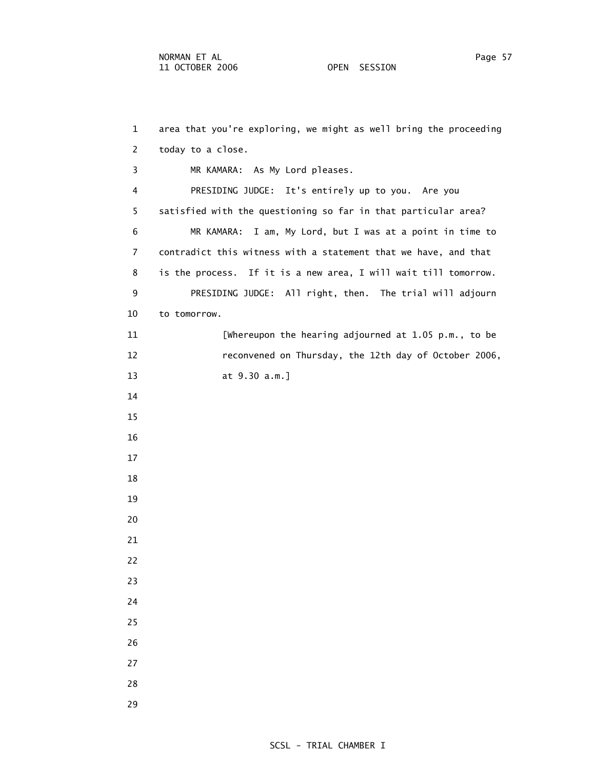area that you're exploring, we might as well bring the proceeding today to a close.

MR KAMARA: As My Lord pleases.

PRESIDING JUDGE: It's entirely up to you. Are you satisfied with the questioning so far in that particular area?

MR KAMARA: I am, My Lord, but I was at a point in time to contradict this witness with a statement that we have, and that is the process. If it is a new area, I will wait till tomorrow.

PRESIDING JUDGE: All right, then. The trial will adjourn to tomorrow.

[Whereupon the hearing adjourned at 1.05 p.m., to be reconvened on Thursday, the 12th day of October 2006, at 9.30 a.m.]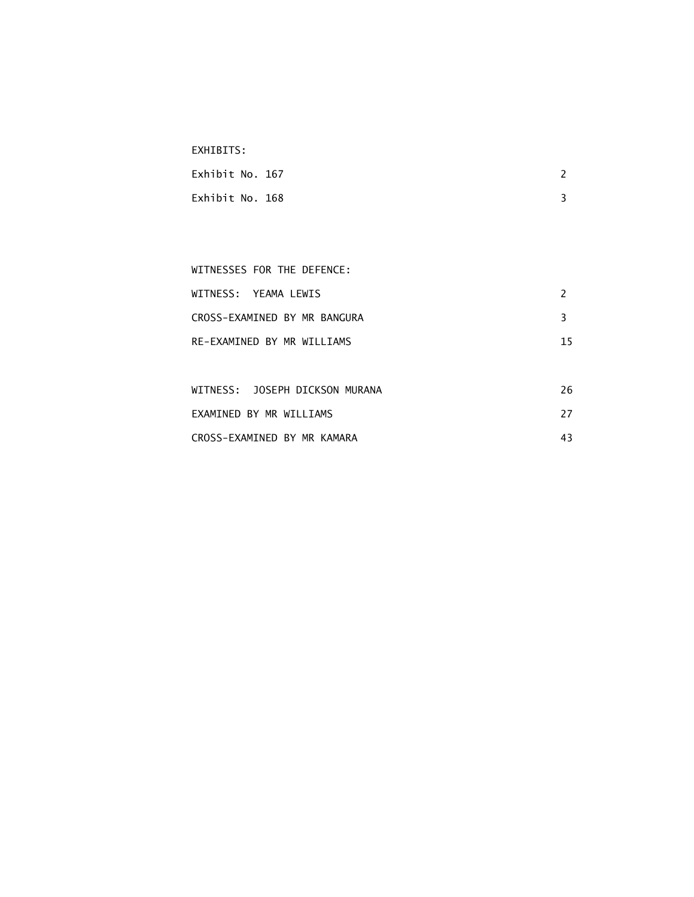EXHIBITS:

| | |
|---|---|
| Exhibit No. 167 | 2 |
| Exhibit No. 168 | 3 |

WITNESSES FOR THE DEFENCE:

| | |
|---|---|
| WITNESS: YEAMA LEWIS | 2 |
| CROSS-EXAMINED BY MR BANGURA | 3 |
| RE-EXAMINED BY MR WILLIAMS | 15 |
| | |
| WITNESS: JOSEPH DICKSON MURANA | 26 |
| EXAMINED BY MR WILLIAMS | 27 |
| CROSS-EXAMINED BY MR KAMARA | 43 |